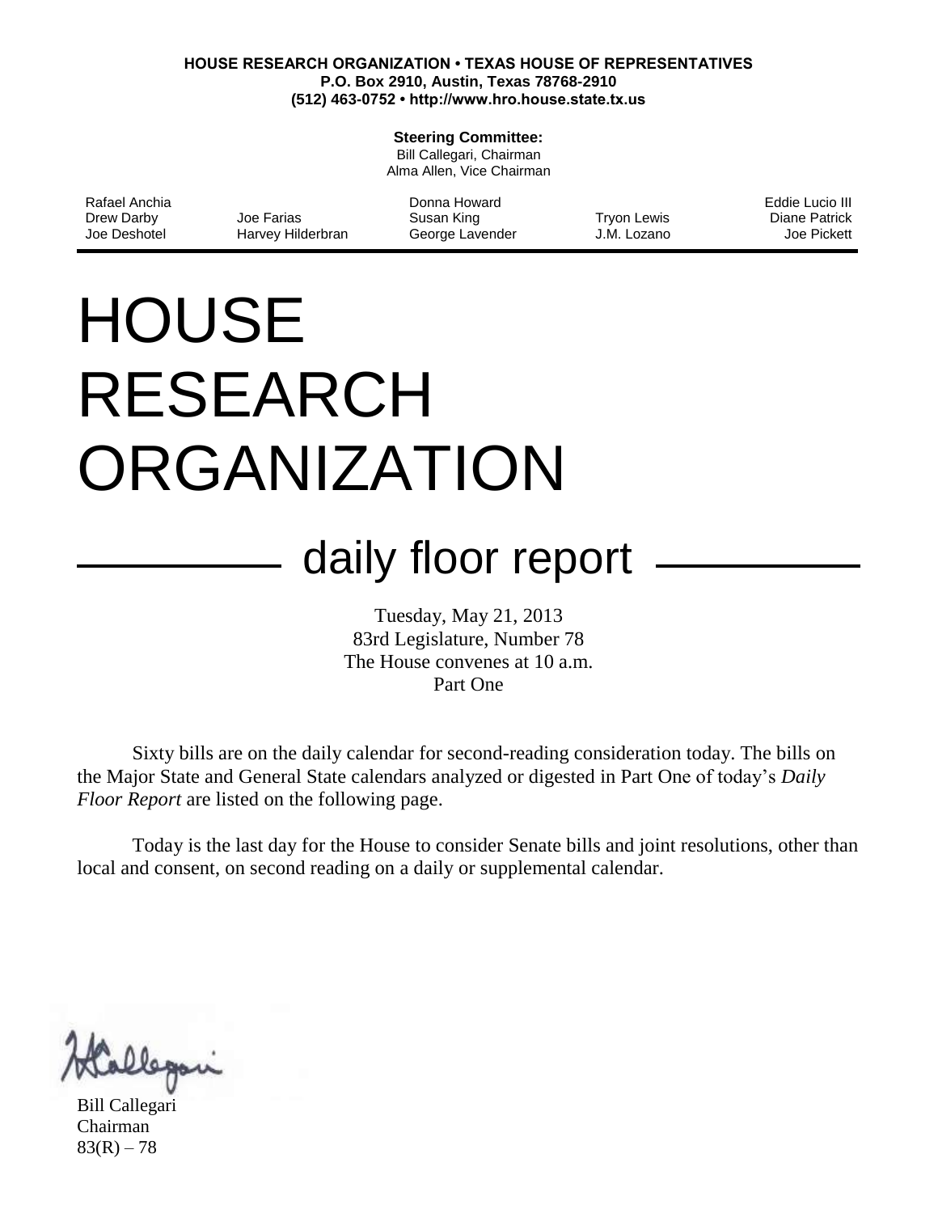**HOUSE RESEARCH ORGANIZATION • TEXAS HOUSE OF REPRESENTATIVES**
**P.O. Box 2910, Austin, Texas 78768-2910**
**(512) 463-0752 • http://www.hro.house.state.tx.us**

**Steering Committee:**
Bill Callegari, Chairman
Alma Allen, Vice Chairman

Rafael Anchia, Drew Darby, Joe Deshotel, Joe Farias, Harvey Hilderbran, Donna Howard, Susan King, George Lavender, Tryon Lewis, J.M. Lozano, Eddie Lucio III, Diane Patrick, Joe Pickett

# HOUSE RESEARCH ORGANIZATION

## daily floor report

Tuesday, May 21, 2013
83rd Legislature, Number 78
The House convenes at 10 a.m.
Part One

Sixty bills are on the daily calendar for second-reading consideration today. The bills on the Major State and General State calendars analyzed or digested in Part One of today's *Daily Floor Report* are listed on the following page.

Today is the last day for the House to consider Senate bills and joint resolutions, other than local and consent, on second reading on a daily or supplemental calendar.

Bill Callegari
Chairman
83(R) – 78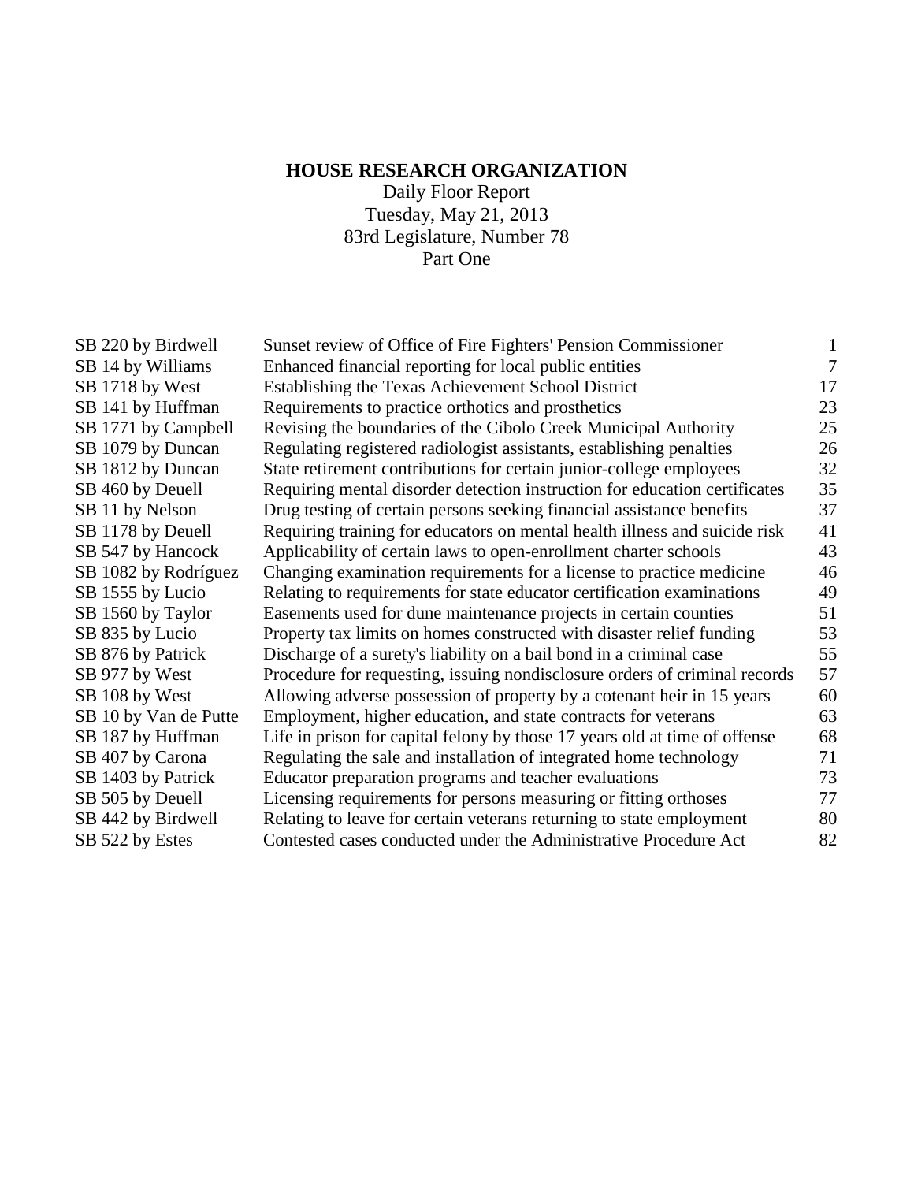# HOUSE RESEARCH ORGANIZATION

Daily Floor Report
Tuesday, May 21, 2013
83rd Legislature, Number 78
Part One

| | | |
|---|---|---|
| SB 220 by Birdwell | Sunset review of Office of Fire Fighters' Pension Commissioner | 1 |
| SB 14 by Williams | Enhanced financial reporting for local public entities | 7 |
| SB 1718 by West | Establishing the Texas Achievement School District | 17 |
| SB 141 by Huffman | Requirements to practice orthotics and prosthetics | 23 |
| SB 1771 by Campbell | Revising the boundaries of the Cibolo Creek Municipal Authority | 25 |
| SB 1079 by Duncan | Regulating registered radiologist assistants, establishing penalties | 26 |
| SB 1812 by Duncan | State retirement contributions for certain junior-college employees | 32 |
| SB 460 by Deuell | Requiring mental disorder detection instruction for education certificates | 35 |
| SB 11 by Nelson | Drug testing of certain persons seeking financial assistance benefits | 37 |
| SB 1178 by Deuell | Requiring training for educators on mental health illness and suicide risk | 41 |
| SB 547 by Hancock | Applicability of certain laws to open-enrollment charter schools | 43 |
| SB 1082 by Rodríguez | Changing examination requirements for a license to practice medicine | 46 |
| SB 1555 by Lucio | Relating to requirements for state educator certification examinations | 49 |
| SB 1560 by Taylor | Easements used for dune maintenance projects in certain counties | 51 |
| SB 835 by Lucio | Property tax limits on homes constructed with disaster relief funding | 53 |
| SB 876 by Patrick | Discharge of a surety's liability on a bail bond in a criminal case | 55 |
| SB 977 by West | Procedure for requesting, issuing nondisclosure orders of criminal records | 57 |
| SB 108 by West | Allowing adverse possession of property by a cotenant heir in 15 years | 60 |
| SB 10 by Van de Putte | Employment, higher education, and state contracts for veterans | 63 |
| SB 187 by Huffman | Life in prison for capital felony by those 17 years old at time of offense | 68 |
| SB 407 by Carona | Regulating the sale and installation of integrated home technology | 71 |
| SB 1403 by Patrick | Educator preparation programs and teacher evaluations | 73 |
| SB 505 by Deuell | Licensing requirements for persons measuring or fitting orthoses | 77 |
| SB 442 by Birdwell | Relating to leave for certain veterans returning to state employment | 80 |
| SB 522 by Estes | Contested cases conducted under the Administrative Procedure Act | 82 |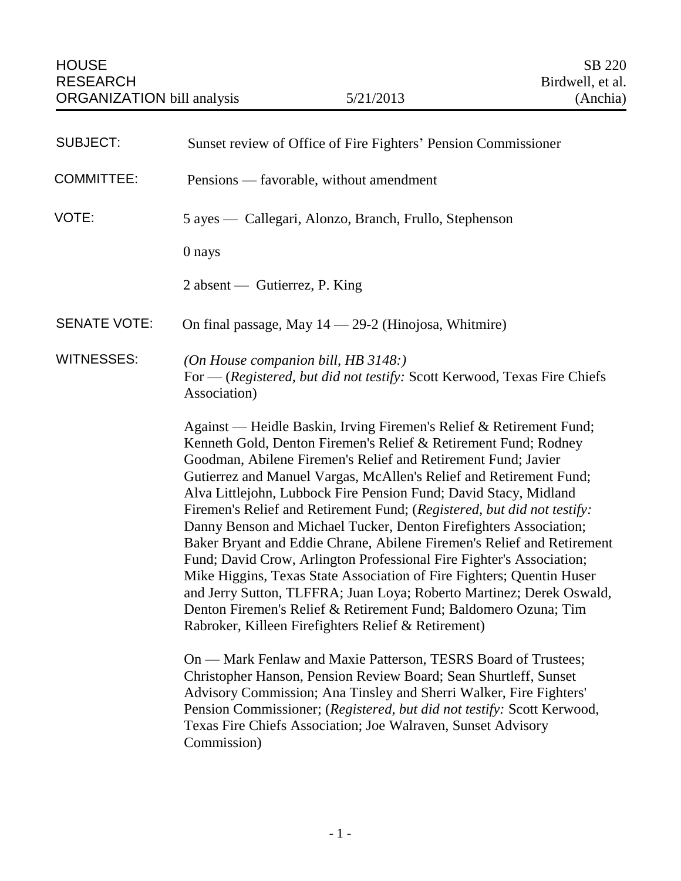HOUSE RESEARCH ORGANIZATION bill analysis | 5/21/2013 | SB 220 Birdwell, et al. (Anchia)

**SUBJECT:** Sunset review of Office of Fire Fighters' Pension Commissioner

**COMMITTEE:** Pensions — favorable, without amendment

**VOTE:** 5 ayes — Callegari, Alonzo, Branch, Frullo, Stephenson

0 nays

2 absent — Gutierrez, P. King

**SENATE VOTE:** On final passage, May 14 — 29-2 (Hinojosa, Whitmire)

**WITNESSES:** *(On House companion bill, HB 3148:)*
For — (*Registered, but did not testify:* Scott Kerwood, Texas Fire Chiefs Association)

Against — Heidle Baskin, Irving Firemen's Relief & Retirement Fund; Kenneth Gold, Denton Firemen's Relief & Retirement Fund; Rodney Goodman, Abilene Firemen's Relief and Retirement Fund; Javier Gutierrez and Manuel Vargas, McAllen's Relief and Retirement Fund; Alva Littlejohn, Lubbock Fire Pension Fund; David Stacy, Midland Firemen's Relief and Retirement Fund; (*Registered, but did not testify:* Danny Benson and Michael Tucker, Denton Firefighters Association; Baker Bryant and Eddie Chrane, Abilene Firemen's Relief and Retirement Fund; David Crow, Arlington Professional Fire Fighter's Association; Mike Higgins, Texas State Association of Fire Fighters; Quentin Huser and Jerry Sutton, TLFFRA; Juan Loya; Roberto Martinez; Derek Oswald, Denton Firemen's Relief & Retirement Fund; Baldomero Ozuna; Tim Rabroker, Killeen Firefighters Relief & Retirement)

On — Mark Fenlaw and Maxie Patterson, TESRS Board of Trustees; Christopher Hanson, Pension Review Board; Sean Shurtleff, Sunset Advisory Commission; Ana Tinsley and Sherri Walker, Fire Fighters' Pension Commissioner; (*Registered, but did not testify:* Scott Kerwood, Texas Fire Chiefs Association; Joe Walraven, Sunset Advisory Commission)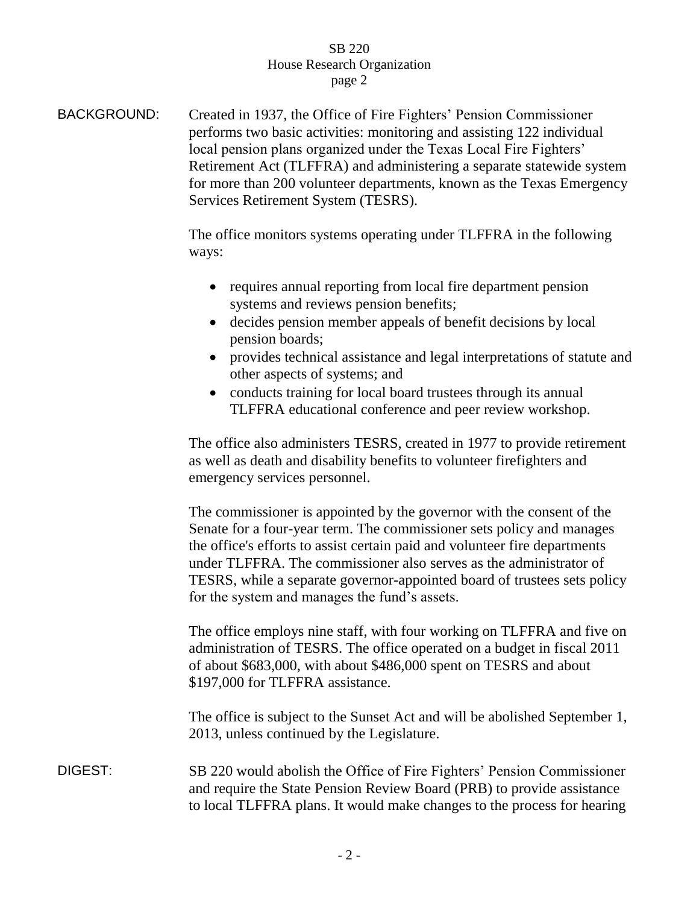BACKGROUND: Created in 1937, the Office of Fire Fighters' Pension Commissioner performs two basic activities: monitoring and assisting 122 individual local pension plans organized under the Texas Local Fire Fighters' Retirement Act (TLFFRA) and administering a separate statewide system for more than 200 volunteer departments, known as the Texas Emergency Services Retirement System (TESRS).

The office monitors systems operating under TLFFRA in the following ways:

- requires annual reporting from local fire department pension systems and reviews pension benefits;
- decides pension member appeals of benefit decisions by local pension boards;
- provides technical assistance and legal interpretations of statute and other aspects of systems; and
- conducts training for local board trustees through its annual TLFFRA educational conference and peer review workshop.

The office also administers TESRS, created in 1977 to provide retirement as well as death and disability benefits to volunteer firefighters and emergency services personnel.

The commissioner is appointed by the governor with the consent of the Senate for a four-year term. The commissioner sets policy and manages the office's efforts to assist certain paid and volunteer fire departments under TLFFRA. The commissioner also serves as the administrator of TESRS, while a separate governor-appointed board of trustees sets policy for the system and manages the fund's assets.

The office employs nine staff, with four working on TLFFRA and five on administration of TESRS. The office operated on a budget in fiscal 2011 of about $683,000, with about $486,000 spent on TESRS and about $197,000 for TLFFRA assistance.

The office is subject to the Sunset Act and will be abolished September 1, 2013, unless continued by the Legislature.

DIGEST: SB 220 would abolish the Office of Fire Fighters' Pension Commissioner and require the State Pension Review Board (PRB) to provide assistance to local TLFFRA plans. It would make changes to the process for hearing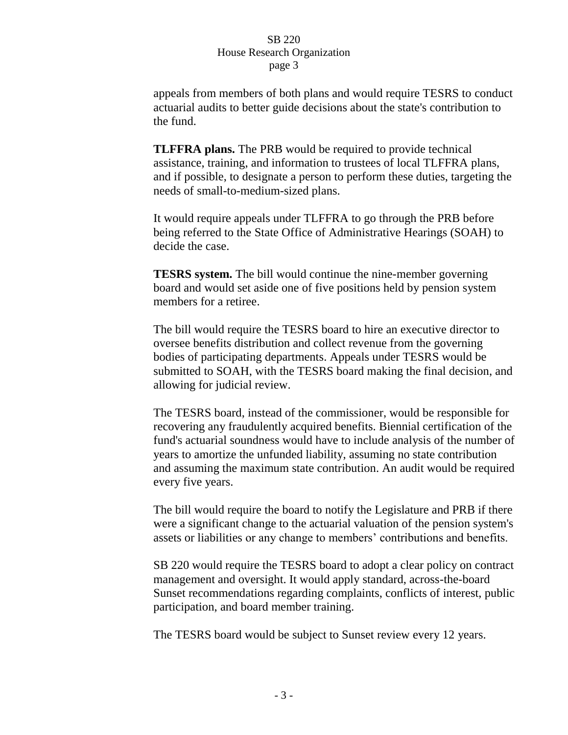appeals from members of both plans and would require TESRS to conduct actuarial audits to better guide decisions about the state's contribution to the fund.

**TLFFRA plans.** The PRB would be required to provide technical assistance, training, and information to trustees of local TLFFRA plans, and if possible, to designate a person to perform these duties, targeting the needs of small-to-medium-sized plans.

It would require appeals under TLFFRA to go through the PRB before being referred to the State Office of Administrative Hearings (SOAH) to decide the case.

**TESRS system.** The bill would continue the nine-member governing board and would set aside one of five positions held by pension system members for a retiree.

The bill would require the TESRS board to hire an executive director to oversee benefits distribution and collect revenue from the governing bodies of participating departments. Appeals under TESRS would be submitted to SOAH, with the TESRS board making the final decision, and allowing for judicial review.

The TESRS board, instead of the commissioner, would be responsible for recovering any fraudulently acquired benefits. Biennial certification of the fund's actuarial soundness would have to include analysis of the number of years to amortize the unfunded liability, assuming no state contribution and assuming the maximum state contribution. An audit would be required every five years.

The bill would require the board to notify the Legislature and PRB if there were a significant change to the actuarial valuation of the pension system's assets or liabilities or any change to members' contributions and benefits.

SB 220 would require the TESRS board to adopt a clear policy on contract management and oversight. It would apply standard, across-the-board Sunset recommendations regarding complaints, conflicts of interest, public participation, and board member training.

The TESRS board would be subject to Sunset review every 12 years.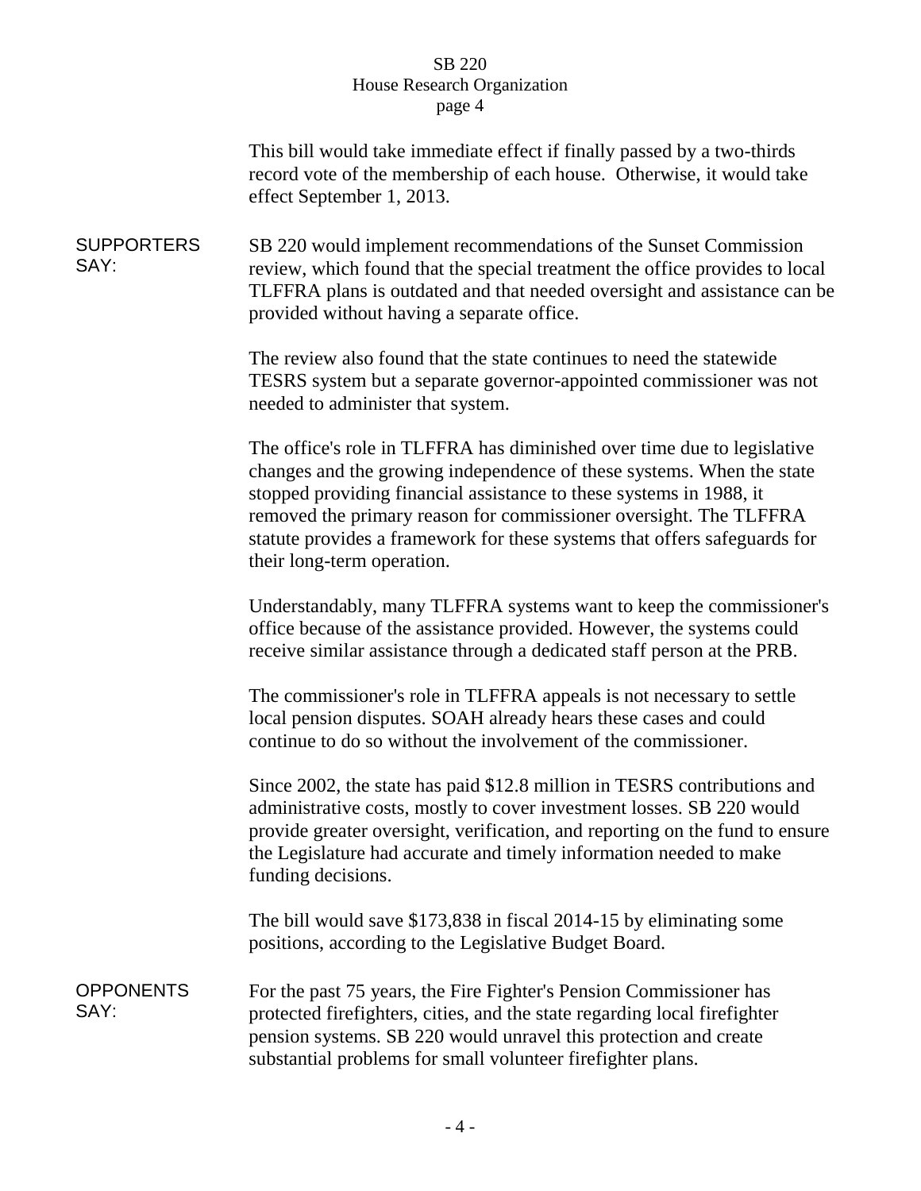This bill would take immediate effect if finally passed by a two-thirds record vote of the membership of each house. Otherwise, it would take effect September 1, 2013.

**SUPPORTERS SAY:**

SB 220 would implement recommendations of the Sunset Commission review, which found that the special treatment the office provides to local TLFFRA plans is outdated and that needed oversight and assistance can be provided without having a separate office.

The review also found that the state continues to need the statewide TESRS system but a separate governor-appointed commissioner was not needed to administer that system.

The office's role in TLFFRA has diminished over time due to legislative changes and the growing independence of these systems. When the state stopped providing financial assistance to these systems in 1988, it removed the primary reason for commissioner oversight. The TLFFRA statute provides a framework for these systems that offers safeguards for their long-term operation.

Understandably, many TLFFRA systems want to keep the commissioner's office because of the assistance provided. However, the systems could receive similar assistance through a dedicated staff person at the PRB.

The commissioner's role in TLFFRA appeals is not necessary to settle local pension disputes. SOAH already hears these cases and could continue to do so without the involvement of the commissioner.

Since 2002, the state has paid $12.8 million in TESRS contributions and administrative costs, mostly to cover investment losses. SB 220 would provide greater oversight, verification, and reporting on the fund to ensure the Legislature had accurate and timely information needed to make funding decisions.

The bill would save $173,838 in fiscal 2014-15 by eliminating some positions, according to the Legislative Budget Board.

**OPPONENTS SAY:**

For the past 75 years, the Fire Fighter's Pension Commissioner has protected firefighters, cities, and the state regarding local firefighter pension systems. SB 220 would unravel this protection and create substantial problems for small volunteer firefighter plans.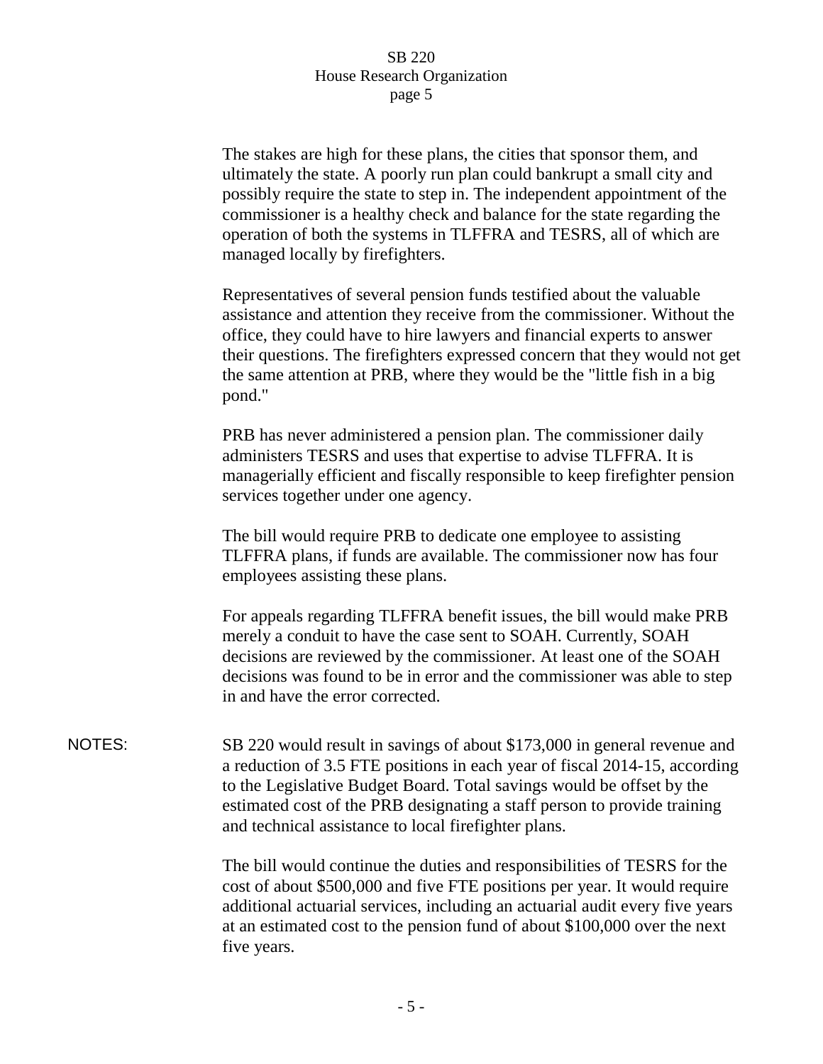The stakes are high for these plans, the cities that sponsor them, and ultimately the state. A poorly run plan could bankrupt a small city and possibly require the state to step in. The independent appointment of the commissioner is a healthy check and balance for the state regarding the operation of both the systems in TLFFRA and TESRS, all of which are managed locally by firefighters.

Representatives of several pension funds testified about the valuable assistance and attention they receive from the commissioner. Without the office, they could have to hire lawyers and financial experts to answer their questions. The firefighters expressed concern that they would not get the same attention at PRB, where they would be the "little fish in a big pond."

PRB has never administered a pension plan. The commissioner daily administers TESRS and uses that expertise to advise TLFFRA. It is managerially efficient and fiscally responsible to keep firefighter pension services together under one agency.

The bill would require PRB to dedicate one employee to assisting TLFFRA plans, if funds are available. The commissioner now has four employees assisting these plans.

For appeals regarding TLFFRA benefit issues, the bill would make PRB merely a conduit to have the case sent to SOAH. Currently, SOAH decisions are reviewed by the commissioner. At least one of the SOAH decisions was found to be in error and the commissioner was able to step in and have the error corrected.

NOTES: SB 220 would result in savings of about $173,000 in general revenue and a reduction of 3.5 FTE positions in each year of fiscal 2014-15, according to the Legislative Budget Board. Total savings would be offset by the estimated cost of the PRB designating a staff person to provide training and technical assistance to local firefighter plans.

The bill would continue the duties and responsibilities of TESRS for the cost of about $500,000 and five FTE positions per year. It would require additional actuarial services, including an actuarial audit every five years at an estimated cost to the pension fund of about $100,000 over the next five years.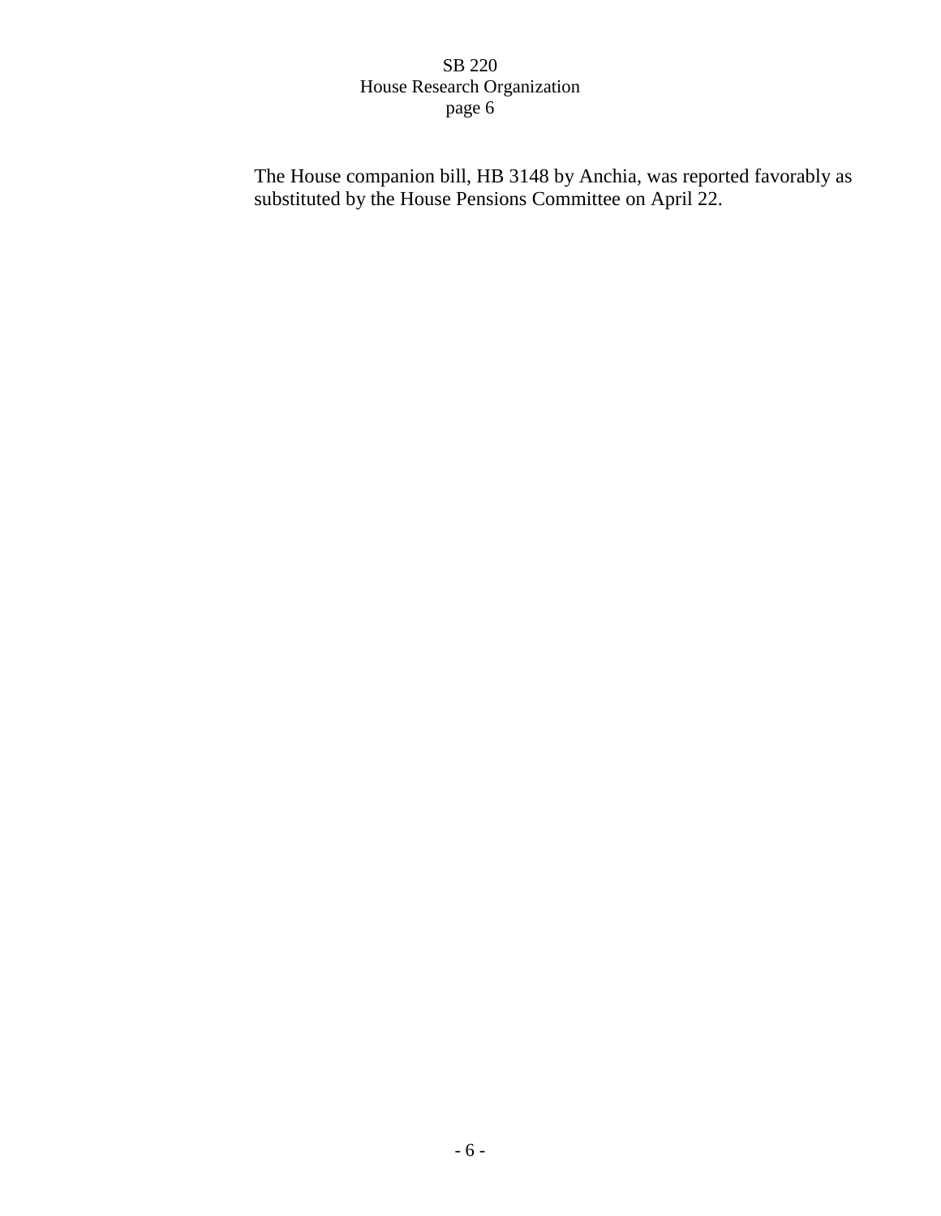The House companion bill, HB 3148 by Anchia, was reported favorably as substituted by the House Pensions Committee on April 22.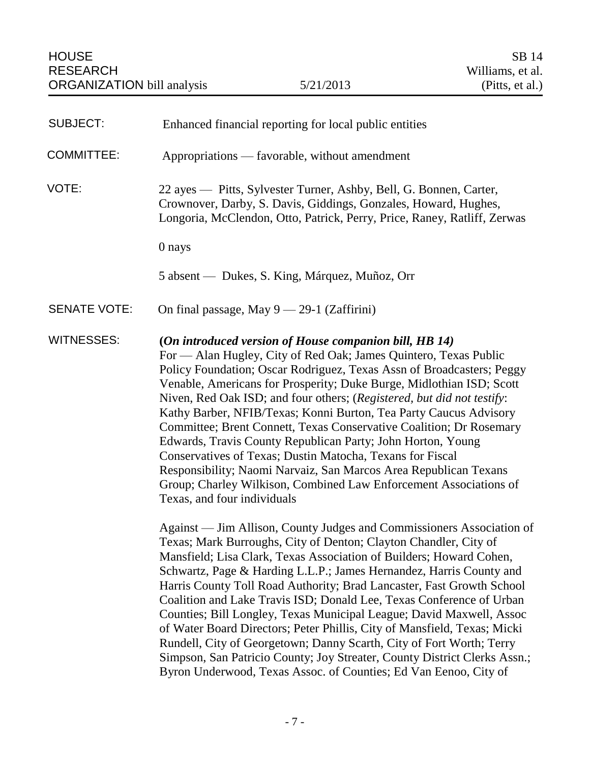HOUSE RESEARCH ORGANIZATION bill analysis | 5/21/2013 | SB 14 Williams, et al. (Pitts, et al.)

**SUBJECT:** Enhanced financial reporting for local public entities

**COMMITTEE:** Appropriations — favorable, without amendment

**VOTE:** 22 ayes — Pitts, Sylvester Turner, Ashby, Bell, G. Bonnen, Carter, Crownover, Darby, S. Davis, Giddings, Gonzales, Howard, Hughes, Longoria, McClendon, Otto, Patrick, Perry, Price, Raney, Ratliff, Zerwas

0 nays

5 absent — Dukes, S. King, Márquez, Muñoz, Orr

**SENATE VOTE:** On final passage, May 9 — 29-1 (Zaffirini)

**WITNESSES:** ***(On introduced version of House companion bill, HB 14)***
For — Alan Hugley, City of Red Oak; James Quintero, Texas Public Policy Foundation; Oscar Rodriguez, Texas Assn of Broadcasters; Peggy Venable, Americans for Prosperity; Duke Burge, Midlothian ISD; Scott Niven, Red Oak ISD; and four others; (*Registered, but did not testify*: Kathy Barber, NFIB/Texas; Konni Burton, Tea Party Caucus Advisory Committee; Brent Connett, Texas Conservative Coalition; Dr Rosemary Edwards, Travis County Republican Party; John Horton, Young Conservatives of Texas; Dustin Matocha, Texans for Fiscal Responsibility; Naomi Narvaiz, San Marcos Area Republican Texans Group; Charley Wilkison, Combined Law Enforcement Associations of Texas, and four individuals

Against — Jim Allison, County Judges and Commissioners Association of Texas; Mark Burroughs, City of Denton; Clayton Chandler, City of Mansfield; Lisa Clark, Texas Association of Builders; Howard Cohen, Schwartz, Page & Harding L.L.P.; James Hernandez, Harris County and Harris County Toll Road Authority; Brad Lancaster, Fast Growth School Coalition and Lake Travis ISD; Donald Lee, Texas Conference of Urban Counties; Bill Longley, Texas Municipal League; David Maxwell, Assoc of Water Board Directors; Peter Phillis, City of Mansfield, Texas; Micki Rundell, City of Georgetown; Danny Scarth, City of Fort Worth; Terry Simpson, San Patricio County; Joy Streater, County District Clerks Assn.; Byron Underwood, Texas Assoc. of Counties; Ed Van Eenoo, City of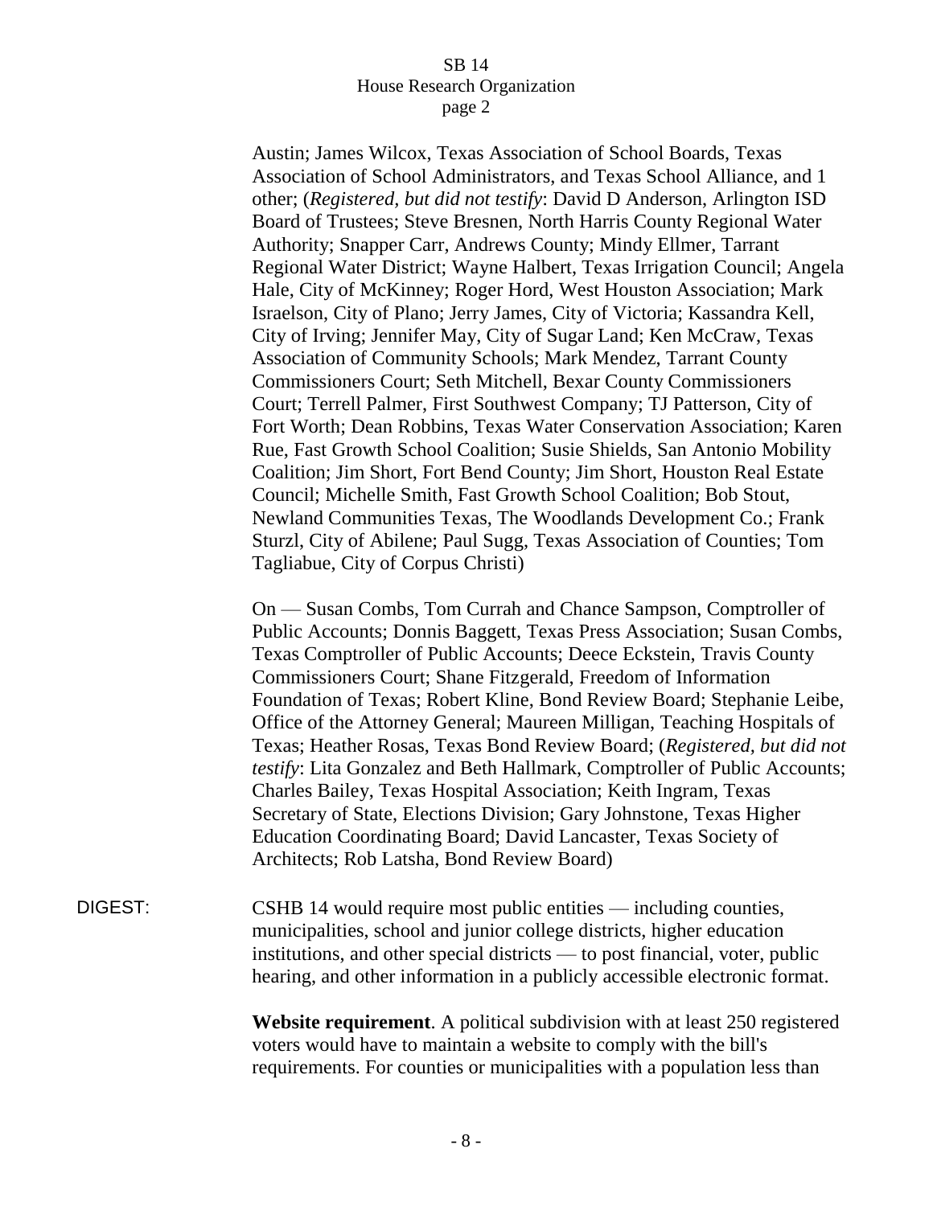Austin; James Wilcox, Texas Association of School Boards, Texas Association of School Administrators, and Texas School Alliance, and 1 other; (*Registered, but did not testify*: David D Anderson, Arlington ISD Board of Trustees; Steve Bresnen, North Harris County Regional Water Authority; Snapper Carr, Andrews County; Mindy Ellmer, Tarrant Regional Water District; Wayne Halbert, Texas Irrigation Council; Angela Hale, City of McKinney; Roger Hord, West Houston Association; Mark Israelson, City of Plano; Jerry James, City of Victoria; Kassandra Kell, City of Irving; Jennifer May, City of Sugar Land; Ken McCraw, Texas Association of Community Schools; Mark Mendez, Tarrant County Commissioners Court; Seth Mitchell, Bexar County Commissioners Court; Terrell Palmer, First Southwest Company; TJ Patterson, City of Fort Worth; Dean Robbins, Texas Water Conservation Association; Karen Rue, Fast Growth School Coalition; Susie Shields, San Antonio Mobility Coalition; Jim Short, Fort Bend County; Jim Short, Houston Real Estate Council; Michelle Smith, Fast Growth School Coalition; Bob Stout, Newland Communities Texas, The Woodlands Development Co.; Frank Sturzl, City of Abilene; Paul Sugg, Texas Association of Counties; Tom Tagliabue, City of Corpus Christi)

On — Susan Combs, Tom Currah and Chance Sampson, Comptroller of Public Accounts; Donnis Baggett, Texas Press Association; Susan Combs, Texas Comptroller of Public Accounts; Deece Eckstein, Travis County Commissioners Court; Shane Fitzgerald, Freedom of Information Foundation of Texas; Robert Kline, Bond Review Board; Stephanie Leibe, Office of the Attorney General; Maureen Milligan, Teaching Hospitals of Texas; Heather Rosas, Texas Bond Review Board; (*Registered, but did not testify*: Lita Gonzalez and Beth Hallmark, Comptroller of Public Accounts; Charles Bailey, Texas Hospital Association; Keith Ingram, Texas Secretary of State, Elections Division; Gary Johnstone, Texas Higher Education Coordinating Board; David Lancaster, Texas Society of Architects; Rob Latsha, Bond Review Board)

DIGEST: CSHB 14 would require most public entities — including counties, municipalities, school and junior college districts, higher education institutions, and other special districts — to post financial, voter, public hearing, and other information in a publicly accessible electronic format.

**Website requirement**. A political subdivision with at least 250 registered voters would have to maintain a website to comply with the bill's requirements. For counties or municipalities with a population less than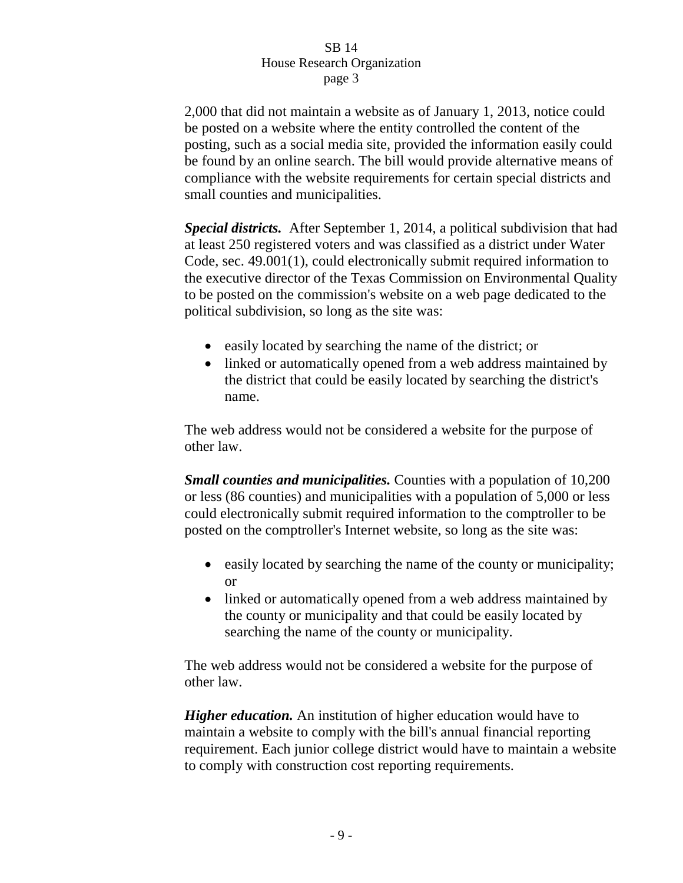2,000 that did not maintain a website as of January 1, 2013, notice could be posted on a website where the entity controlled the content of the posting, such as a social media site, provided the information easily could be found by an online search. The bill would provide alternative means of compliance with the website requirements for certain special districts and small counties and municipalities.

***Special districts.*** After September 1, 2014, a political subdivision that had at least 250 registered voters and was classified as a district under Water Code, sec. 49.001(1), could electronically submit required information to the executive director of the Texas Commission on Environmental Quality to be posted on the commission's website on a web page dedicated to the political subdivision, so long as the site was:

- easily located by searching the name of the district; or
- linked or automatically opened from a web address maintained by the district that could be easily located by searching the district's name.

The web address would not be considered a website for the purpose of other law.

***Small counties and municipalities.*** Counties with a population of 10,200 or less (86 counties) and municipalities with a population of 5,000 or less could electronically submit required information to the comptroller to be posted on the comptroller's Internet website, so long as the site was:

- easily located by searching the name of the county or municipality; or
- linked or automatically opened from a web address maintained by the county or municipality and that could be easily located by searching the name of the county or municipality.

The web address would not be considered a website for the purpose of other law.

***Higher education.*** An institution of higher education would have to maintain a website to comply with the bill's annual financial reporting requirement. Each junior college district would have to maintain a website to comply with construction cost reporting requirements.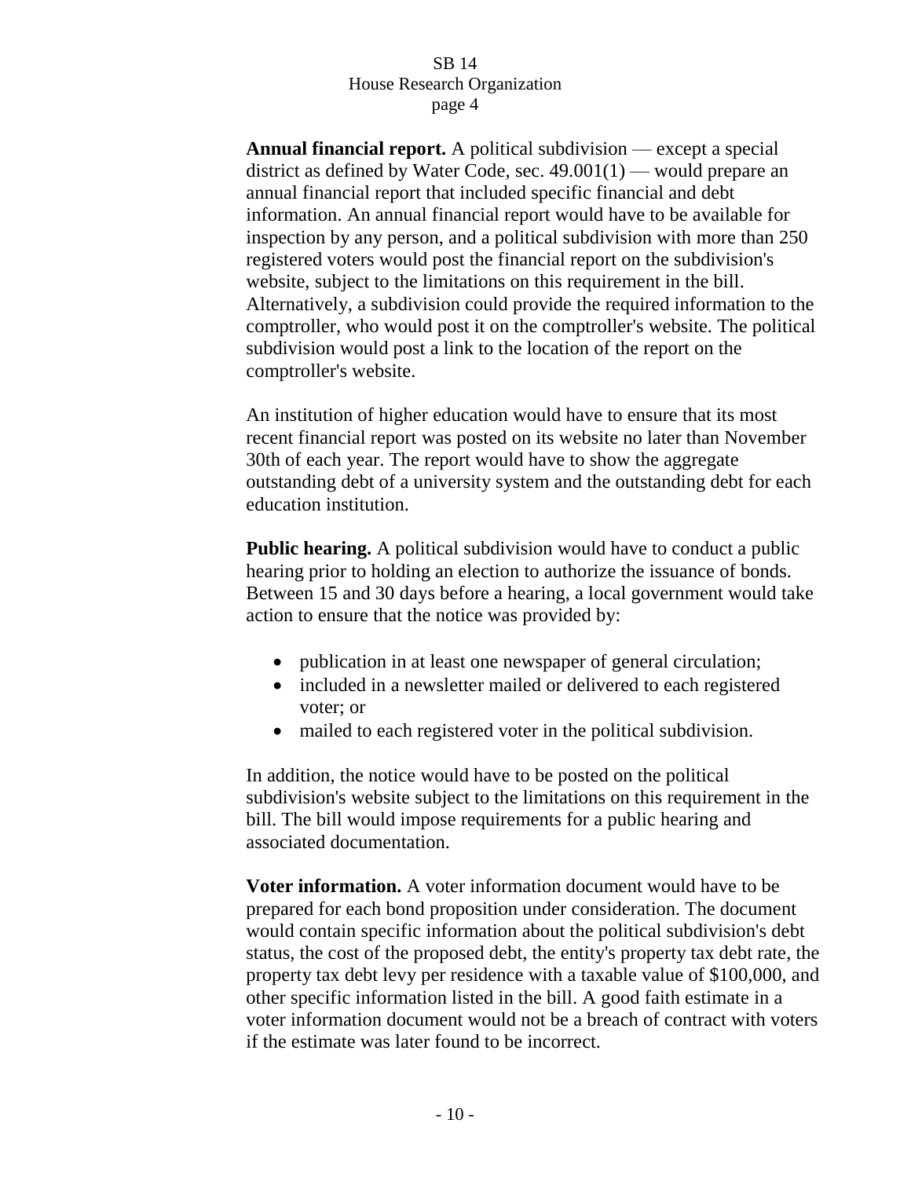**Annual financial report.** A political subdivision — except a special district as defined by Water Code, sec. 49.001(1) — would prepare an annual financial report that included specific financial and debt information. An annual financial report would have to be available for inspection by any person, and a political subdivision with more than 250 registered voters would post the financial report on the subdivision's website, subject to the limitations on this requirement in the bill. Alternatively, a subdivision could provide the required information to the comptroller, who would post it on the comptroller's website. The political subdivision would post a link to the location of the report on the comptroller's website.

An institution of higher education would have to ensure that its most recent financial report was posted on its website no later than November 30th of each year. The report would have to show the aggregate outstanding debt of a university system and the outstanding debt for each education institution.

**Public hearing.** A political subdivision would have to conduct a public hearing prior to holding an election to authorize the issuance of bonds. Between 15 and 30 days before a hearing, a local government would take action to ensure that the notice was provided by:

- publication in at least one newspaper of general circulation;
- included in a newsletter mailed or delivered to each registered voter; or
- mailed to each registered voter in the political subdivision.

In addition, the notice would have to be posted on the political subdivision's website subject to the limitations on this requirement in the bill. The bill would impose requirements for a public hearing and associated documentation.

**Voter information.** A voter information document would have to be prepared for each bond proposition under consideration. The document would contain specific information about the political subdivision's debt status, the cost of the proposed debt, the entity's property tax debt rate, the property tax debt levy per residence with a taxable value of $100,000, and other specific information listed in the bill. A good faith estimate in a voter information document would not be a breach of contract with voters if the estimate was later found to be incorrect.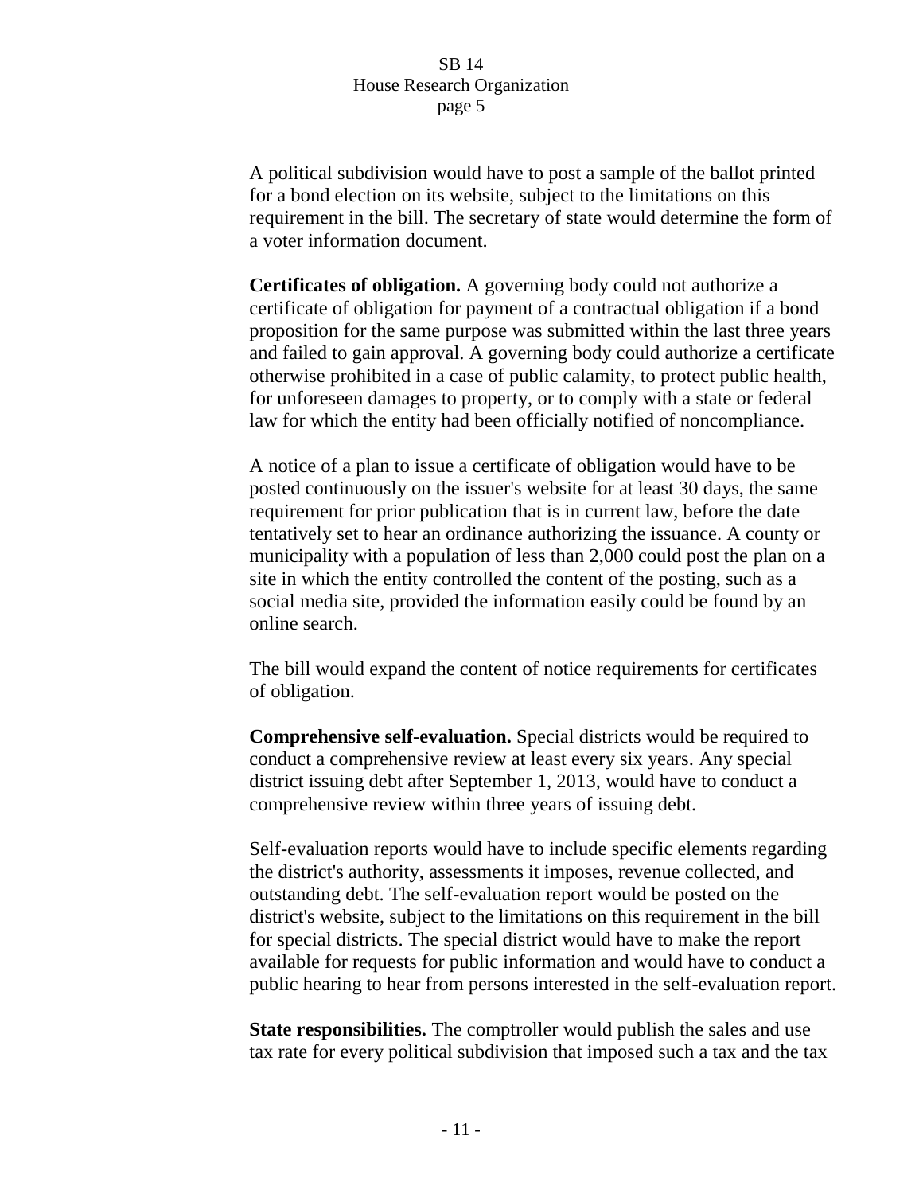A political subdivision would have to post a sample of the ballot printed for a bond election on its website, subject to the limitations on this requirement in the bill. The secretary of state would determine the form of a voter information document.

**Certificates of obligation.** A governing body could not authorize a certificate of obligation for payment of a contractual obligation if a bond proposition for the same purpose was submitted within the last three years and failed to gain approval. A governing body could authorize a certificate otherwise prohibited in a case of public calamity, to protect public health, for unforeseen damages to property, or to comply with a state or federal law for which the entity had been officially notified of noncompliance.

A notice of a plan to issue a certificate of obligation would have to be posted continuously on the issuer's website for at least 30 days, the same requirement for prior publication that is in current law, before the date tentatively set to hear an ordinance authorizing the issuance. A county or municipality with a population of less than 2,000 could post the plan on a site in which the entity controlled the content of the posting, such as a social media site, provided the information easily could be found by an online search.

The bill would expand the content of notice requirements for certificates of obligation.

**Comprehensive self-evaluation.** Special districts would be required to conduct a comprehensive review at least every six years. Any special district issuing debt after September 1, 2013, would have to conduct a comprehensive review within three years of issuing debt.

Self-evaluation reports would have to include specific elements regarding the district's authority, assessments it imposes, revenue collected, and outstanding debt. The self-evaluation report would be posted on the district's website, subject to the limitations on this requirement in the bill for special districts. The special district would have to make the report available for requests for public information and would have to conduct a public hearing to hear from persons interested in the self-evaluation report.

**State responsibilities.** The comptroller would publish the sales and use tax rate for every political subdivision that imposed such a tax and the tax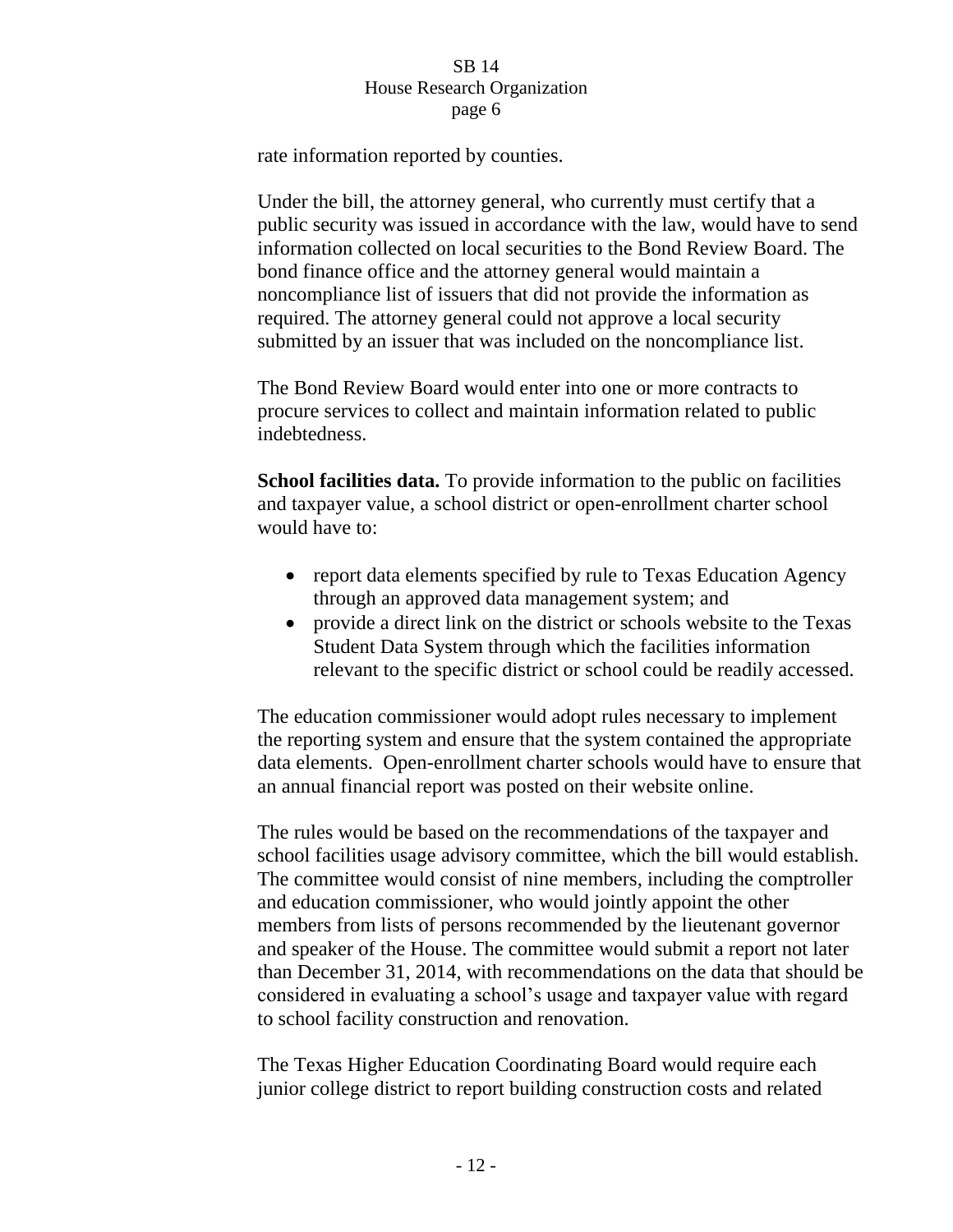rate information reported by counties.

Under the bill, the attorney general, who currently must certify that a public security was issued in accordance with the law, would have to send information collected on local securities to the Bond Review Board. The bond finance office and the attorney general would maintain a noncompliance list of issuers that did not provide the information as required. The attorney general could not approve a local security submitted by an issuer that was included on the noncompliance list.

The Bond Review Board would enter into one or more contracts to procure services to collect and maintain information related to public indebtedness.

**School facilities data.** To provide information to the public on facilities and taxpayer value, a school district or open-enrollment charter school would have to:

- report data elements specified by rule to Texas Education Agency through an approved data management system; and
- provide a direct link on the district or schools website to the Texas Student Data System through which the facilities information relevant to the specific district or school could be readily accessed.

The education commissioner would adopt rules necessary to implement the reporting system and ensure that the system contained the appropriate data elements. Open-enrollment charter schools would have to ensure that an annual financial report was posted on their website online.

The rules would be based on the recommendations of the taxpayer and school facilities usage advisory committee, which the bill would establish. The committee would consist of nine members, including the comptroller and education commissioner, who would jointly appoint the other members from lists of persons recommended by the lieutenant governor and speaker of the House. The committee would submit a report not later than December 31, 2014, with recommendations on the data that should be considered in evaluating a school's usage and taxpayer value with regard to school facility construction and renovation.

The Texas Higher Education Coordinating Board would require each junior college district to report building construction costs and related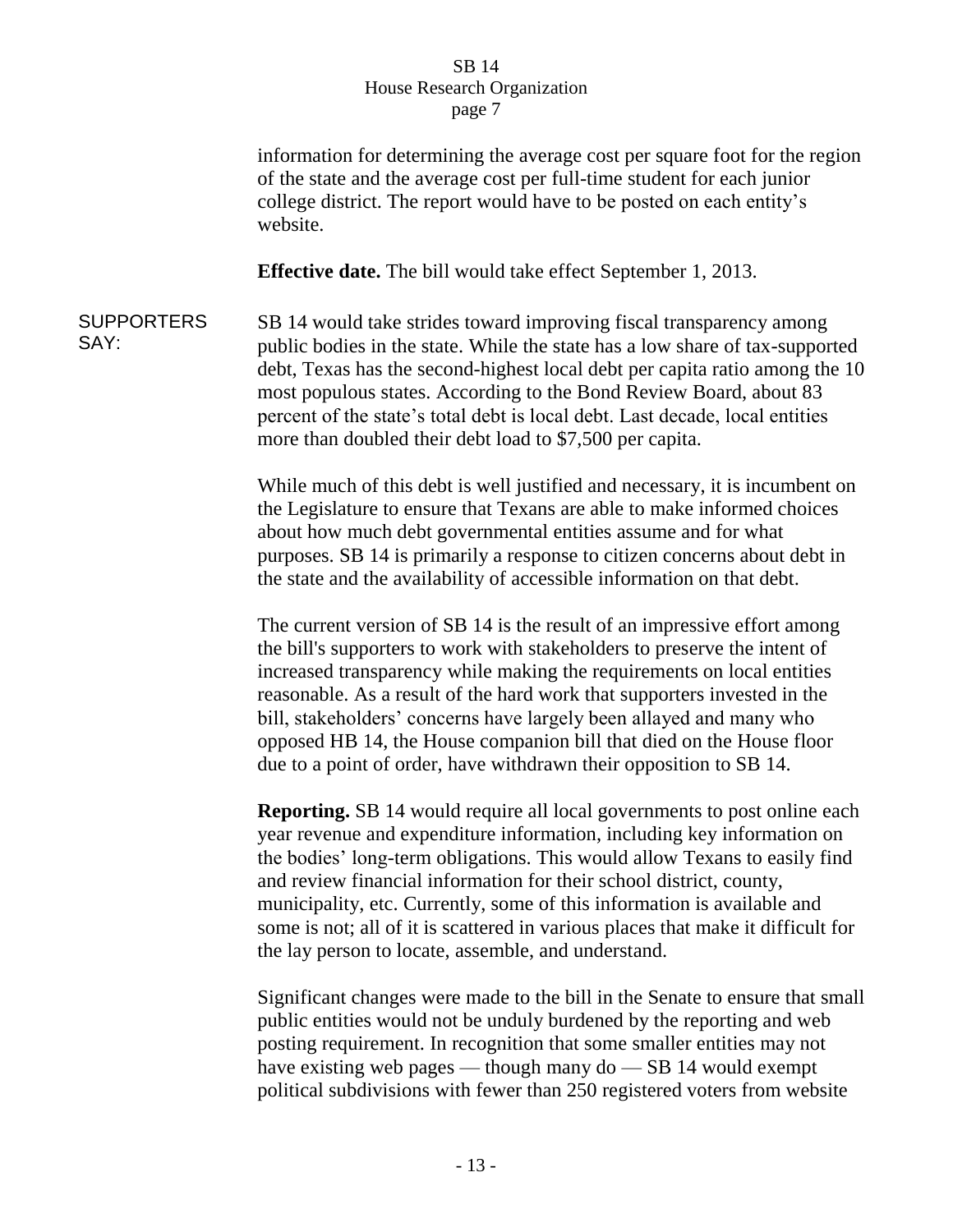information for determining the average cost per square foot for the region of the state and the average cost per full-time student for each junior college district. The report would have to be posted on each entity's website.

**Effective date.** The bill would take effect September 1, 2013.

SUPPORTERS SAY:

SB 14 would take strides toward improving fiscal transparency among public bodies in the state. While the state has a low share of tax-supported debt, Texas has the second-highest local debt per capita ratio among the 10 most populous states. According to the Bond Review Board, about 83 percent of the state's total debt is local debt. Last decade, local entities more than doubled their debt load to $7,500 per capita.

While much of this debt is well justified and necessary, it is incumbent on the Legislature to ensure that Texans are able to make informed choices about how much debt governmental entities assume and for what purposes. SB 14 is primarily a response to citizen concerns about debt in the state and the availability of accessible information on that debt.

The current version of SB 14 is the result of an impressive effort among the bill's supporters to work with stakeholders to preserve the intent of increased transparency while making the requirements on local entities reasonable. As a result of the hard work that supporters invested in the bill, stakeholders' concerns have largely been allayed and many who opposed HB 14, the House companion bill that died on the House floor due to a point of order, have withdrawn their opposition to SB 14.

**Reporting.** SB 14 would require all local governments to post online each year revenue and expenditure information, including key information on the bodies' long-term obligations. This would allow Texans to easily find and review financial information for their school district, county, municipality, etc. Currently, some of this information is available and some is not; all of it is scattered in various places that make it difficult for the lay person to locate, assemble, and understand.

Significant changes were made to the bill in the Senate to ensure that small public entities would not be unduly burdened by the reporting and web posting requirement. In recognition that some smaller entities may not have existing web pages — though many do — SB 14 would exempt political subdivisions with fewer than 250 registered voters from website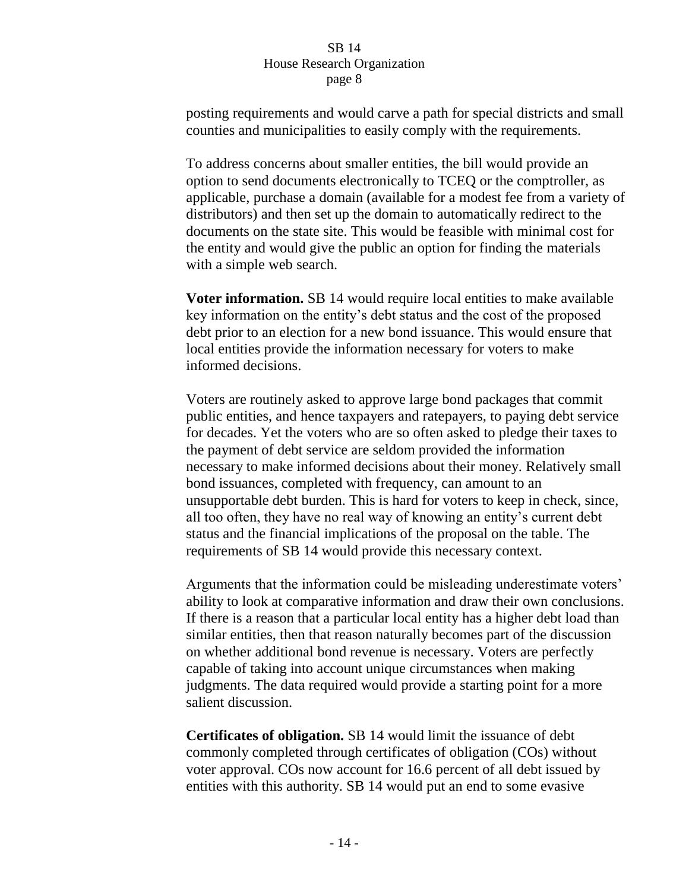posting requirements and would carve a path for special districts and small counties and municipalities to easily comply with the requirements.

To address concerns about smaller entities, the bill would provide an option to send documents electronically to TCEQ or the comptroller, as applicable, purchase a domain (available for a modest fee from a variety of distributors) and then set up the domain to automatically redirect to the documents on the state site. This would be feasible with minimal cost for the entity and would give the public an option for finding the materials with a simple web search.

**Voter information.** SB 14 would require local entities to make available key information on the entity's debt status and the cost of the proposed debt prior to an election for a new bond issuance. This would ensure that local entities provide the information necessary for voters to make informed decisions.

Voters are routinely asked to approve large bond packages that commit public entities, and hence taxpayers and ratepayers, to paying debt service for decades. Yet the voters who are so often asked to pledge their taxes to the payment of debt service are seldom provided the information necessary to make informed decisions about their money. Relatively small bond issuances, completed with frequency, can amount to an unsupportable debt burden. This is hard for voters to keep in check, since, all too often, they have no real way of knowing an entity's current debt status and the financial implications of the proposal on the table. The requirements of SB 14 would provide this necessary context.

Arguments that the information could be misleading underestimate voters' ability to look at comparative information and draw their own conclusions. If there is a reason that a particular local entity has a higher debt load than similar entities, then that reason naturally becomes part of the discussion on whether additional bond revenue is necessary. Voters are perfectly capable of taking into account unique circumstances when making judgments. The data required would provide a starting point for a more salient discussion.

**Certificates of obligation.** SB 14 would limit the issuance of debt commonly completed through certificates of obligation (COs) without voter approval. COs now account for 16.6 percent of all debt issued by entities with this authority. SB 14 would put an end to some evasive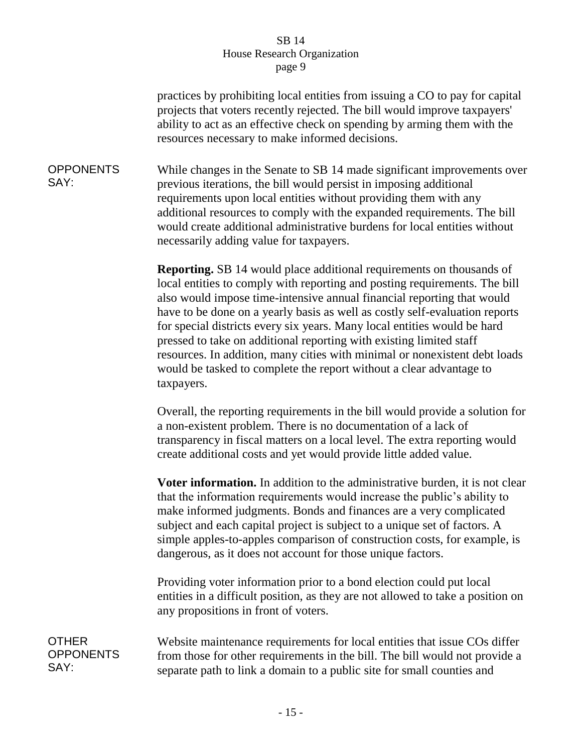practices by prohibiting local entities from issuing a CO to pay for capital projects that voters recently rejected. The bill would improve taxpayers' ability to act as an effective check on spending by arming them with the resources necessary to make informed decisions.

OPPONENTS SAY: While changes in the Senate to SB 14 made significant improvements over previous iterations, the bill would persist in imposing additional requirements upon local entities without providing them with any additional resources to comply with the expanded requirements. The bill would create additional administrative burdens for local entities without necessarily adding value for taxpayers.

**Reporting.** SB 14 would place additional requirements on thousands of local entities to comply with reporting and posting requirements. The bill also would impose time-intensive annual financial reporting that would have to be done on a yearly basis as well as costly self-evaluation reports for special districts every six years. Many local entities would be hard pressed to take on additional reporting with existing limited staff resources. In addition, many cities with minimal or nonexistent debt loads would be tasked to complete the report without a clear advantage to taxpayers.

Overall, the reporting requirements in the bill would provide a solution for a non-existent problem. There is no documentation of a lack of transparency in fiscal matters on a local level. The extra reporting would create additional costs and yet would provide little added value.

**Voter information.** In addition to the administrative burden, it is not clear that the information requirements would increase the public's ability to make informed judgments. Bonds and finances are a very complicated subject and each capital project is subject to a unique set of factors. A simple apples-to-apples comparison of construction costs, for example, is dangerous, as it does not account for those unique factors.

Providing voter information prior to a bond election could put local entities in a difficult position, as they are not allowed to take a position on any propositions in front of voters.

OTHER OPPONENTS SAY: Website maintenance requirements for local entities that issue COs differ from those for other requirements in the bill. The bill would not provide a separate path to link a domain to a public site for small counties and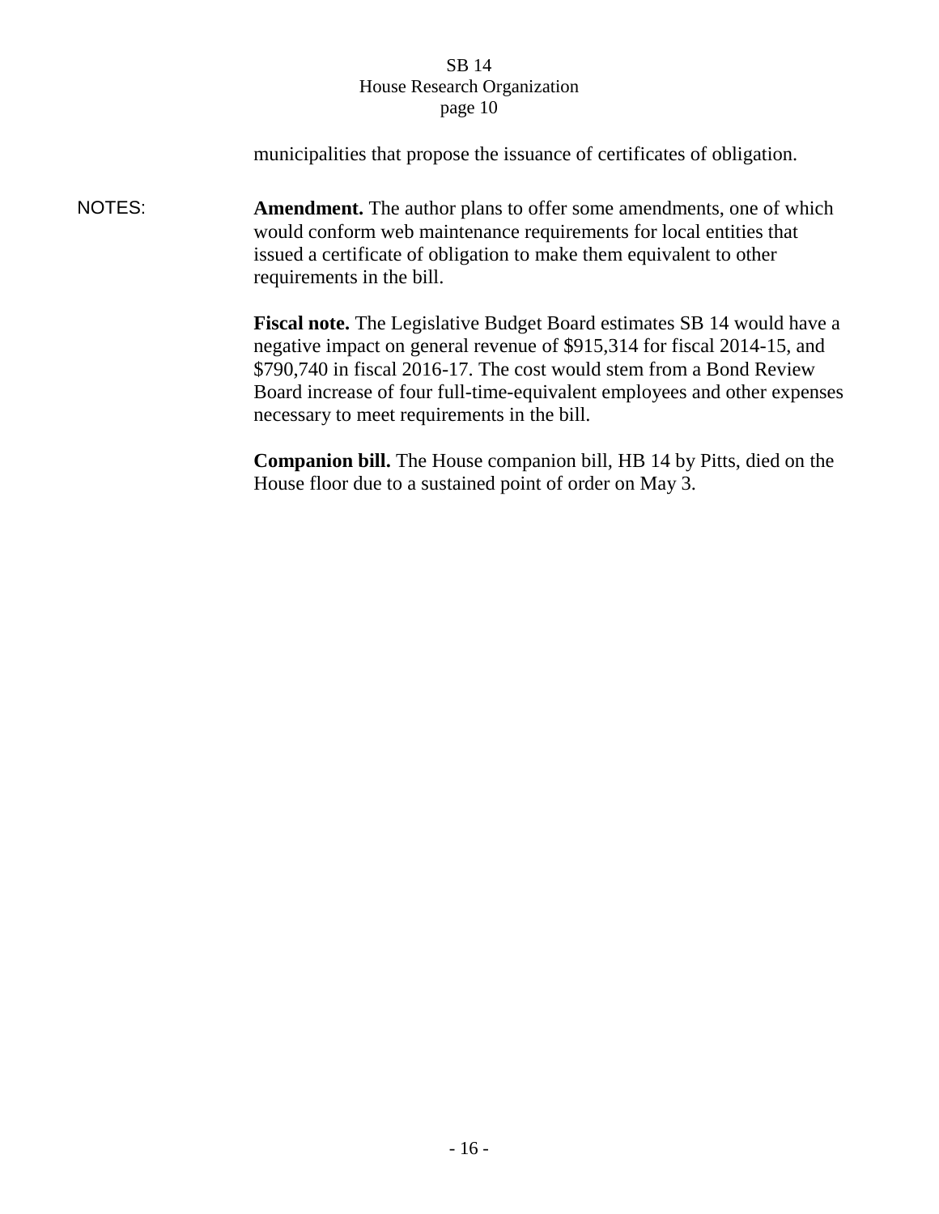municipalities that propose the issuance of certificates of obligation.

NOTES:

**Amendment.** The author plans to offer some amendments, one of which would conform web maintenance requirements for local entities that issued a certificate of obligation to make them equivalent to other requirements in the bill.

**Fiscal note.** The Legislative Budget Board estimates SB 14 would have a negative impact on general revenue of $915,314 for fiscal 2014-15, and $790,740 in fiscal 2016-17. The cost would stem from a Bond Review Board increase of four full-time-equivalent employees and other expenses necessary to meet requirements in the bill.

**Companion bill.** The House companion bill, HB 14 by Pitts, died on the House floor due to a sustained point of order on May 3.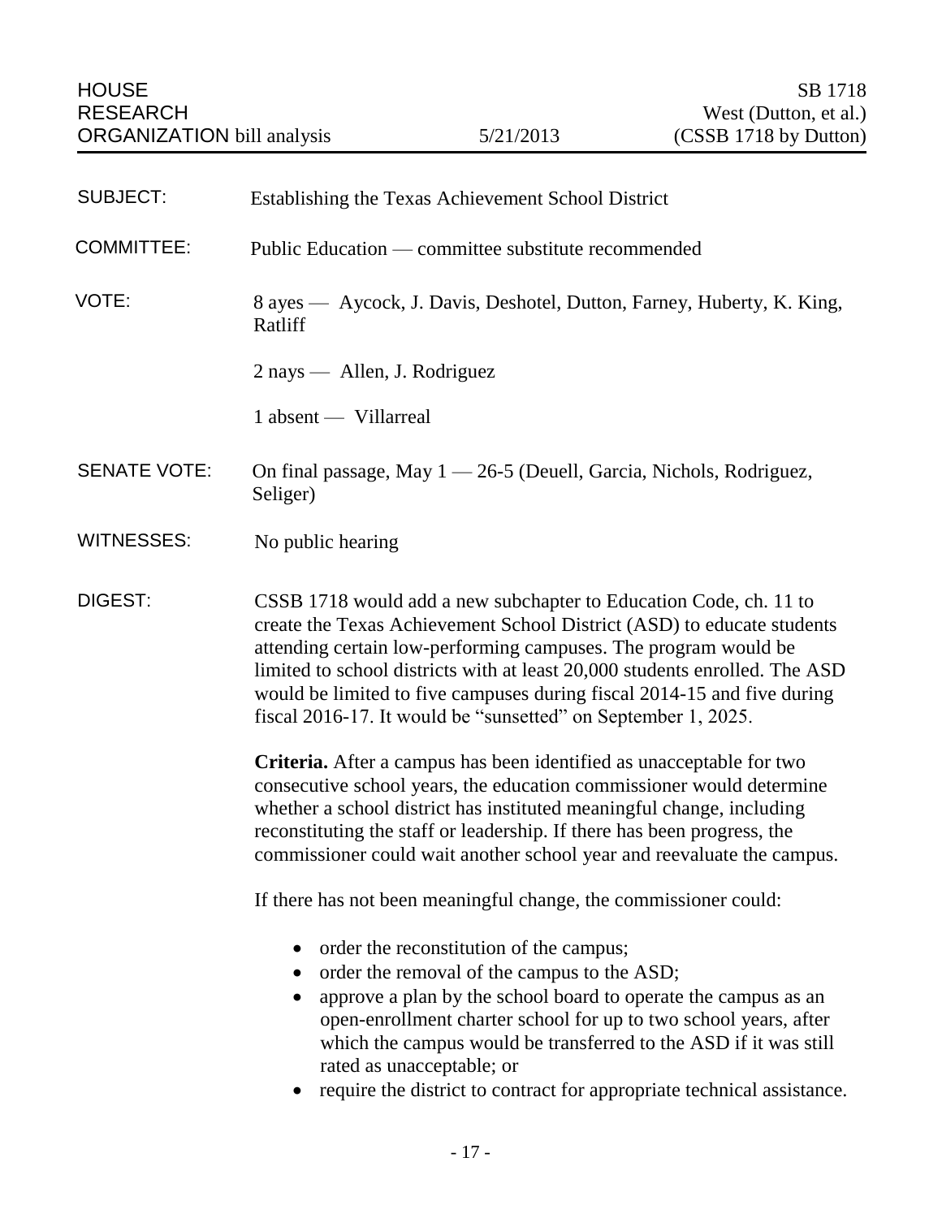HOUSE RESEARCH ORGANIZATION bill analysis — 5/21/2013 — SB 1718 West (Dutton, et al.) (CSSB 1718 by Dutton)

**SUBJECT:** Establishing the Texas Achievement School District

**COMMITTEE:** Public Education — committee substitute recommended

**VOTE:** 8 ayes — Aycock, J. Davis, Deshotel, Dutton, Farney, Huberty, K. King, Ratliff

2 nays — Allen, J. Rodriguez

1 absent — Villarreal

**SENATE VOTE:** On final passage, May 1 — 26-5 (Deuell, Garcia, Nichols, Rodriguez, Seliger)

**WITNESSES:** No public hearing

**DIGEST:** CSSB 1718 would add a new subchapter to Education Code, ch. 11 to create the Texas Achievement School District (ASD) to educate students attending certain low-performing campuses. The program would be limited to school districts with at least 20,000 students enrolled. The ASD would be limited to five campuses during fiscal 2014-15 and five during fiscal 2016-17. It would be "sunsetted" on September 1, 2025.

**Criteria.** After a campus has been identified as unacceptable for two consecutive school years, the education commissioner would determine whether a school district has instituted meaningful change, including reconstituting the staff or leadership. If there has been progress, the commissioner could wait another school year and reevaluate the campus.

If there has not been meaningful change, the commissioner could:

- order the reconstitution of the campus;
- order the removal of the campus to the ASD;
- approve a plan by the school board to operate the campus as an open-enrollment charter school for up to two school years, after which the campus would be transferred to the ASD if it was still rated as unacceptable; or
- require the district to contract for appropriate technical assistance.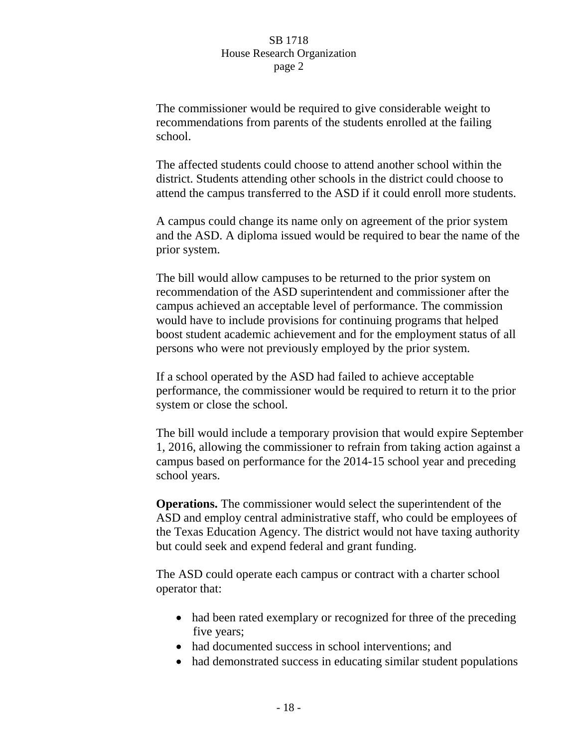The commissioner would be required to give considerable weight to recommendations from parents of the students enrolled at the failing school.

The affected students could choose to attend another school within the district. Students attending other schools in the district could choose to attend the campus transferred to the ASD if it could enroll more students.

A campus could change its name only on agreement of the prior system and the ASD. A diploma issued would be required to bear the name of the prior system.

The bill would allow campuses to be returned to the prior system on recommendation of the ASD superintendent and commissioner after the campus achieved an acceptable level of performance. The commission would have to include provisions for continuing programs that helped boost student academic achievement and for the employment status of all persons who were not previously employed by the prior system.

If a school operated by the ASD had failed to achieve acceptable performance, the commissioner would be required to return it to the prior system or close the school.

The bill would include a temporary provision that would expire September 1, 2016, allowing the commissioner to refrain from taking action against a campus based on performance for the 2014-15 school year and preceding school years.

**Operations.** The commissioner would select the superintendent of the ASD and employ central administrative staff, who could be employees of the Texas Education Agency. The district would not have taxing authority but could seek and expend federal and grant funding.

The ASD could operate each campus or contract with a charter school operator that:

- had been rated exemplary or recognized for three of the preceding five years;
- had documented success in school interventions; and
- had demonstrated success in educating similar student populations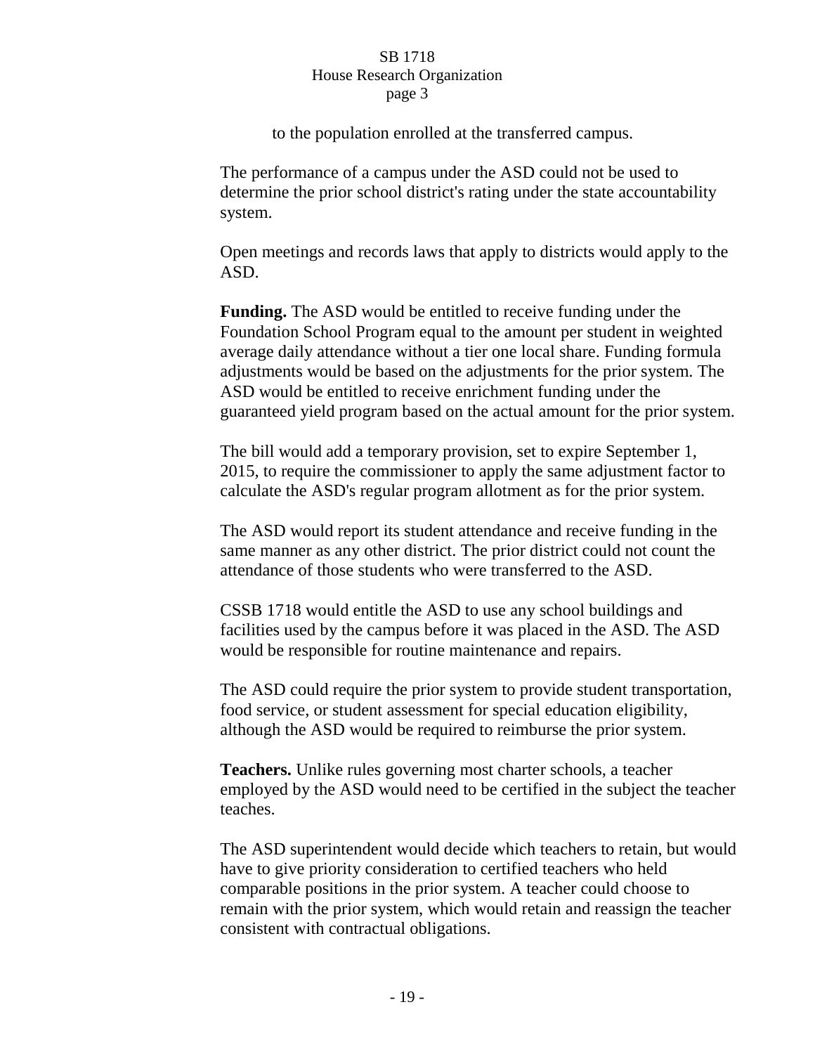to the population enrolled at the transferred campus.

The performance of a campus under the ASD could not be used to determine the prior school district's rating under the state accountability system.

Open meetings and records laws that apply to districts would apply to the ASD.

**Funding.** The ASD would be entitled to receive funding under the Foundation School Program equal to the amount per student in weighted average daily attendance without a tier one local share. Funding formula adjustments would be based on the adjustments for the prior system. The ASD would be entitled to receive enrichment funding under the guaranteed yield program based on the actual amount for the prior system.

The bill would add a temporary provision, set to expire September 1, 2015, to require the commissioner to apply the same adjustment factor to calculate the ASD's regular program allotment as for the prior system.

The ASD would report its student attendance and receive funding in the same manner as any other district. The prior district could not count the attendance of those students who were transferred to the ASD.

CSSB 1718 would entitle the ASD to use any school buildings and facilities used by the campus before it was placed in the ASD. The ASD would be responsible for routine maintenance and repairs.

The ASD could require the prior system to provide student transportation, food service, or student assessment for special education eligibility, although the ASD would be required to reimburse the prior system.

**Teachers.** Unlike rules governing most charter schools, a teacher employed by the ASD would need to be certified in the subject the teacher teaches.

The ASD superintendent would decide which teachers to retain, but would have to give priority consideration to certified teachers who held comparable positions in the prior system. A teacher could choose to remain with the prior system, which would retain and reassign the teacher consistent with contractual obligations.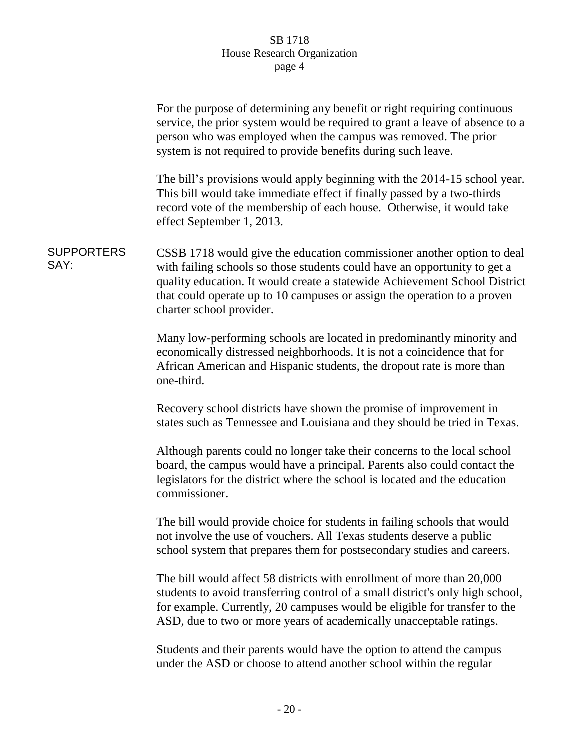For the purpose of determining any benefit or right requiring continuous service, the prior system would be required to grant a leave of absence to a person who was employed when the campus was removed. The prior system is not required to provide benefits during such leave.

The bill's provisions would apply beginning with the 2014-15 school year. This bill would take immediate effect if finally passed by a two-thirds record vote of the membership of each house. Otherwise, it would take effect September 1, 2013.

**SUPPORTERS SAY:**

CSSB 1718 would give the education commissioner another option to deal with failing schools so those students could have an opportunity to get a quality education. It would create a statewide Achievement School District that could operate up to 10 campuses or assign the operation to a proven charter school provider.

Many low-performing schools are located in predominantly minority and economically distressed neighborhoods. It is not a coincidence that for African American and Hispanic students, the dropout rate is more than one-third.

Recovery school districts have shown the promise of improvement in states such as Tennessee and Louisiana and they should be tried in Texas.

Although parents could no longer take their concerns to the local school board, the campus would have a principal. Parents also could contact the legislators for the district where the school is located and the education commissioner.

The bill would provide choice for students in failing schools that would not involve the use of vouchers. All Texas students deserve a public school system that prepares them for postsecondary studies and careers.

The bill would affect 58 districts with enrollment of more than 20,000 students to avoid transferring control of a small district's only high school, for example. Currently, 20 campuses would be eligible for transfer to the ASD, due to two or more years of academically unacceptable ratings.

Students and their parents would have the option to attend the campus under the ASD or choose to attend another school within the regular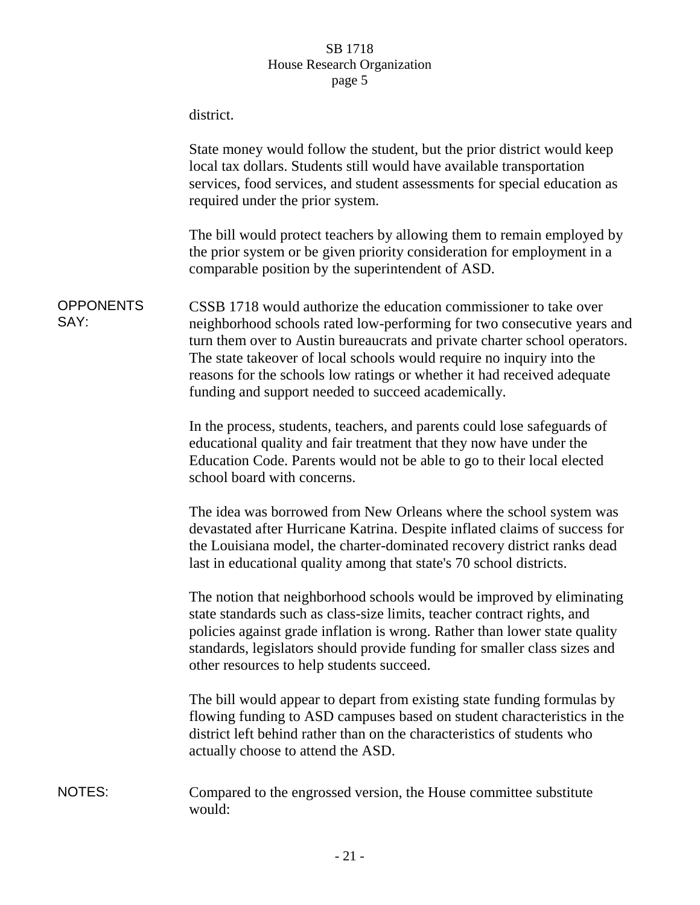district.

State money would follow the student, but the prior district would keep local tax dollars. Students still would have available transportation services, food services, and student assessments for special education as required under the prior system.

The bill would protect teachers by allowing them to remain employed by the prior system or be given priority consideration for employment in a comparable position by the superintendent of ASD.

**OPPONENTS SAY:** CSSB 1718 would authorize the education commissioner to take over neighborhood schools rated low-performing for two consecutive years and turn them over to Austin bureaucrats and private charter school operators. The state takeover of local schools would require no inquiry into the reasons for the schools low ratings or whether it had received adequate funding and support needed to succeed academically.

In the process, students, teachers, and parents could lose safeguards of educational quality and fair treatment that they now have under the Education Code. Parents would not be able to go to their local elected school board with concerns.

The idea was borrowed from New Orleans where the school system was devastated after Hurricane Katrina. Despite inflated claims of success for the Louisiana model, the charter-dominated recovery district ranks dead last in educational quality among that state's 70 school districts.

The notion that neighborhood schools would be improved by eliminating state standards such as class-size limits, teacher contract rights, and policies against grade inflation is wrong. Rather than lower state quality standards, legislators should provide funding for smaller class sizes and other resources to help students succeed.

The bill would appear to depart from existing state funding formulas by flowing funding to ASD campuses based on student characteristics in the district left behind rather than on the characteristics of students who actually choose to attend the ASD.

**NOTES:** Compared to the engrossed version, the House committee substitute would: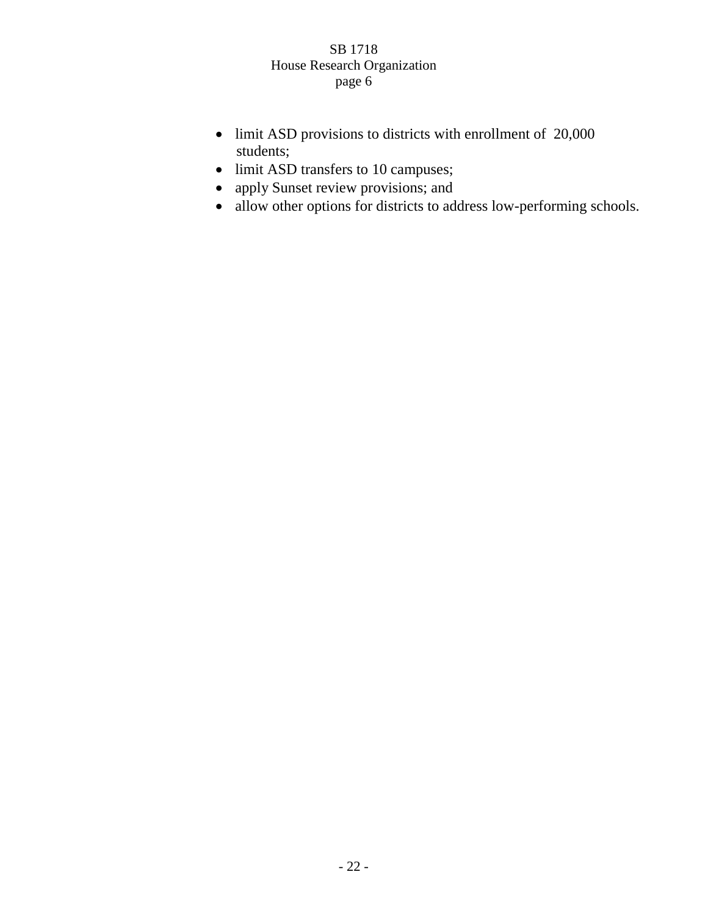- limit ASD provisions to districts with enrollment of 20,000 students;
- limit ASD transfers to 10 campuses;
- apply Sunset review provisions; and
- allow other options for districts to address low-performing schools.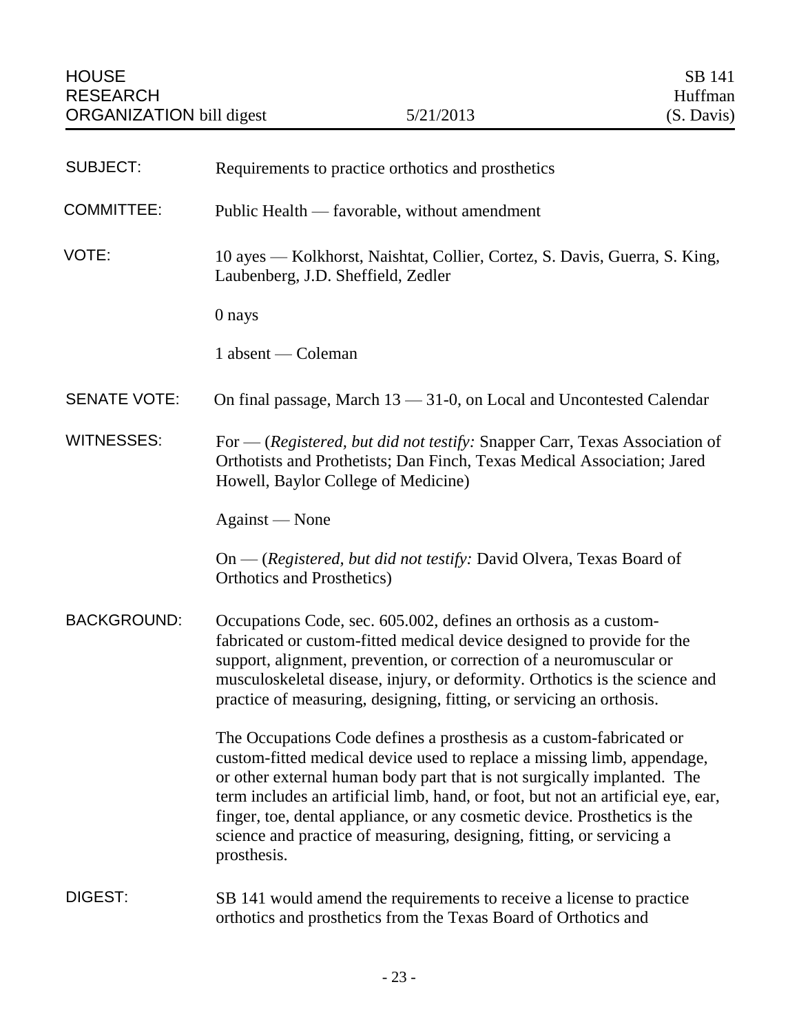HOUSE RESEARCH ORGANIZATION bill digest — 5/21/2013 — SB 141 Huffman (S. Davis)

**SUBJECT:** Requirements to practice orthotics and prosthetics

**COMMITTEE:** Public Health — favorable, without amendment

**VOTE:** 10 ayes — Kolkhorst, Naishtat, Collier, Cortez, S. Davis, Guerra, S. King, Laubenberg, J.D. Sheffield, Zedler

0 nays

1 absent — Coleman

**SENATE VOTE:** On final passage, March 13 — 31-0, on Local and Uncontested Calendar

**WITNESSES:** For — (*Registered, but did not testify:* Snapper Carr, Texas Association of Orthotists and Prothetists; Dan Finch, Texas Medical Association; Jared Howell, Baylor College of Medicine)

Against — None

On — (*Registered, but did not testify:* David Olvera, Texas Board of Orthotics and Prosthetics)

**BACKGROUND:** Occupations Code, sec. 605.002, defines an orthosis as a custom-fabricated or custom-fitted medical device designed to provide for the support, alignment, prevention, or correction of a neuromuscular or musculoskeletal disease, injury, or deformity. Orthotics is the science and practice of measuring, designing, fitting, or servicing an orthosis.

The Occupations Code defines a prosthesis as a custom-fabricated or custom-fitted medical device used to replace a missing limb, appendage, or other external human body part that is not surgically implanted. The term includes an artificial limb, hand, or foot, but not an artificial eye, ear, finger, toe, dental appliance, or any cosmetic device. Prosthetics is the science and practice of measuring, designing, fitting, or servicing a prosthesis.

**DIGEST:** SB 141 would amend the requirements to receive a license to practice orthotics and prosthetics from the Texas Board of Orthotics and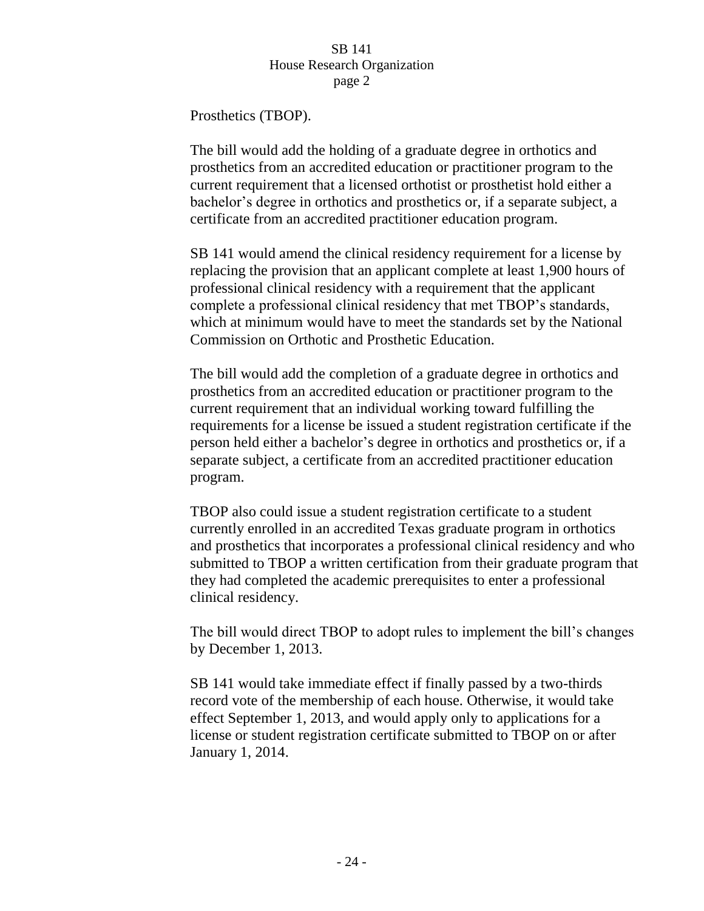Prosthetics (TBOP).

The bill would add the holding of a graduate degree in orthotics and prosthetics from an accredited education or practitioner program to the current requirement that a licensed orthotist or prosthetist hold either a bachelor's degree in orthotics and prosthetics or, if a separate subject, a certificate from an accredited practitioner education program.

SB 141 would amend the clinical residency requirement for a license by replacing the provision that an applicant complete at least 1,900 hours of professional clinical residency with a requirement that the applicant complete a professional clinical residency that met TBOP's standards, which at minimum would have to meet the standards set by the National Commission on Orthotic and Prosthetic Education.

The bill would add the completion of a graduate degree in orthotics and prosthetics from an accredited education or practitioner program to the current requirement that an individual working toward fulfilling the requirements for a license be issued a student registration certificate if the person held either a bachelor's degree in orthotics and prosthetics or, if a separate subject, a certificate from an accredited practitioner education program.

TBOP also could issue a student registration certificate to a student currently enrolled in an accredited Texas graduate program in orthotics and prosthetics that incorporates a professional clinical residency and who submitted to TBOP a written certification from their graduate program that they had completed the academic prerequisites to enter a professional clinical residency.

The bill would direct TBOP to adopt rules to implement the bill's changes by December 1, 2013.

SB 141 would take immediate effect if finally passed by a two-thirds record vote of the membership of each house. Otherwise, it would take effect September 1, 2013, and would apply only to applications for a license or student registration certificate submitted to TBOP on or after January 1, 2014.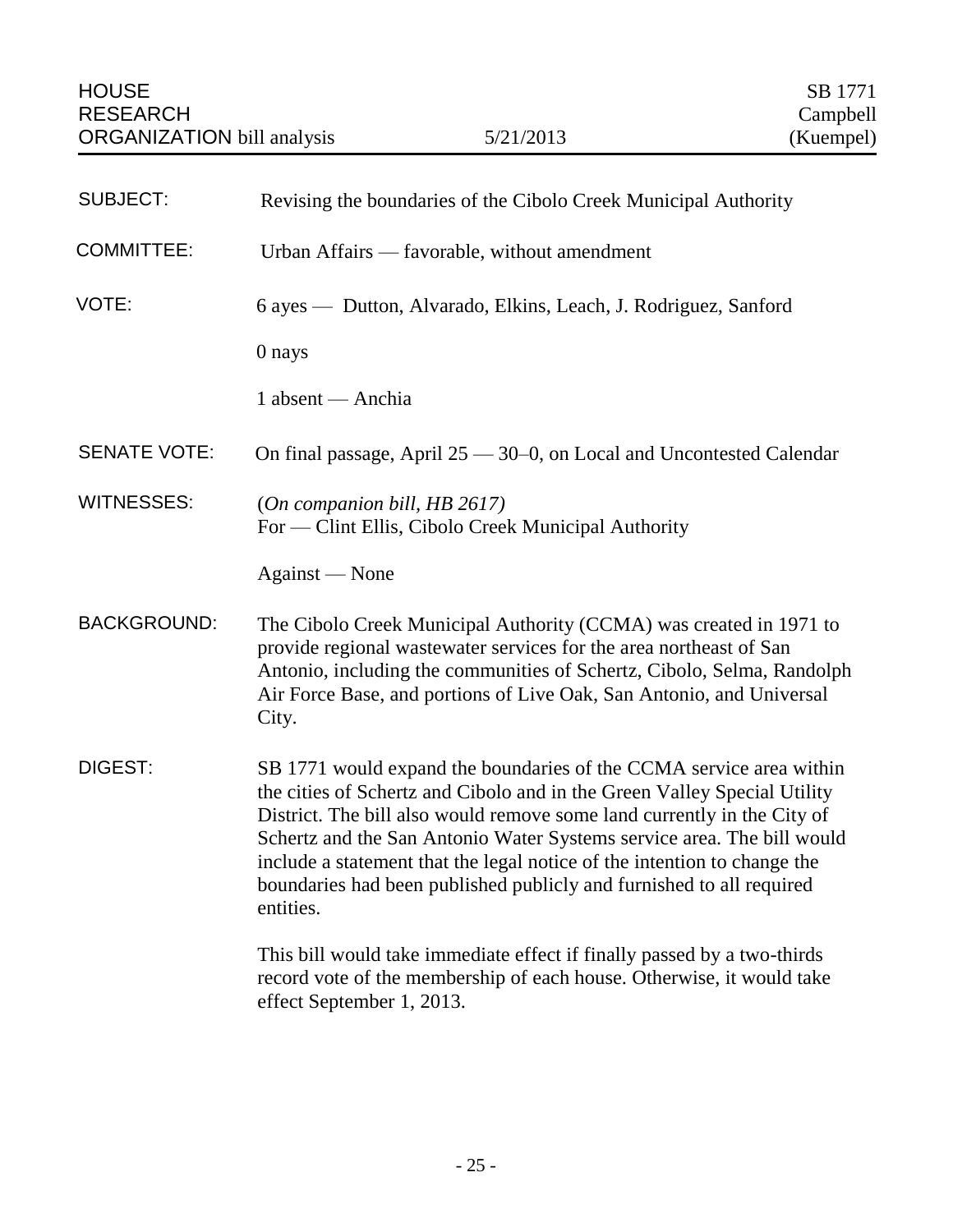HOUSE RESEARCH ORGANIZATION bill analysis | 5/21/2013 | SB 1771 Campbell (Kuempel)

**SUBJECT:** Revising the boundaries of the Cibolo Creek Municipal Authority

**COMMITTEE:** Urban Affairs — favorable, without amendment

**VOTE:** 6 ayes — Dutton, Alvarado, Elkins, Leach, J. Rodriguez, Sanford

0 nays

1 absent — Anchia

**SENATE VOTE:** On final passage, April 25 — 30–0, on Local and Uncontested Calendar

**WITNESSES:** (*On companion bill, HB 2617)*
For — Clint Ellis, Cibolo Creek Municipal Authority

Against — None

**BACKGROUND:** The Cibolo Creek Municipal Authority (CCMA) was created in 1971 to provide regional wastewater services for the area northeast of San Antonio, including the communities of Schertz, Cibolo, Selma, Randolph Air Force Base, and portions of Live Oak, San Antonio, and Universal City.

**DIGEST:** SB 1771 would expand the boundaries of the CCMA service area within the cities of Schertz and Cibolo and in the Green Valley Special Utility District. The bill also would remove some land currently in the City of Schertz and the San Antonio Water Systems service area. The bill would include a statement that the legal notice of the intention to change the boundaries had been published publicly and furnished to all required entities.

This bill would take immediate effect if finally passed by a two-thirds record vote of the membership of each house. Otherwise, it would take effect September 1, 2013.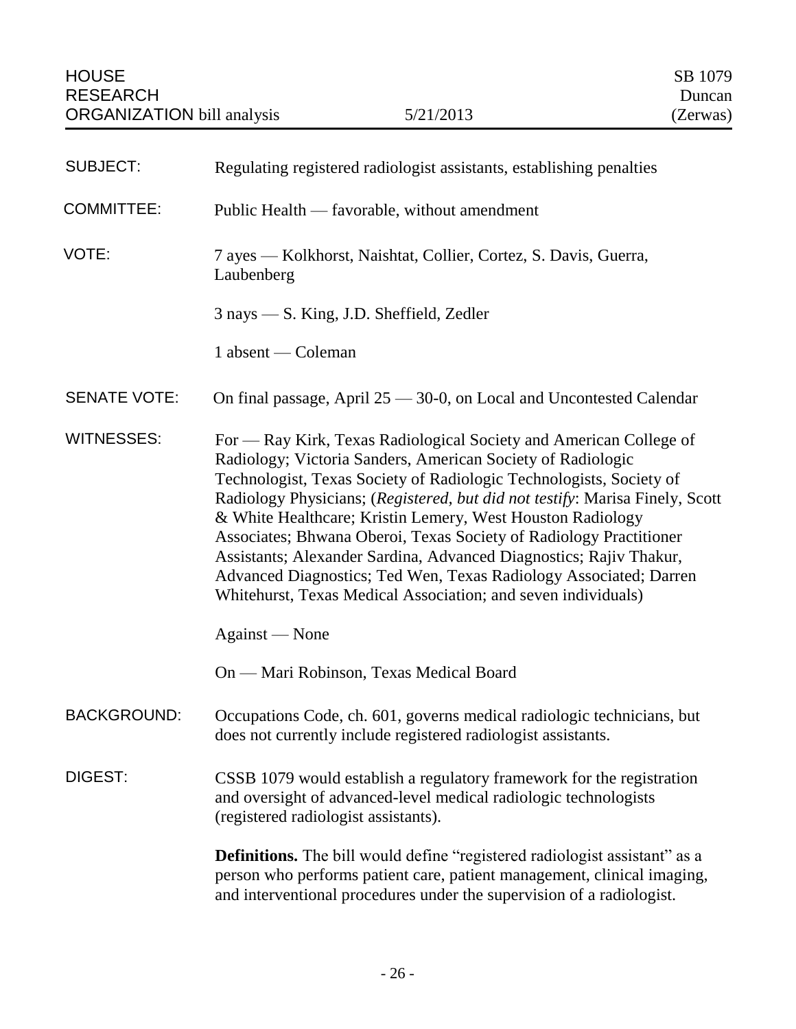HOUSE RESEARCH ORGANIZATION bill analysis — 5/21/2013 — SB 1079 Duncan (Zerwas)

**SUBJECT:** Regulating registered radiologist assistants, establishing penalties

**COMMITTEE:** Public Health — favorable, without amendment

**VOTE:** 7 ayes — Kolkhorst, Naishtat, Collier, Cortez, S. Davis, Guerra, Laubenberg

3 nays — S. King, J.D. Sheffield, Zedler

1 absent — Coleman

**SENATE VOTE:** On final passage, April 25 — 30-0, on Local and Uncontested Calendar

**WITNESSES:** For — Ray Kirk, Texas Radiological Society and American College of Radiology; Victoria Sanders, American Society of Radiologic Technologist, Texas Society of Radiologic Technologists, Society of Radiology Physicians; (*Registered, but did not testify*: Marisa Finely, Scott & White Healthcare; Kristin Lemery, West Houston Radiology Associates; Bhwana Oberoi, Texas Society of Radiology Practitioner Assistants; Alexander Sardina, Advanced Diagnostics; Rajiv Thakur, Advanced Diagnostics; Ted Wen, Texas Radiology Associated; Darren Whitehurst, Texas Medical Association; and seven individuals)

Against — None

On — Mari Robinson, Texas Medical Board

**BACKGROUND:** Occupations Code, ch. 601, governs medical radiologic technicians, but does not currently include registered radiologist assistants.

**DIGEST:** CSSB 1079 would establish a regulatory framework for the registration and oversight of advanced-level medical radiologic technologists (registered radiologist assistants).

**Definitions.** The bill would define "registered radiologist assistant" as a person who performs patient care, patient management, clinical imaging, and interventional procedures under the supervision of a radiologist.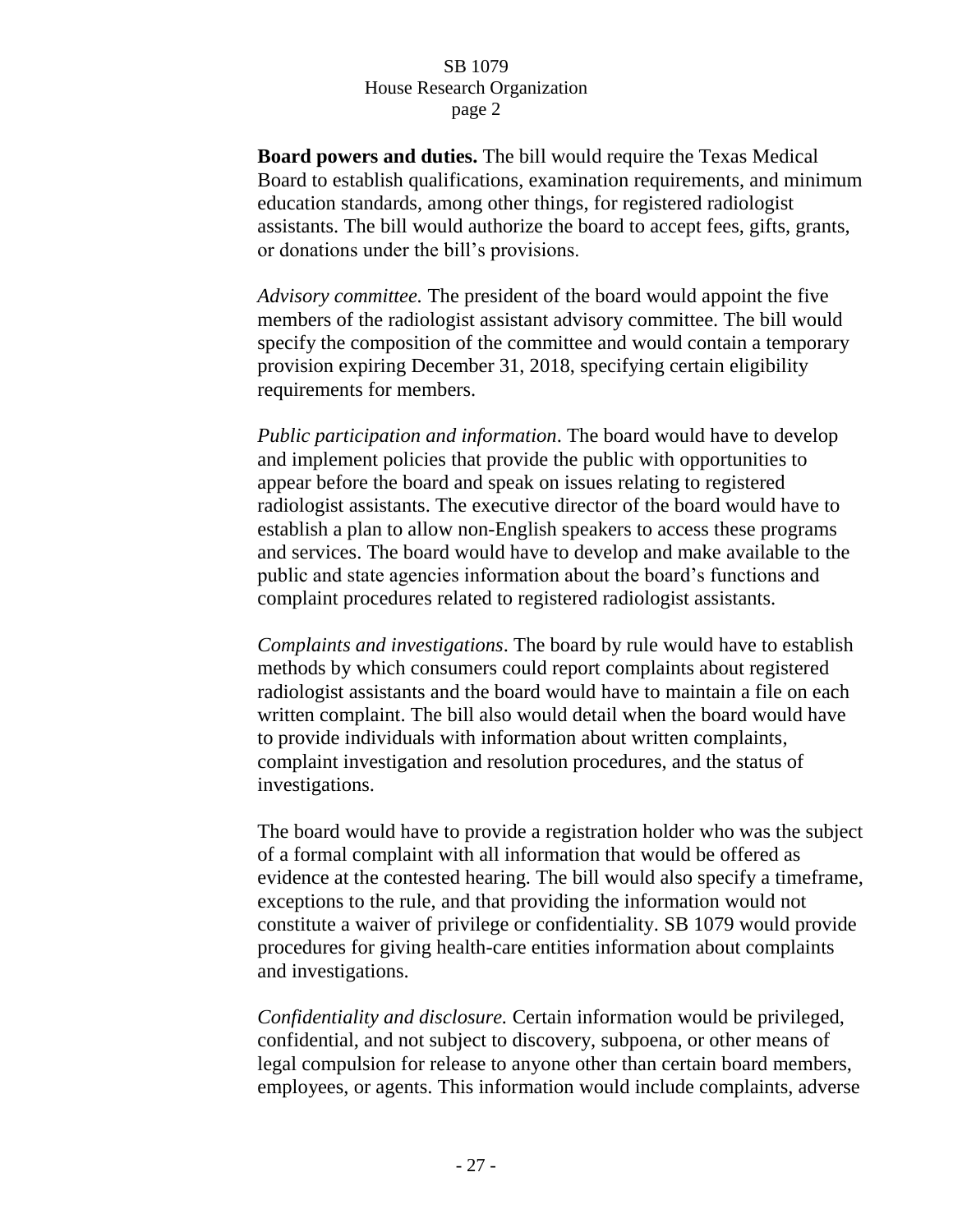**Board powers and duties.** The bill would require the Texas Medical Board to establish qualifications, examination requirements, and minimum education standards, among other things, for registered radiologist assistants. The bill would authorize the board to accept fees, gifts, grants, or donations under the bill's provisions.

*Advisory committee.* The president of the board would appoint the five members of the radiologist assistant advisory committee. The bill would specify the composition of the committee and would contain a temporary provision expiring December 31, 2018, specifying certain eligibility requirements for members.

*Public participation and information*. The board would have to develop and implement policies that provide the public with opportunities to appear before the board and speak on issues relating to registered radiologist assistants. The executive director of the board would have to establish a plan to allow non-English speakers to access these programs and services. The board would have to develop and make available to the public and state agencies information about the board's functions and complaint procedures related to registered radiologist assistants.

*Complaints and investigations*. The board by rule would have to establish methods by which consumers could report complaints about registered radiologist assistants and the board would have to maintain a file on each written complaint. The bill also would detail when the board would have to provide individuals with information about written complaints, complaint investigation and resolution procedures, and the status of investigations.

The board would have to provide a registration holder who was the subject of a formal complaint with all information that would be offered as evidence at the contested hearing. The bill would also specify a timeframe, exceptions to the rule, and that providing the information would not constitute a waiver of privilege or confidentiality. SB 1079 would provide procedures for giving health-care entities information about complaints and investigations.

*Confidentiality and disclosure.* Certain information would be privileged, confidential, and not subject to discovery, subpoena, or other means of legal compulsion for release to anyone other than certain board members, employees, or agents. This information would include complaints, adverse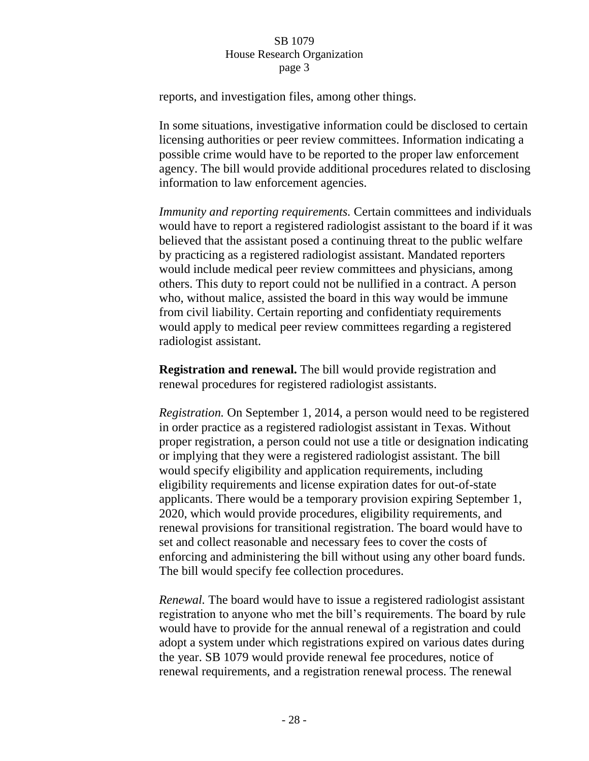reports, and investigation files, among other things.

In some situations, investigative information could be disclosed to certain licensing authorities or peer review committees. Information indicating a possible crime would have to be reported to the proper law enforcement agency. The bill would provide additional procedures related to disclosing information to law enforcement agencies.

*Immunity and reporting requirements.* Certain committees and individuals would have to report a registered radiologist assistant to the board if it was believed that the assistant posed a continuing threat to the public welfare by practicing as a registered radiologist assistant. Mandated reporters would include medical peer review committees and physicians, among others. This duty to report could not be nullified in a contract. A person who, without malice, assisted the board in this way would be immune from civil liability. Certain reporting and confidentiaty requirements would apply to medical peer review committees regarding a registered radiologist assistant.

**Registration and renewal.** The bill would provide registration and renewal procedures for registered radiologist assistants.

*Registration.* On September 1, 2014, a person would need to be registered in order practice as a registered radiologist assistant in Texas. Without proper registration, a person could not use a title or designation indicating or implying that they were a registered radiologist assistant. The bill would specify eligibility and application requirements, including eligibility requirements and license expiration dates for out-of-state applicants. There would be a temporary provision expiring September 1, 2020, which would provide procedures, eligibility requirements, and renewal provisions for transitional registration. The board would have to set and collect reasonable and necessary fees to cover the costs of enforcing and administering the bill without using any other board funds. The bill would specify fee collection procedures.

*Renewal.* The board would have to issue a registered radiologist assistant registration to anyone who met the bill's requirements. The board by rule would have to provide for the annual renewal of a registration and could adopt a system under which registrations expired on various dates during the year. SB 1079 would provide renewal fee procedures, notice of renewal requirements, and a registration renewal process. The renewal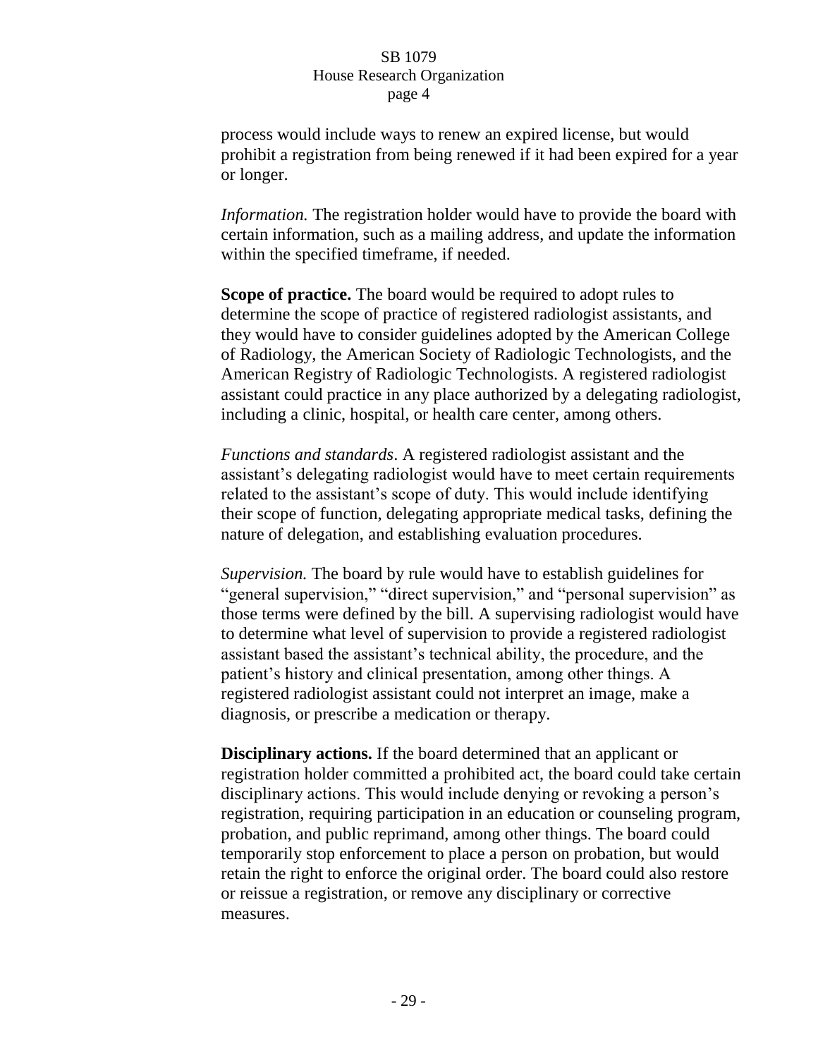process would include ways to renew an expired license, but would prohibit a registration from being renewed if it had been expired for a year or longer.

*Information.* The registration holder would have to provide the board with certain information, such as a mailing address, and update the information within the specified timeframe, if needed.

**Scope of practice.** The board would be required to adopt rules to determine the scope of practice of registered radiologist assistants, and they would have to consider guidelines adopted by the American College of Radiology, the American Society of Radiologic Technologists, and the American Registry of Radiologic Technologists. A registered radiologist assistant could practice in any place authorized by a delegating radiologist, including a clinic, hospital, or health care center, among others.

*Functions and standards*. A registered radiologist assistant and the assistant's delegating radiologist would have to meet certain requirements related to the assistant's scope of duty. This would include identifying their scope of function, delegating appropriate medical tasks, defining the nature of delegation, and establishing evaluation procedures.

*Supervision.* The board by rule would have to establish guidelines for "general supervision," "direct supervision," and "personal supervision" as those terms were defined by the bill. A supervising radiologist would have to determine what level of supervision to provide a registered radiologist assistant based the assistant's technical ability, the procedure, and the patient's history and clinical presentation, among other things. A registered radiologist assistant could not interpret an image, make a diagnosis, or prescribe a medication or therapy.

**Disciplinary actions.** If the board determined that an applicant or registration holder committed a prohibited act, the board could take certain disciplinary actions. This would include denying or revoking a person's registration, requiring participation in an education or counseling program, probation, and public reprimand, among other things. The board could temporarily stop enforcement to place a person on probation, but would retain the right to enforce the original order. The board could also restore or reissue a registration, or remove any disciplinary or corrective measures.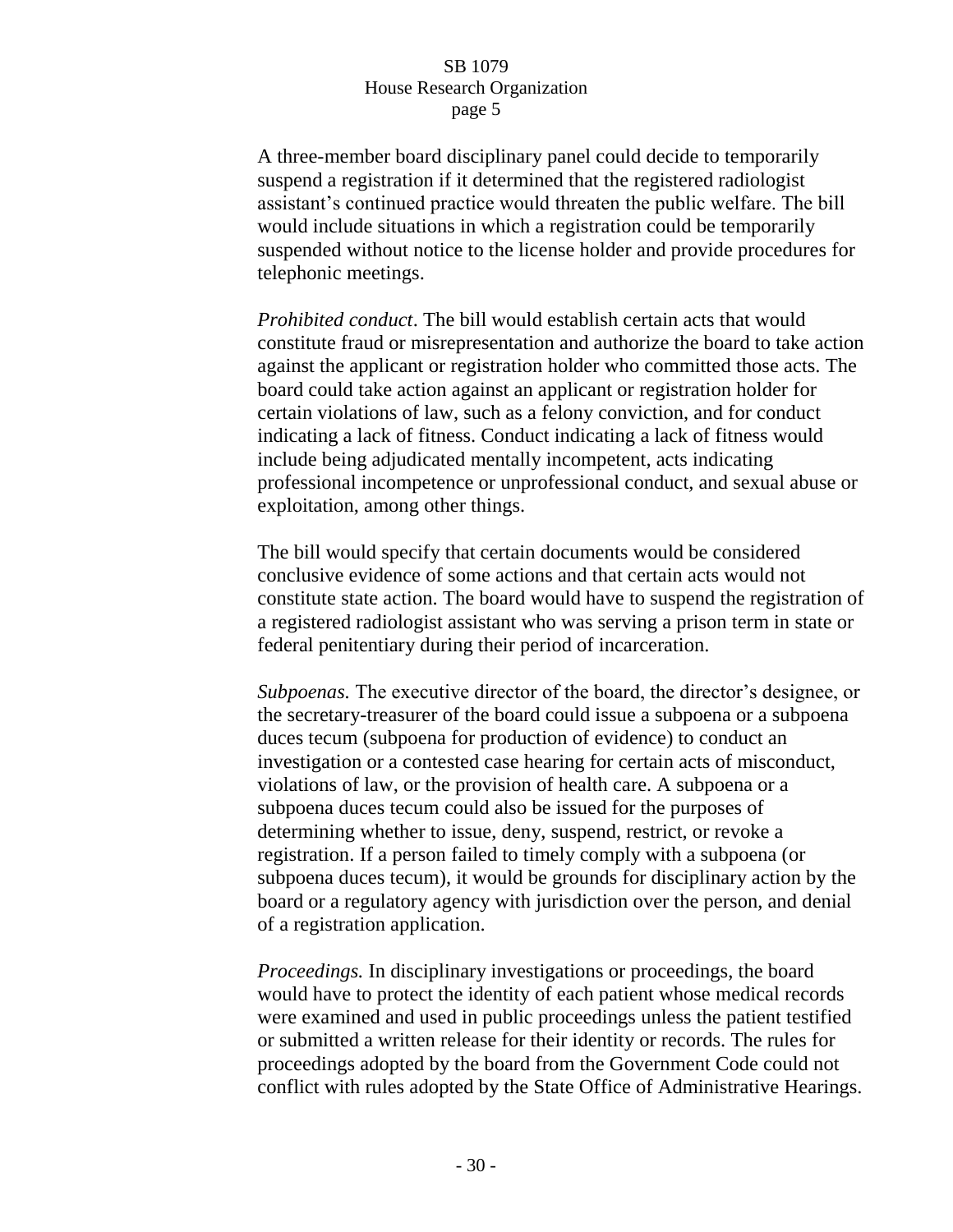A three-member board disciplinary panel could decide to temporarily suspend a registration if it determined that the registered radiologist assistant's continued practice would threaten the public welfare. The bill would include situations in which a registration could be temporarily suspended without notice to the license holder and provide procedures for telephonic meetings.

*Prohibited conduct*. The bill would establish certain acts that would constitute fraud or misrepresentation and authorize the board to take action against the applicant or registration holder who committed those acts. The board could take action against an applicant or registration holder for certain violations of law, such as a felony conviction, and for conduct indicating a lack of fitness. Conduct indicating a lack of fitness would include being adjudicated mentally incompetent, acts indicating professional incompetence or unprofessional conduct, and sexual abuse or exploitation, among other things.

The bill would specify that certain documents would be considered conclusive evidence of some actions and that certain acts would not constitute state action. The board would have to suspend the registration of a registered radiologist assistant who was serving a prison term in state or federal penitentiary during their period of incarceration.

*Subpoenas.* The executive director of the board, the director's designee, or the secretary-treasurer of the board could issue a subpoena or a subpoena duces tecum (subpoena for production of evidence) to conduct an investigation or a contested case hearing for certain acts of misconduct, violations of law, or the provision of health care. A subpoena or a subpoena duces tecum could also be issued for the purposes of determining whether to issue, deny, suspend, restrict, or revoke a registration. If a person failed to timely comply with a subpoena (or subpoena duces tecum), it would be grounds for disciplinary action by the board or a regulatory agency with jurisdiction over the person, and denial of a registration application.

*Proceedings.* In disciplinary investigations or proceedings, the board would have to protect the identity of each patient whose medical records were examined and used in public proceedings unless the patient testified or submitted a written release for their identity or records. The rules for proceedings adopted by the board from the Government Code could not conflict with rules adopted by the State Office of Administrative Hearings.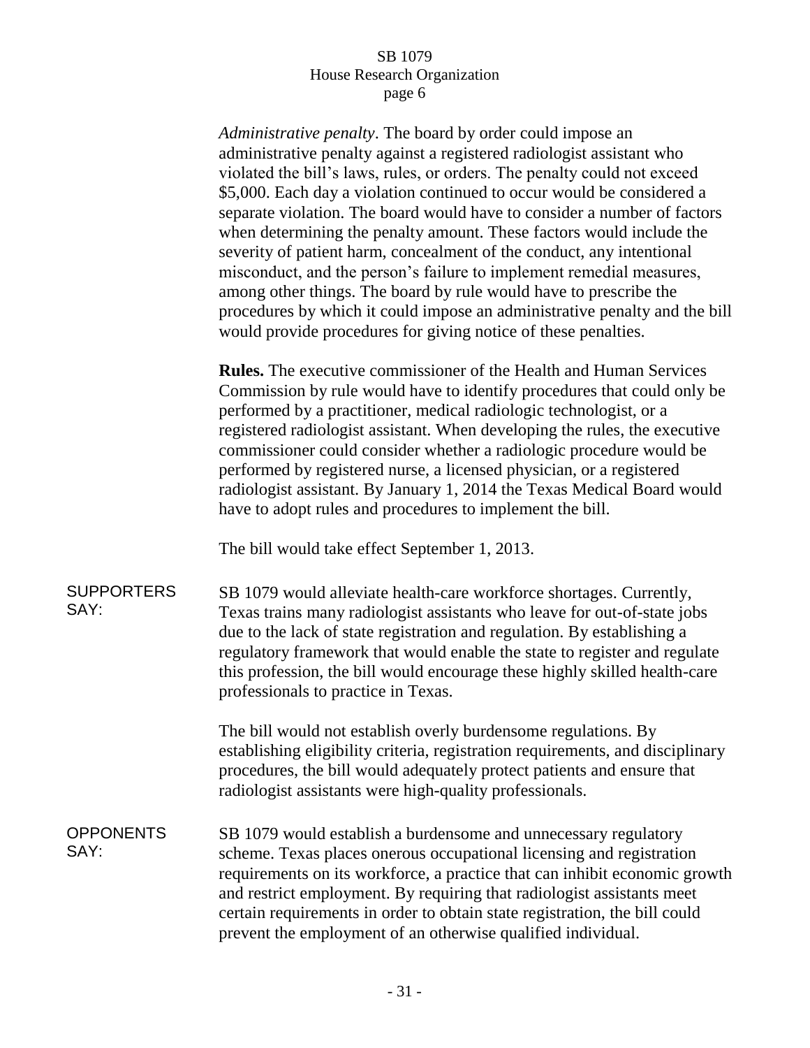*Administrative penalty*. The board by order could impose an administrative penalty against a registered radiologist assistant who violated the bill's laws, rules, or orders. The penalty could not exceed $5,000. Each day a violation continued to occur would be considered a separate violation. The board would have to consider a number of factors when determining the penalty amount. These factors would include the severity of patient harm, concealment of the conduct, any intentional misconduct, and the person's failure to implement remedial measures, among other things. The board by rule would have to prescribe the procedures by which it could impose an administrative penalty and the bill would provide procedures for giving notice of these penalties.

**Rules.** The executive commissioner of the Health and Human Services Commission by rule would have to identify procedures that could only be performed by a practitioner, medical radiologic technologist, or a registered radiologist assistant. When developing the rules, the executive commissioner could consider whether a radiologic procedure would be performed by registered nurse, a licensed physician, or a registered radiologist assistant. By January 1, 2014 the Texas Medical Board would have to adopt rules and procedures to implement the bill.

The bill would take effect September 1, 2013.

SUPPORTERS SAY:

SB 1079 would alleviate health-care workforce shortages. Currently, Texas trains many radiologist assistants who leave for out-of-state jobs due to the lack of state registration and regulation. By establishing a regulatory framework that would enable the state to register and regulate this profession, the bill would encourage these highly skilled health-care professionals to practice in Texas.

The bill would not establish overly burdensome regulations. By establishing eligibility criteria, registration requirements, and disciplinary procedures, the bill would adequately protect patients and ensure that radiologist assistants were high-quality professionals.

OPPONENTS SAY:

SB 1079 would establish a burdensome and unnecessary regulatory scheme. Texas places onerous occupational licensing and registration requirements on its workforce, a practice that can inhibit economic growth and restrict employment. By requiring that radiologist assistants meet certain requirements in order to obtain state registration, the bill could prevent the employment of an otherwise qualified individual.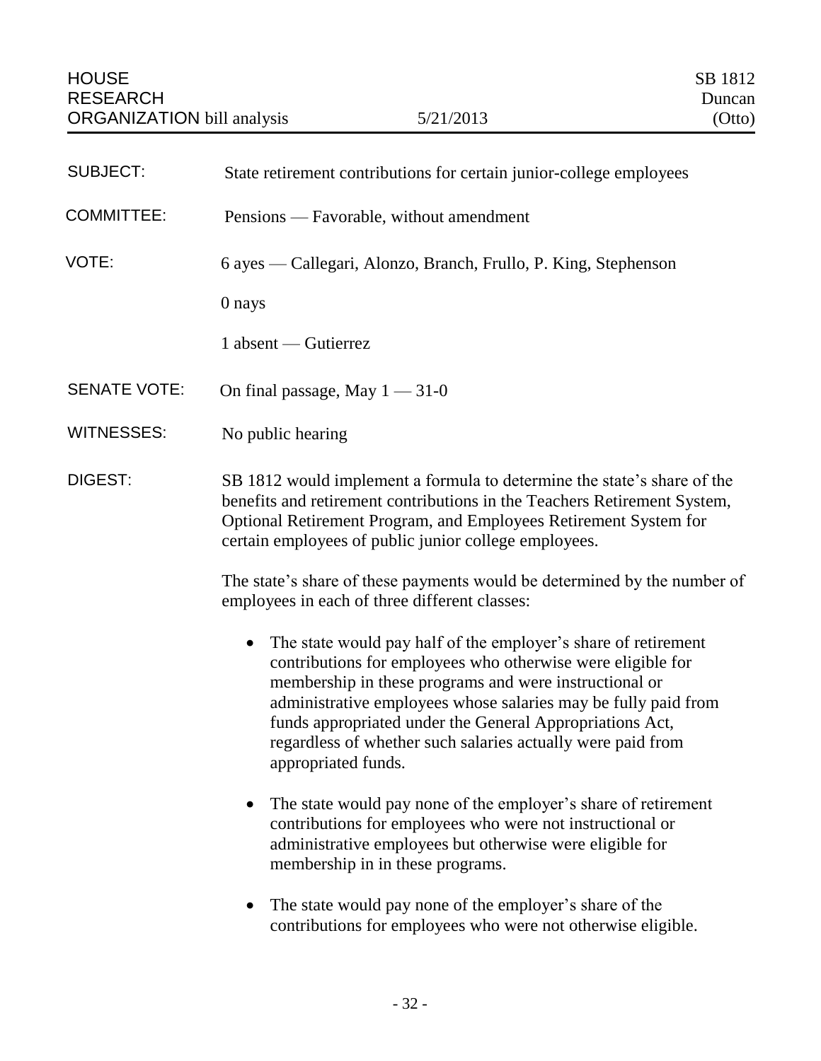HOUSE RESEARCH ORGANIZATION bill analysis — 5/21/2013 — SB 1812 Duncan (Otto)

**SUBJECT:** State retirement contributions for certain junior-college employees

**COMMITTEE:** Pensions — Favorable, without amendment

**VOTE:** 6 ayes — Callegari, Alonzo, Branch, Frullo, P. King, Stephenson

0 nays

1 absent — Gutierrez

**SENATE VOTE:** On final passage, May 1 — 31-0

**WITNESSES:** No public hearing

**DIGEST:** SB 1812 would implement a formula to determine the state's share of the benefits and retirement contributions in the Teachers Retirement System, Optional Retirement Program, and Employees Retirement System for certain employees of public junior college employees.

The state's share of these payments would be determined by the number of employees in each of three different classes:

- The state would pay half of the employer's share of retirement contributions for employees who otherwise were eligible for membership in these programs and were instructional or administrative employees whose salaries may be fully paid from funds appropriated under the General Appropriations Act, regardless of whether such salaries actually were paid from appropriated funds.
- The state would pay none of the employer's share of retirement contributions for employees who were not instructional or administrative employees but otherwise were eligible for membership in in these programs.
- The state would pay none of the employer's share of the contributions for employees who were not otherwise eligible.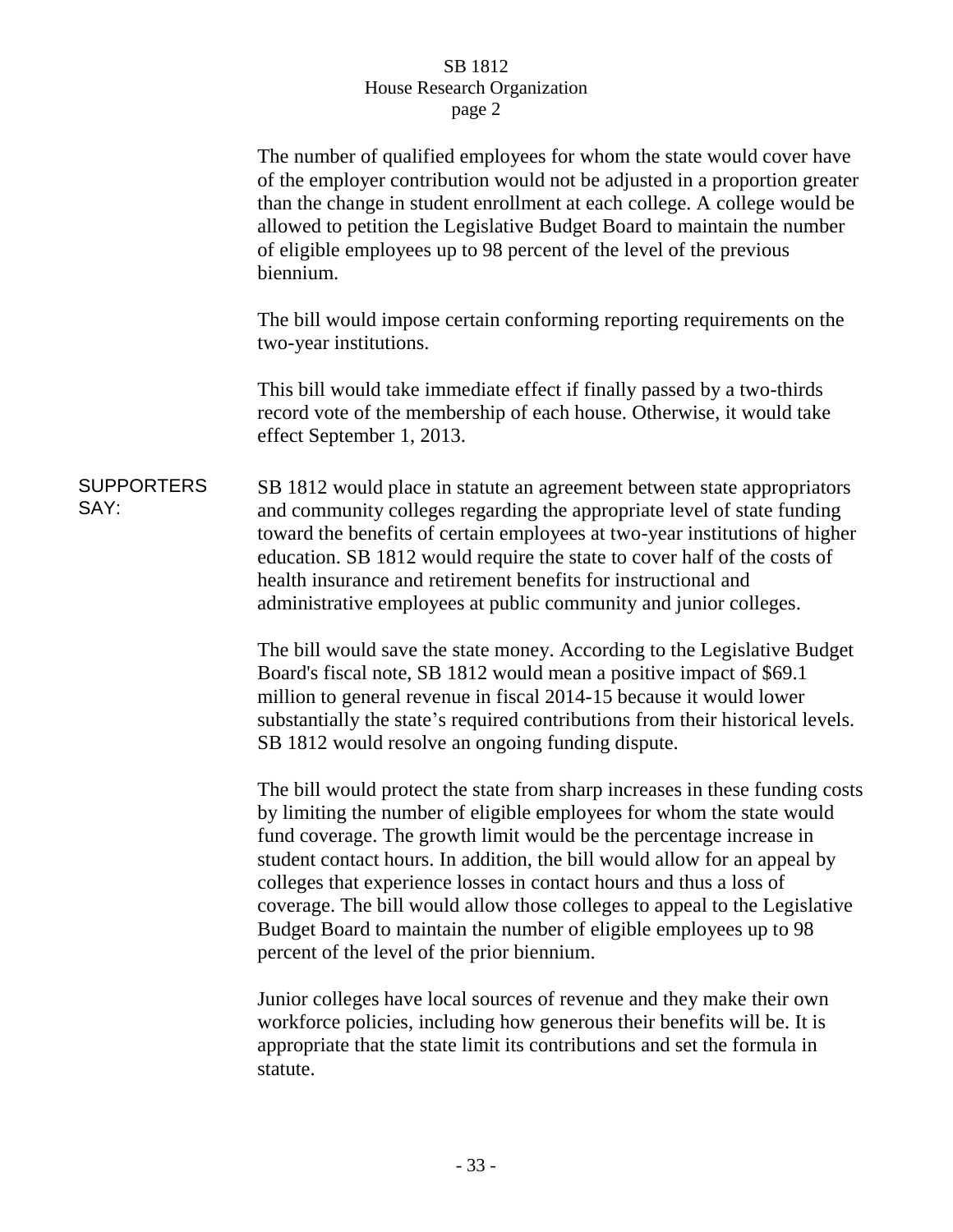The number of qualified employees for whom the state would cover have of the employer contribution would not be adjusted in a proportion greater than the change in student enrollment at each college. A college would be allowed to petition the Legislative Budget Board to maintain the number of eligible employees up to 98 percent of the level of the previous biennium.

The bill would impose certain conforming reporting requirements on the two-year institutions.

This bill would take immediate effect if finally passed by a two-thirds record vote of the membership of each house. Otherwise, it would take effect September 1, 2013.

**SUPPORTERS SAY:**

SB 1812 would place in statute an agreement between state appropriators and community colleges regarding the appropriate level of state funding toward the benefits of certain employees at two-year institutions of higher education. SB 1812 would require the state to cover half of the costs of health insurance and retirement benefits for instructional and administrative employees at public community and junior colleges.

The bill would save the state money. According to the Legislative Budget Board's fiscal note, SB 1812 would mean a positive impact of $69.1 million to general revenue in fiscal 2014-15 because it would lower substantially the state's required contributions from their historical levels. SB 1812 would resolve an ongoing funding dispute.

The bill would protect the state from sharp increases in these funding costs by limiting the number of eligible employees for whom the state would fund coverage. The growth limit would be the percentage increase in student contact hours. In addition, the bill would allow for an appeal by colleges that experience losses in contact hours and thus a loss of coverage. The bill would allow those colleges to appeal to the Legislative Budget Board to maintain the number of eligible employees up to 98 percent of the level of the prior biennium.

Junior colleges have local sources of revenue and they make their own workforce policies, including how generous their benefits will be. It is appropriate that the state limit its contributions and set the formula in statute.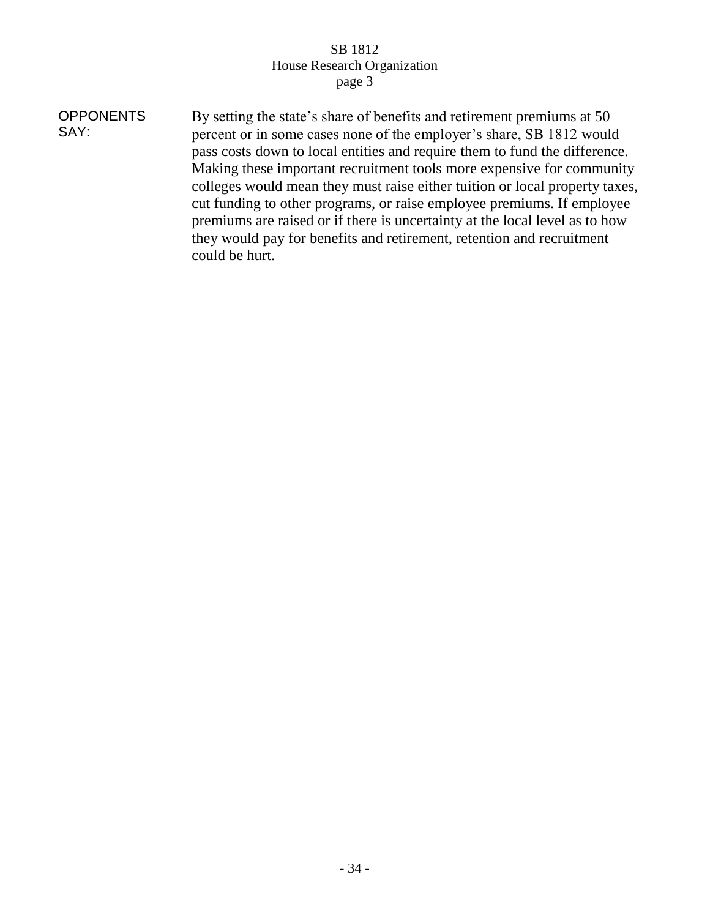**OPPONENTS SAY:**

By setting the state's share of benefits and retirement premiums at 50 percent or in some cases none of the employer's share, SB 1812 would pass costs down to local entities and require them to fund the difference. Making these important recruitment tools more expensive for community colleges would mean they must raise either tuition or local property taxes, cut funding to other programs, or raise employee premiums. If employee premiums are raised or if there is uncertainty at the local level as to how they would pay for benefits and retirement, retention and recruitment could be hurt.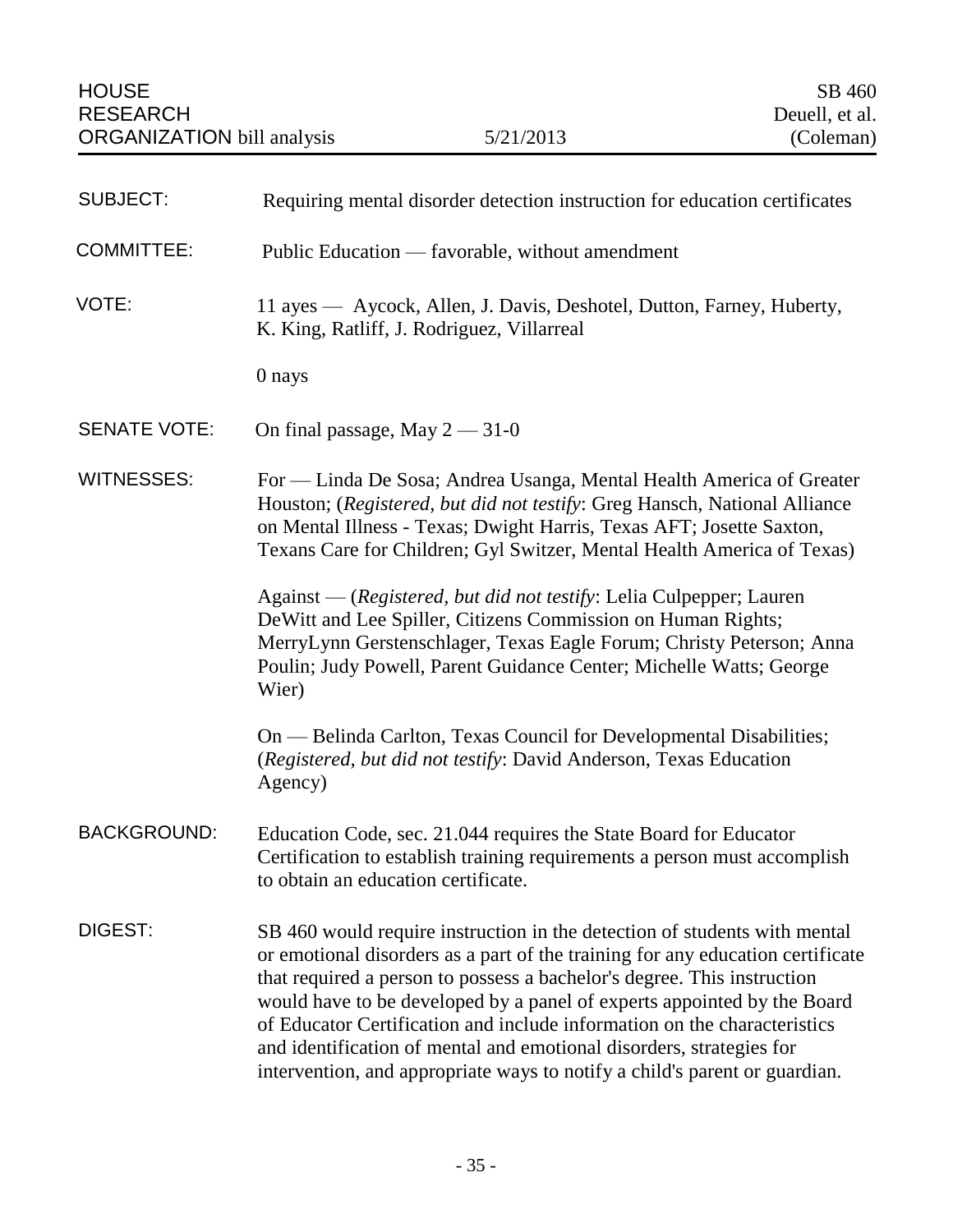HOUSE RESEARCH ORGANIZATION bill analysis — 5/21/2013

SB 460
Deuell, et al.
(Coleman)

**SUBJECT:** Requiring mental disorder detection instruction for education certificates

**COMMITTEE:** Public Education — favorable, without amendment

**VOTE:** 11 ayes — Aycock, Allen, J. Davis, Deshotel, Dutton, Farney, Huberty, K. King, Ratliff, J. Rodriguez, Villarreal

0 nays

**SENATE VOTE:** On final passage, May 2 — 31-0

**WITNESSES:** For — Linda De Sosa; Andrea Usanga, Mental Health America of Greater Houston; (*Registered, but did not testify*: Greg Hansch, National Alliance on Mental Illness - Texas; Dwight Harris, Texas AFT; Josette Saxton, Texans Care for Children; Gyl Switzer, Mental Health America of Texas)

Against — (*Registered, but did not testify*: Lelia Culpepper; Lauren DeWitt and Lee Spiller, Citizens Commission on Human Rights; MerryLynn Gerstenschlager, Texas Eagle Forum; Christy Peterson; Anna Poulin; Judy Powell, Parent Guidance Center; Michelle Watts; George Wier)

On — Belinda Carlton, Texas Council for Developmental Disabilities; (*Registered, but did not testify*: David Anderson, Texas Education Agency)

**BACKGROUND:** Education Code, sec. 21.044 requires the State Board for Educator Certification to establish training requirements a person must accomplish to obtain an education certificate.

**DIGEST:** SB 460 would require instruction in the detection of students with mental or emotional disorders as a part of the training for any education certificate that required a person to possess a bachelor's degree. This instruction would have to be developed by a panel of experts appointed by the Board of Educator Certification and include information on the characteristics and identification of mental and emotional disorders, strategies for intervention, and appropriate ways to notify a child's parent or guardian.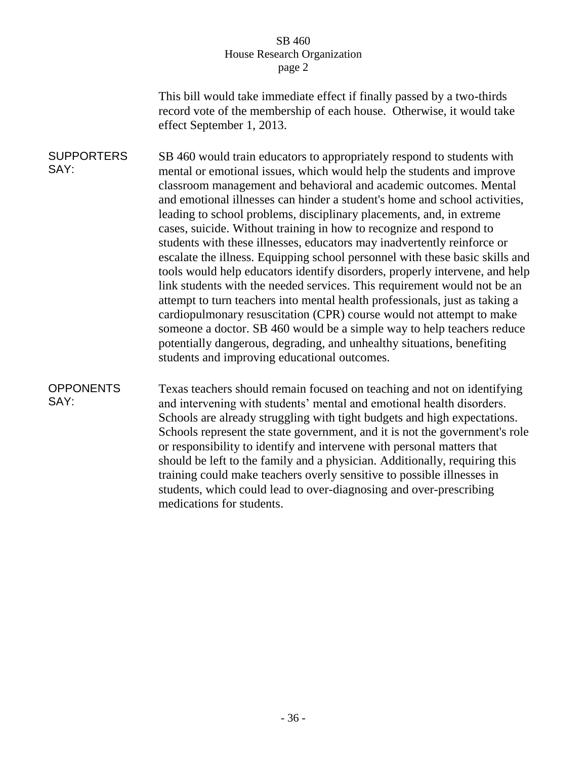This bill would take immediate effect if finally passed by a two-thirds record vote of the membership of each house. Otherwise, it would take effect September 1, 2013.

**SUPPORTERS SAY:**

SB 460 would train educators to appropriately respond to students with mental or emotional issues, which would help the students and improve classroom management and behavioral and academic outcomes. Mental and emotional illnesses can hinder a student's home and school activities, leading to school problems, disciplinary placements, and, in extreme cases, suicide. Without training in how to recognize and respond to students with these illnesses, educators may inadvertently reinforce or escalate the illness. Equipping school personnel with these basic skills and tools would help educators identify disorders, properly intervene, and help link students with the needed services. This requirement would not be an attempt to turn teachers into mental health professionals, just as taking a cardiopulmonary resuscitation (CPR) course would not attempt to make someone a doctor. SB 460 would be a simple way to help teachers reduce potentially dangerous, degrading, and unhealthy situations, benefiting students and improving educational outcomes.

**OPPONENTS SAY:**

Texas teachers should remain focused on teaching and not on identifying and intervening with students' mental and emotional health disorders. Schools are already struggling with tight budgets and high expectations. Schools represent the state government, and it is not the government's role or responsibility to identify and intervene with personal matters that should be left to the family and a physician. Additionally, requiring this training could make teachers overly sensitive to possible illnesses in students, which could lead to over-diagnosing and over-prescribing medications for students.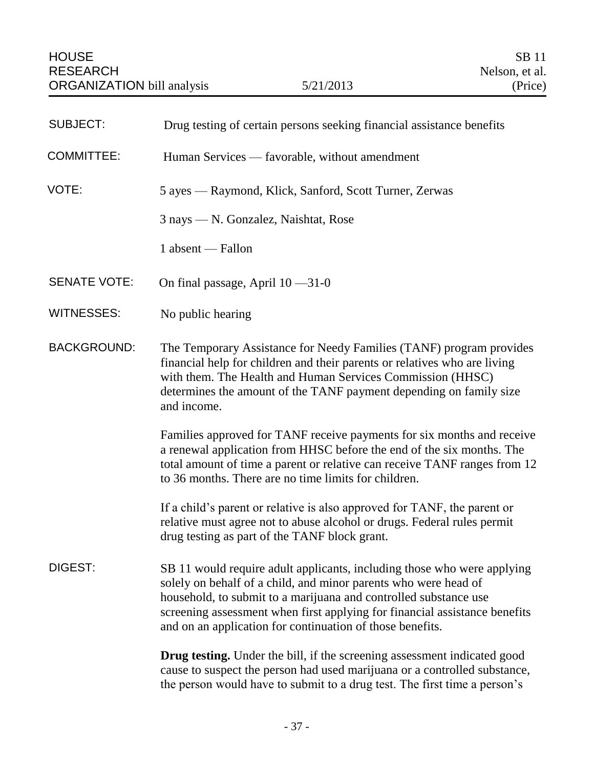HOUSE RESEARCH ORGANIZATION bill analysis — 5/21/2013 — SB 11 Nelson, et al. (Price)

SUBJECT: Drug testing of certain persons seeking financial assistance benefits

COMMITTEE: Human Services — favorable, without amendment

VOTE: 5 ayes — Raymond, Klick, Sanford, Scott Turner, Zerwas

3 nays — N. Gonzalez, Naishtat, Rose

1 absent — Fallon

SENATE VOTE: On final passage, April 10 —31-0

WITNESSES: No public hearing

BACKGROUND: The Temporary Assistance for Needy Families (TANF) program provides financial help for children and their parents or relatives who are living with them. The Health and Human Services Commission (HHSC) determines the amount of the TANF payment depending on family size and income.

Families approved for TANF receive payments for six months and receive a renewal application from HHSC before the end of the six months. The total amount of time a parent or relative can receive TANF ranges from 12 to 36 months. There are no time limits for children.

If a child's parent or relative is also approved for TANF, the parent or relative must agree not to abuse alcohol or drugs. Federal rules permit drug testing as part of the TANF block grant.

DIGEST: SB 11 would require adult applicants, including those who were applying solely on behalf of a child, and minor parents who were head of household, to submit to a marijuana and controlled substance use screening assessment when first applying for financial assistance benefits and on an application for continuation of those benefits.

**Drug testing.** Under the bill, if the screening assessment indicated good cause to suspect the person had used marijuana or a controlled substance, the person would have to submit to a drug test. The first time a person's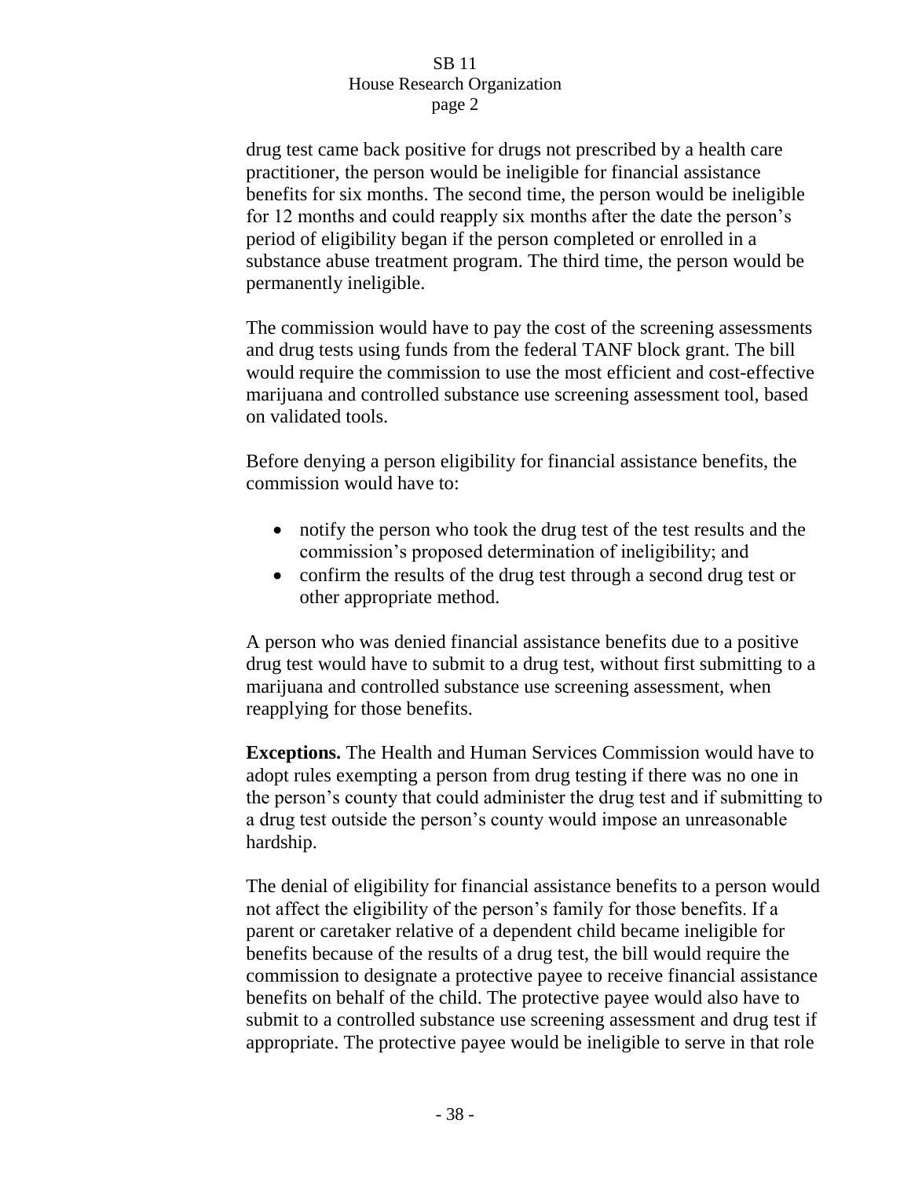drug test came back positive for drugs not prescribed by a health care practitioner, the person would be ineligible for financial assistance benefits for six months. The second time, the person would be ineligible for 12 months and could reapply six months after the date the person's period of eligibility began if the person completed or enrolled in a substance abuse treatment program. The third time, the person would be permanently ineligible.

The commission would have to pay the cost of the screening assessments and drug tests using funds from the federal TANF block grant. The bill would require the commission to use the most efficient and cost-effective marijuana and controlled substance use screening assessment tool, based on validated tools.

Before denying a person eligibility for financial assistance benefits, the commission would have to:

- notify the person who took the drug test of the test results and the commission's proposed determination of ineligibility; and
- confirm the results of the drug test through a second drug test or other appropriate method.

A person who was denied financial assistance benefits due to a positive drug test would have to submit to a drug test, without first submitting to a marijuana and controlled substance use screening assessment, when reapplying for those benefits.

**Exceptions.** The Health and Human Services Commission would have to adopt rules exempting a person from drug testing if there was no one in the person's county that could administer the drug test and if submitting to a drug test outside the person's county would impose an unreasonable hardship.

The denial of eligibility for financial assistance benefits to a person would not affect the eligibility of the person's family for those benefits. If a parent or caretaker relative of a dependent child became ineligible for benefits because of the results of a drug test, the bill would require the commission to designate a protective payee to receive financial assistance benefits on behalf of the child. The protective payee would also have to submit to a controlled substance use screening assessment and drug test if appropriate. The protective payee would be ineligible to serve in that role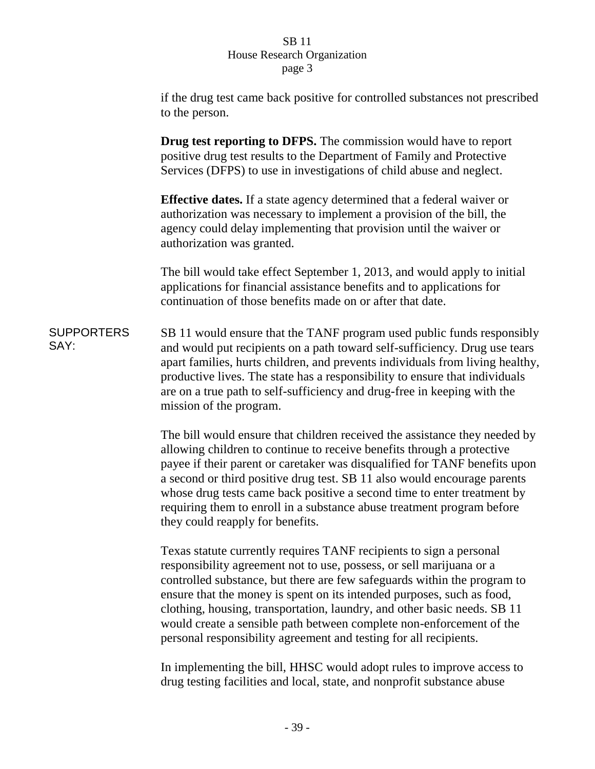if the drug test came back positive for controlled substances not prescribed to the person.

**Drug test reporting to DFPS.** The commission would have to report positive drug test results to the Department of Family and Protective Services (DFPS) to use in investigations of child abuse and neglect.

**Effective dates.** If a state agency determined that a federal waiver or authorization was necessary to implement a provision of the bill, the agency could delay implementing that provision until the waiver or authorization was granted.

The bill would take effect September 1, 2013, and would apply to initial applications for financial assistance benefits and to applications for continuation of those benefits made on or after that date.

SUPPORTERS SAY:

SB 11 would ensure that the TANF program used public funds responsibly and would put recipients on a path toward self-sufficiency. Drug use tears apart families, hurts children, and prevents individuals from living healthy, productive lives. The state has a responsibility to ensure that individuals are on a true path to self-sufficiency and drug-free in keeping with the mission of the program.

The bill would ensure that children received the assistance they needed by allowing children to continue to receive benefits through a protective payee if their parent or caretaker was disqualified for TANF benefits upon a second or third positive drug test. SB 11 also would encourage parents whose drug tests came back positive a second time to enter treatment by requiring them to enroll in a substance abuse treatment program before they could reapply for benefits.

Texas statute currently requires TANF recipients to sign a personal responsibility agreement not to use, possess, or sell marijuana or a controlled substance, but there are few safeguards within the program to ensure that the money is spent on its intended purposes, such as food, clothing, housing, transportation, laundry, and other basic needs. SB 11 would create a sensible path between complete non-enforcement of the personal responsibility agreement and testing for all recipients.

In implementing the bill, HHSC would adopt rules to improve access to drug testing facilities and local, state, and nonprofit substance abuse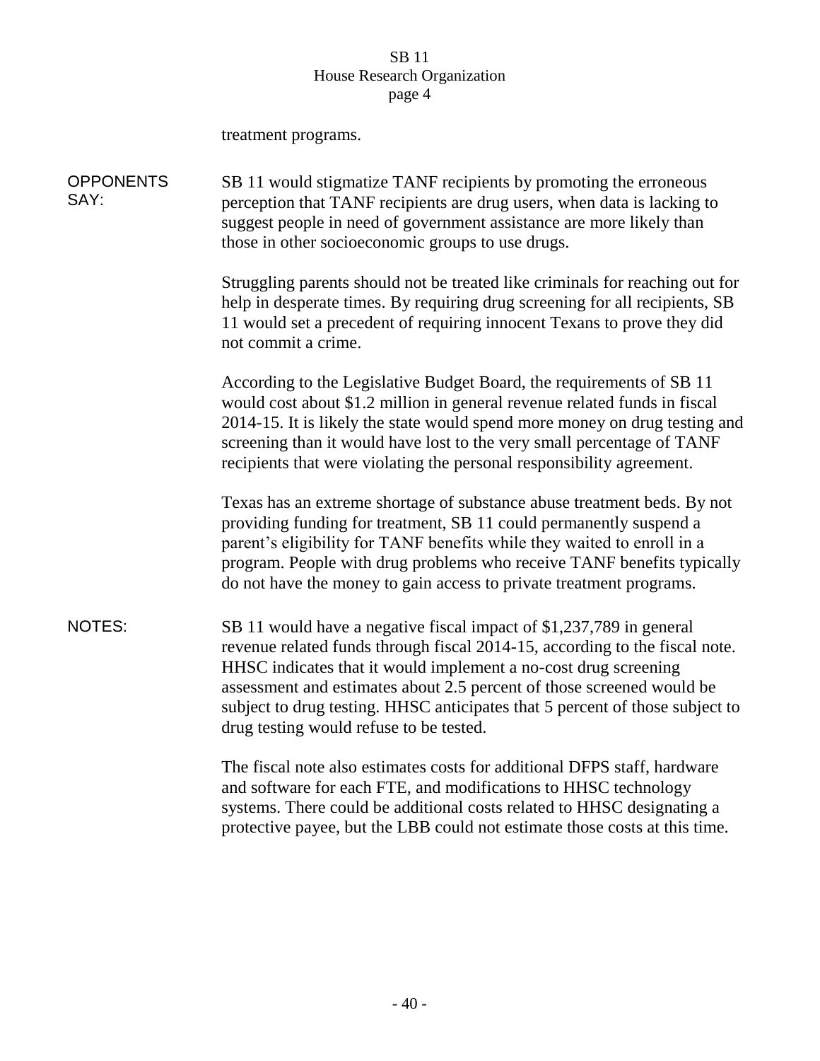treatment programs.

**OPPONENTS SAY:**

SB 11 would stigmatize TANF recipients by promoting the erroneous perception that TANF recipients are drug users, when data is lacking to suggest people in need of government assistance are more likely than those in other socioeconomic groups to use drugs.

Struggling parents should not be treated like criminals for reaching out for help in desperate times. By requiring drug screening for all recipients, SB 11 would set a precedent of requiring innocent Texans to prove they did not commit a crime.

According to the Legislative Budget Board, the requirements of SB 11 would cost about $1.2 million in general revenue related funds in fiscal 2014-15. It is likely the state would spend more money on drug testing and screening than it would have lost to the very small percentage of TANF recipients that were violating the personal responsibility agreement.

Texas has an extreme shortage of substance abuse treatment beds. By not providing funding for treatment, SB 11 could permanently suspend a parent's eligibility for TANF benefits while they waited to enroll in a program. People with drug problems who receive TANF benefits typically do not have the money to gain access to private treatment programs.

**NOTES:**

SB 11 would have a negative fiscal impact of $1,237,789 in general revenue related funds through fiscal 2014-15, according to the fiscal note. HHSC indicates that it would implement a no-cost drug screening assessment and estimates about 2.5 percent of those screened would be subject to drug testing. HHSC anticipates that 5 percent of those subject to drug testing would refuse to be tested.

The fiscal note also estimates costs for additional DFPS staff, hardware and software for each FTE, and modifications to HHSC technology systems. There could be additional costs related to HHSC designating a protective payee, but the LBB could not estimate those costs at this time.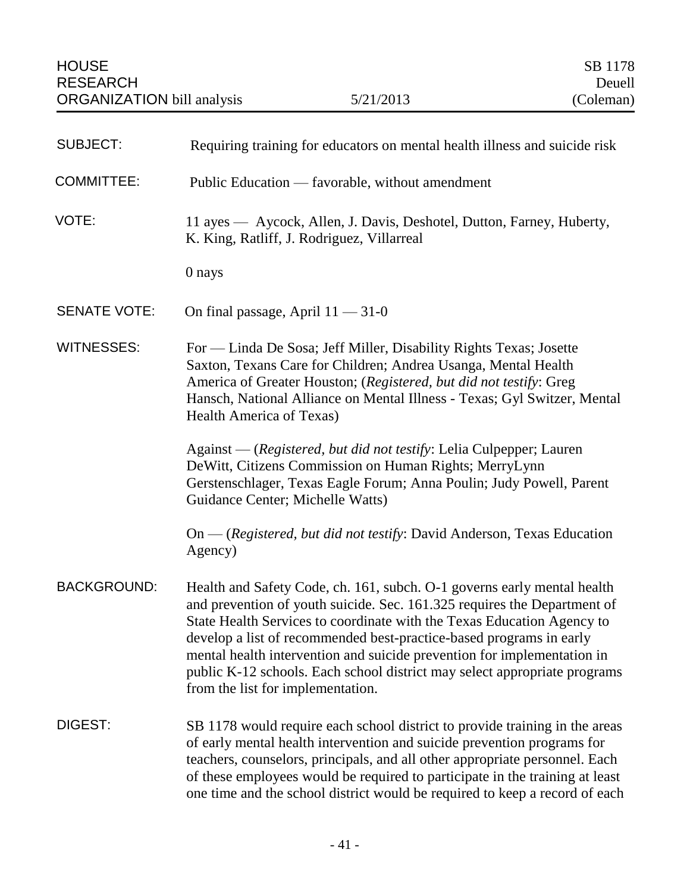HOUSE RESEARCH ORGANIZATION bill analysis | 5/21/2013 | SB 1178 Deuell (Coleman)

**SUBJECT:** Requiring training for educators on mental health illness and suicide risk

**COMMITTEE:** Public Education — favorable, without amendment

**VOTE:** 11 ayes — Aycock, Allen, J. Davis, Deshotel, Dutton, Farney, Huberty, K. King, Ratliff, J. Rodriguez, Villarreal

0 nays

**SENATE VOTE:** On final passage, April 11 — 31-0

**WITNESSES:** For — Linda De Sosa; Jeff Miller, Disability Rights Texas; Josette Saxton, Texans Care for Children; Andrea Usanga, Mental Health America of Greater Houston; (*Registered, but did not testify*: Greg Hansch, National Alliance on Mental Illness - Texas; Gyl Switzer, Mental Health America of Texas)

Against — (*Registered, but did not testify*: Lelia Culpepper; Lauren DeWitt, Citizens Commission on Human Rights; MerryLynn Gerstenschlager, Texas Eagle Forum; Anna Poulin; Judy Powell, Parent Guidance Center; Michelle Watts)

On — (*Registered, but did not testify*: David Anderson, Texas Education Agency)

**BACKGROUND:** Health and Safety Code, ch. 161, subch. O-1 governs early mental health and prevention of youth suicide. Sec. 161.325 requires the Department of State Health Services to coordinate with the Texas Education Agency to develop a list of recommended best-practice-based programs in early mental health intervention and suicide prevention for implementation in public K-12 schools. Each school district may select appropriate programs from the list for implementation.

**DIGEST:** SB 1178 would require each school district to provide training in the areas of early mental health intervention and suicide prevention programs for teachers, counselors, principals, and all other appropriate personnel. Each of these employees would be required to participate in the training at least one time and the school district would be required to keep a record of each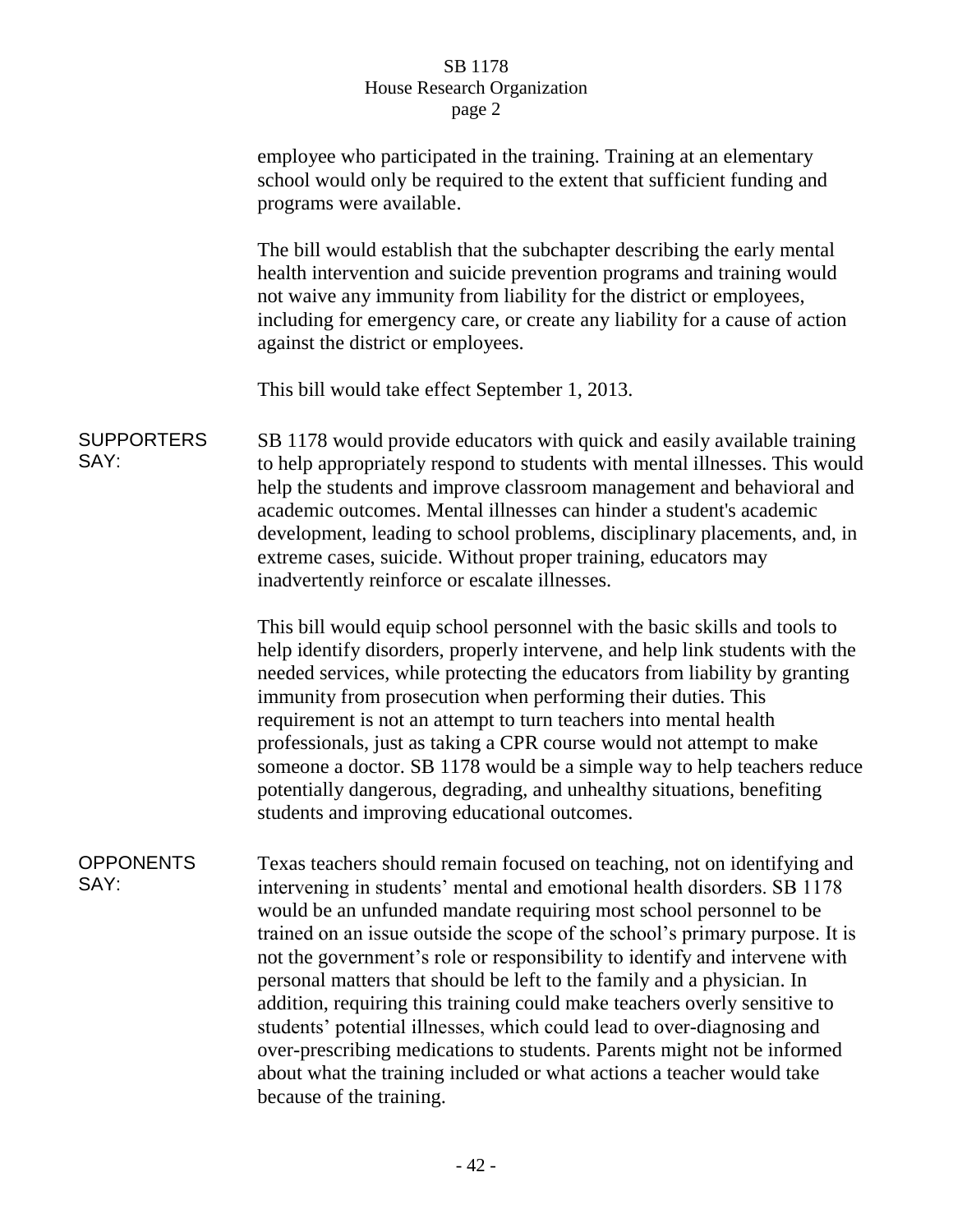employee who participated in the training. Training at an elementary school would only be required to the extent that sufficient funding and programs were available.

The bill would establish that the subchapter describing the early mental health intervention and suicide prevention programs and training would not waive any immunity from liability for the district or employees, including for emergency care, or create any liability for a cause of action against the district or employees.

This bill would take effect September 1, 2013.

**SUPPORTERS SAY:**

SB 1178 would provide educators with quick and easily available training to help appropriately respond to students with mental illnesses. This would help the students and improve classroom management and behavioral and academic outcomes. Mental illnesses can hinder a student's academic development, leading to school problems, disciplinary placements, and, in extreme cases, suicide. Without proper training, educators may inadvertently reinforce or escalate illnesses.

This bill would equip school personnel with the basic skills and tools to help identify disorders, properly intervene, and help link students with the needed services, while protecting the educators from liability by granting immunity from prosecution when performing their duties. This requirement is not an attempt to turn teachers into mental health professionals, just as taking a CPR course would not attempt to make someone a doctor. SB 1178 would be a simple way to help teachers reduce potentially dangerous, degrading, and unhealthy situations, benefiting students and improving educational outcomes.

**OPPONENTS SAY:**

Texas teachers should remain focused on teaching, not on identifying and intervening in students' mental and emotional health disorders. SB 1178 would be an unfunded mandate requiring most school personnel to be trained on an issue outside the scope of the school's primary purpose. It is not the government's role or responsibility to identify and intervene with personal matters that should be left to the family and a physician. In addition, requiring this training could make teachers overly sensitive to students' potential illnesses, which could lead to over-diagnosing and over-prescribing medications to students. Parents might not be informed about what the training included or what actions a teacher would take because of the training.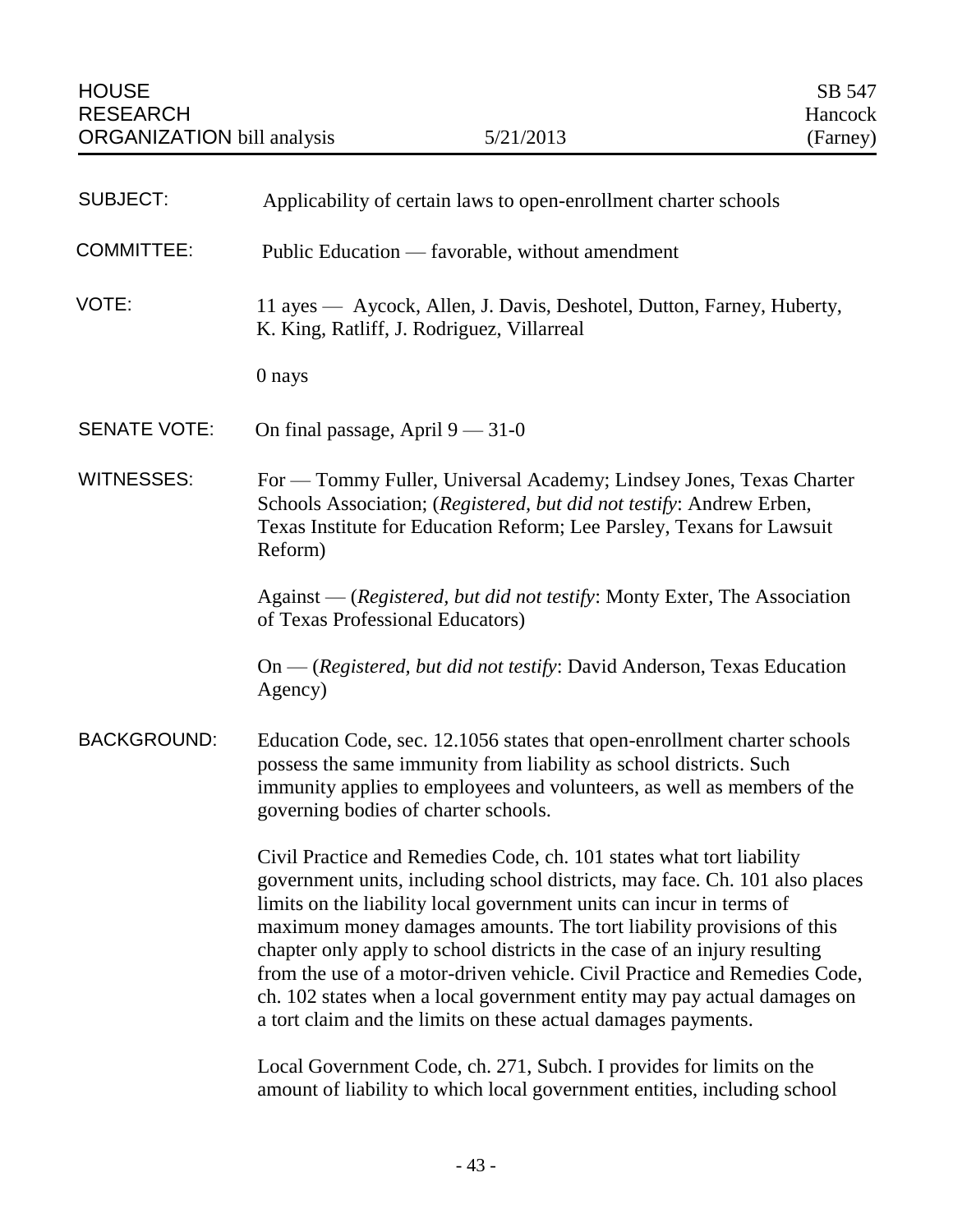HOUSE RESEARCH ORGANIZATION bill analysis — 5/21/2013 — SB 547 Hancock (Farney)

**SUBJECT:** Applicability of certain laws to open-enrollment charter schools

**COMMITTEE:** Public Education — favorable, without amendment

**VOTE:** 11 ayes — Aycock, Allen, J. Davis, Deshotel, Dutton, Farney, Huberty, K. King, Ratliff, J. Rodriguez, Villarreal

0 nays

**SENATE VOTE:** On final passage, April 9 — 31-0

**WITNESSES:** For — Tommy Fuller, Universal Academy; Lindsey Jones, Texas Charter Schools Association; (*Registered, but did not testify*: Andrew Erben, Texas Institute for Education Reform; Lee Parsley, Texans for Lawsuit Reform)

Against — (*Registered, but did not testify*: Monty Exter, The Association of Texas Professional Educators)

On — (*Registered, but did not testify*: David Anderson, Texas Education Agency)

**BACKGROUND:** Education Code, sec. 12.1056 states that open-enrollment charter schools possess the same immunity from liability as school districts. Such immunity applies to employees and volunteers, as well as members of the governing bodies of charter schools.

Civil Practice and Remedies Code, ch. 101 states what tort liability government units, including school districts, may face. Ch. 101 also places limits on the liability local government units can incur in terms of maximum money damages amounts. The tort liability provisions of this chapter only apply to school districts in the case of an injury resulting from the use of a motor-driven vehicle. Civil Practice and Remedies Code, ch. 102 states when a local government entity may pay actual damages on a tort claim and the limits on these actual damages payments.

Local Government Code, ch. 271, Subch. I provides for limits on the amount of liability to which local government entities, including school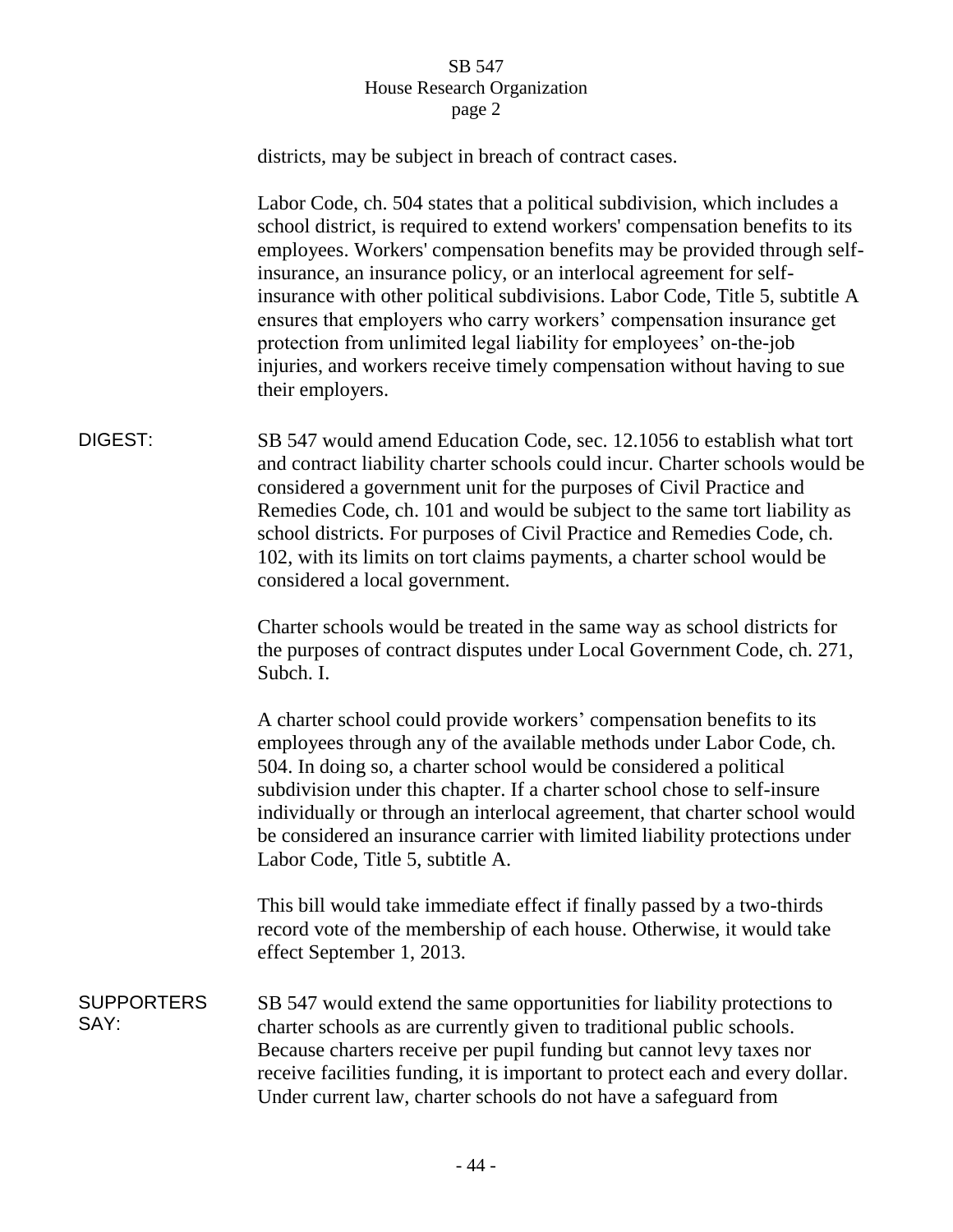districts, may be subject in breach of contract cases.

Labor Code, ch. 504 states that a political subdivision, which includes a school district, is required to extend workers' compensation benefits to its employees. Workers' compensation benefits may be provided through self-insurance, an insurance policy, or an interlocal agreement for self-insurance with other political subdivisions. Labor Code, Title 5, subtitle A ensures that employers who carry workers' compensation insurance get protection from unlimited legal liability for employees' on-the-job injuries, and workers receive timely compensation without having to sue their employers.

**DIGEST:**

SB 547 would amend Education Code, sec. 12.1056 to establish what tort and contract liability charter schools could incur. Charter schools would be considered a government unit for the purposes of Civil Practice and Remedies Code, ch. 101 and would be subject to the same tort liability as school districts. For purposes of Civil Practice and Remedies Code, ch. 102, with its limits on tort claims payments, a charter school would be considered a local government.

Charter schools would be treated in the same way as school districts for the purposes of contract disputes under Local Government Code, ch. 271, Subch. I.

A charter school could provide workers' compensation benefits to its employees through any of the available methods under Labor Code, ch. 504. In doing so, a charter school would be considered a political subdivision under this chapter. If a charter school chose to self-insure individually or through an interlocal agreement, that charter school would be considered an insurance carrier with limited liability protections under Labor Code, Title 5, subtitle A.

This bill would take immediate effect if finally passed by a two-thirds record vote of the membership of each house. Otherwise, it would take effect September 1, 2013.

**SUPPORTERS SAY:**

SB 547 would extend the same opportunities for liability protections to charter schools as are currently given to traditional public schools. Because charters receive per pupil funding but cannot levy taxes nor receive facilities funding, it is important to protect each and every dollar. Under current law, charter schools do not have a safeguard from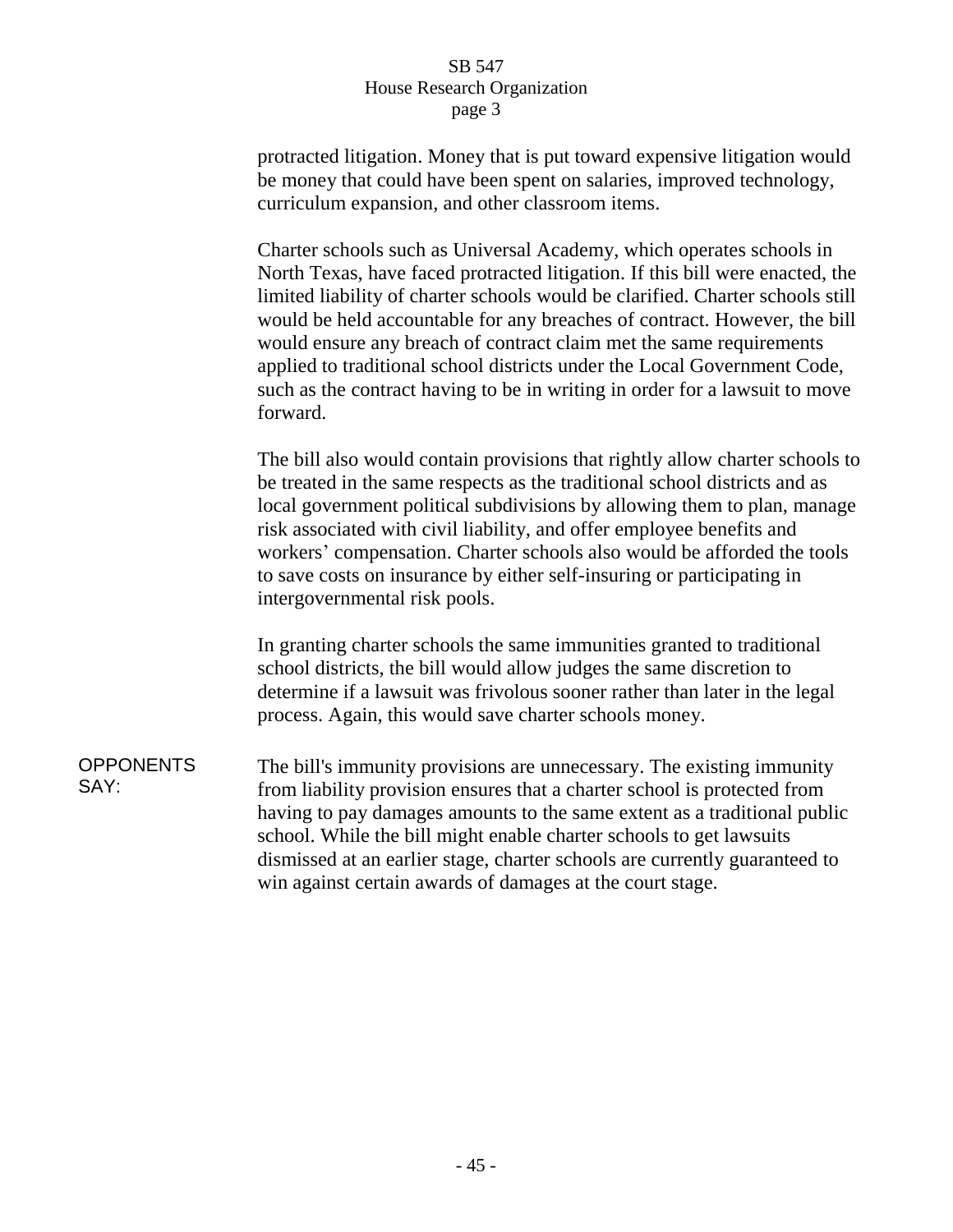protracted litigation. Money that is put toward expensive litigation would be money that could have been spent on salaries, improved technology, curriculum expansion, and other classroom items.

Charter schools such as Universal Academy, which operates schools in North Texas, have faced protracted litigation. If this bill were enacted, the limited liability of charter schools would be clarified. Charter schools still would be held accountable for any breaches of contract. However, the bill would ensure any breach of contract claim met the same requirements applied to traditional school districts under the Local Government Code, such as the contract having to be in writing in order for a lawsuit to move forward.

The bill also would contain provisions that rightly allow charter schools to be treated in the same respects as the traditional school districts and as local government political subdivisions by allowing them to plan, manage risk associated with civil liability, and offer employee benefits and workers' compensation. Charter schools also would be afforded the tools to save costs on insurance by either self-insuring or participating in intergovernmental risk pools.

In granting charter schools the same immunities granted to traditional school districts, the bill would allow judges the same discretion to determine if a lawsuit was frivolous sooner rather than later in the legal process. Again, this would save charter schools money.

**OPPONENTS SAY:** The bill's immunity provisions are unnecessary. The existing immunity from liability provision ensures that a charter school is protected from having to pay damages amounts to the same extent as a traditional public school. While the bill might enable charter schools to get lawsuits dismissed at an earlier stage, charter schools are currently guaranteed to win against certain awards of damages at the court stage.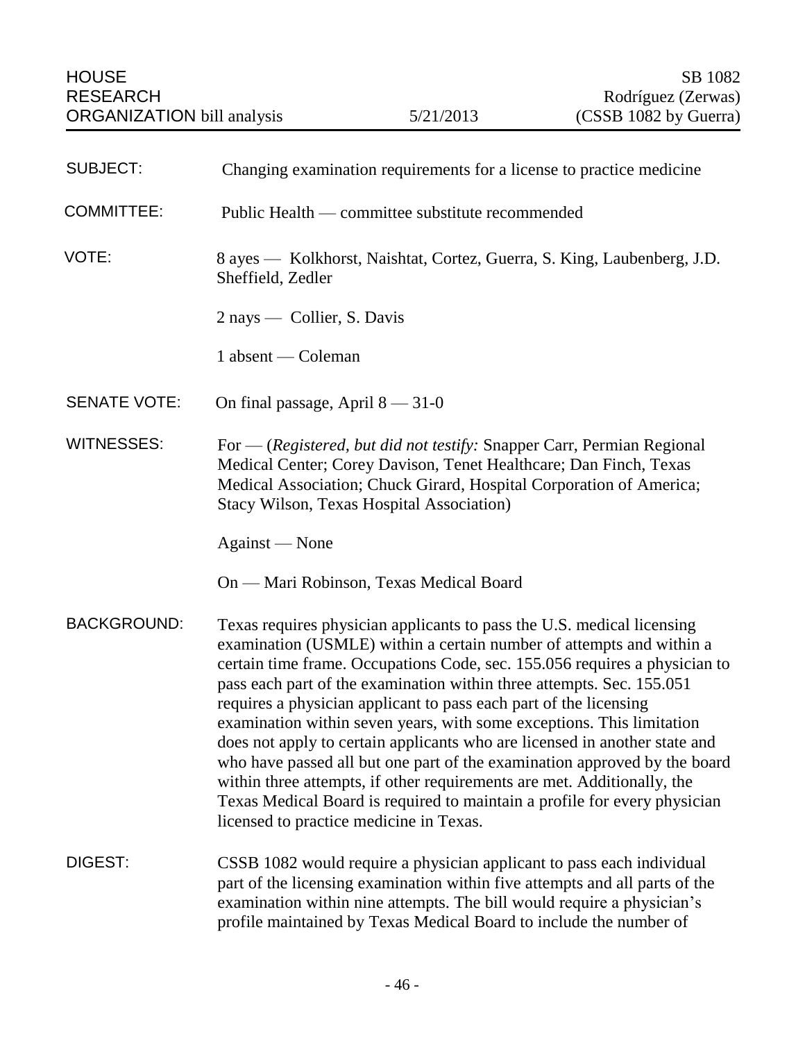HOUSE RESEARCH ORGANIZATION bill analysis

5/21/2013

SB 1082
Rodríguez (Zerwas)
(CSSB 1082 by Guerra)

| | |
|---|---|
| SUBJECT: | Changing examination requirements for a license to practice medicine |
| COMMITTEE: | Public Health — committee substitute recommended |
| VOTE: | 8 ayes — Kolkhorst, Naishtat, Cortez, Guerra, S. King, Laubenberg, J.D. Sheffield, Zedler<br><br>2 nays — Collier, S. Davis<br><br>1 absent — Coleman |
| SENATE VOTE: | On final passage, April 8 — 31-0 |
| WITNESSES: | For — (*Registered, but did not testify:* Snapper Carr, Permian Regional Medical Center; Corey Davison, Tenet Healthcare; Dan Finch, Texas Medical Association; Chuck Girard, Hospital Corporation of America; Stacy Wilson, Texas Hospital Association)<br><br>Against — None<br><br>On — Mari Robinson, Texas Medical Board |

BACKGROUND: Texas requires physician applicants to pass the U.S. medical licensing examination (USMLE) within a certain number of attempts and within a certain time frame. Occupations Code, sec. 155.056 requires a physician to pass each part of the examination within three attempts. Sec. 155.051 requires a physician applicant to pass each part of the licensing examination within seven years, with some exceptions. This limitation does not apply to certain applicants who are licensed in another state and who have passed all but one part of the examination approved by the board within three attempts, if other requirements are met. Additionally, the Texas Medical Board is required to maintain a profile for every physician licensed to practice medicine in Texas.

DIGEST: CSSB 1082 would require a physician applicant to pass each individual part of the licensing examination within five attempts and all parts of the examination within nine attempts. The bill would require a physician's profile maintained by Texas Medical Board to include the number of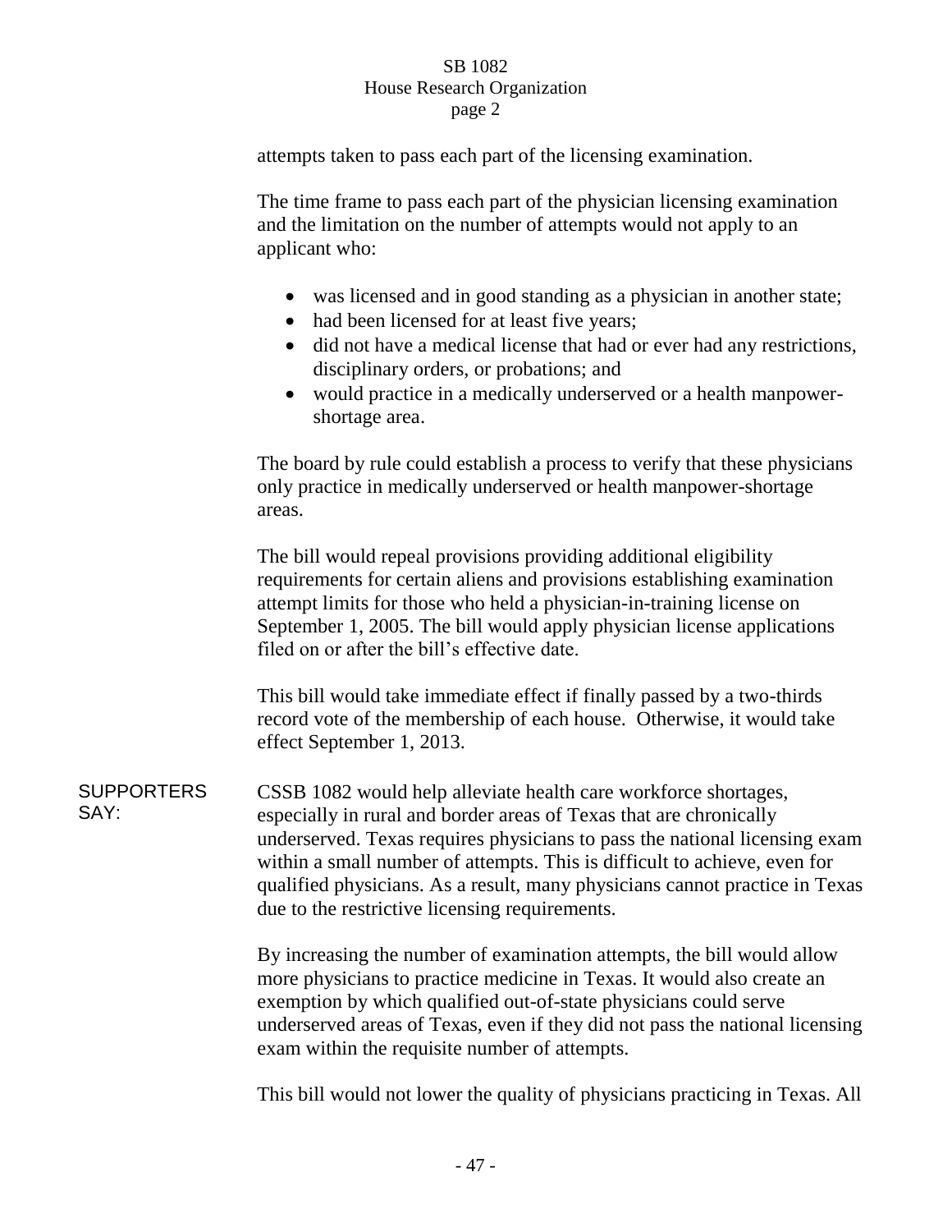attempts taken to pass each part of the licensing examination.

The time frame to pass each part of the physician licensing examination and the limitation on the number of attempts would not apply to an applicant who:

- was licensed and in good standing as a physician in another state;
- had been licensed for at least five years;
- did not have a medical license that had or ever had any restrictions, disciplinary orders, or probations; and
- would practice in a medically underserved or a health manpower-shortage area.

The board by rule could establish a process to verify that these physicians only practice in medically underserved or health manpower-shortage areas.

The bill would repeal provisions providing additional eligibility requirements for certain aliens and provisions establishing examination attempt limits for those who held a physician-in-training license on September 1, 2005. The bill would apply physician license applications filed on or after the bill's effective date.

This bill would take immediate effect if finally passed by a two-thirds record vote of the membership of each house. Otherwise, it would take effect September 1, 2013.

**SUPPORTERS SAY:**

CSSB 1082 would help alleviate health care workforce shortages, especially in rural and border areas of Texas that are chronically underserved. Texas requires physicians to pass the national licensing exam within a small number of attempts. This is difficult to achieve, even for qualified physicians. As a result, many physicians cannot practice in Texas due to the restrictive licensing requirements.

By increasing the number of examination attempts, the bill would allow more physicians to practice medicine in Texas. It would also create an exemption by which qualified out-of-state physicians could serve underserved areas of Texas, even if they did not pass the national licensing exam within the requisite number of attempts.

This bill would not lower the quality of physicians practicing in Texas. All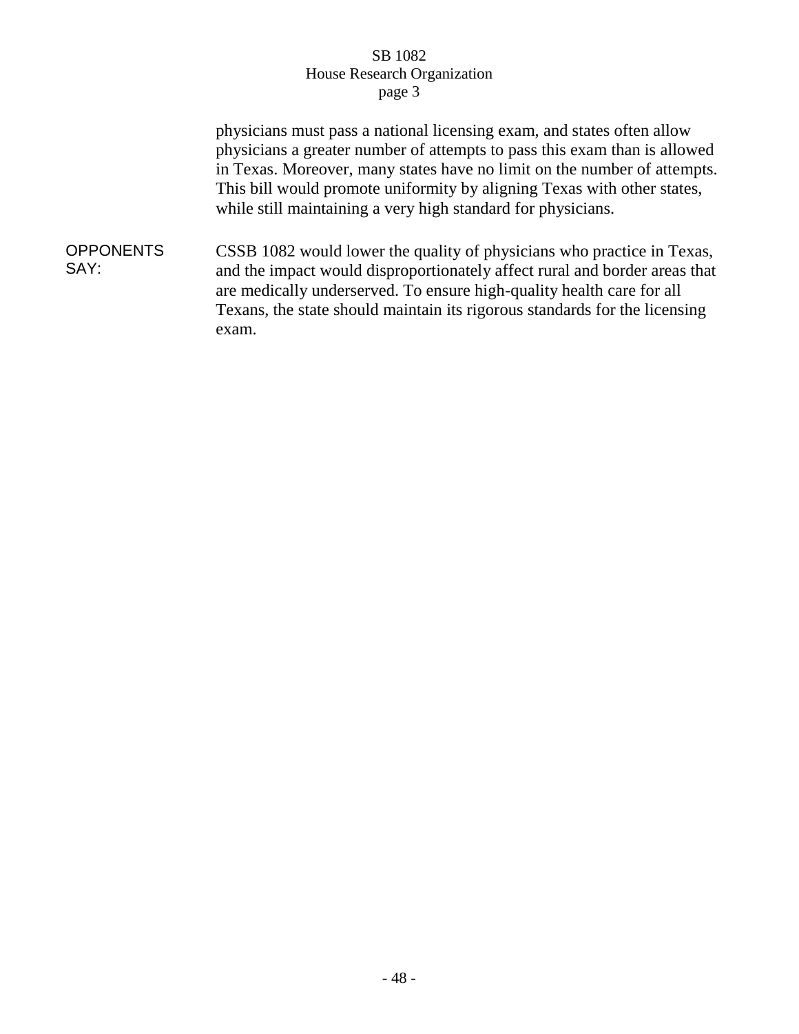physicians must pass a national licensing exam, and states often allow physicians a greater number of attempts to pass this exam than is allowed in Texas. Moreover, many states have no limit on the number of attempts. This bill would promote uniformity by aligning Texas with other states, while still maintaining a very high standard for physicians.

**OPPONENTS SAY:** CSSB 1082 would lower the quality of physicians who practice in Texas, and the impact would disproportionately affect rural and border areas that are medically underserved. To ensure high-quality health care for all Texans, the state should maintain its rigorous standards for the licensing exam.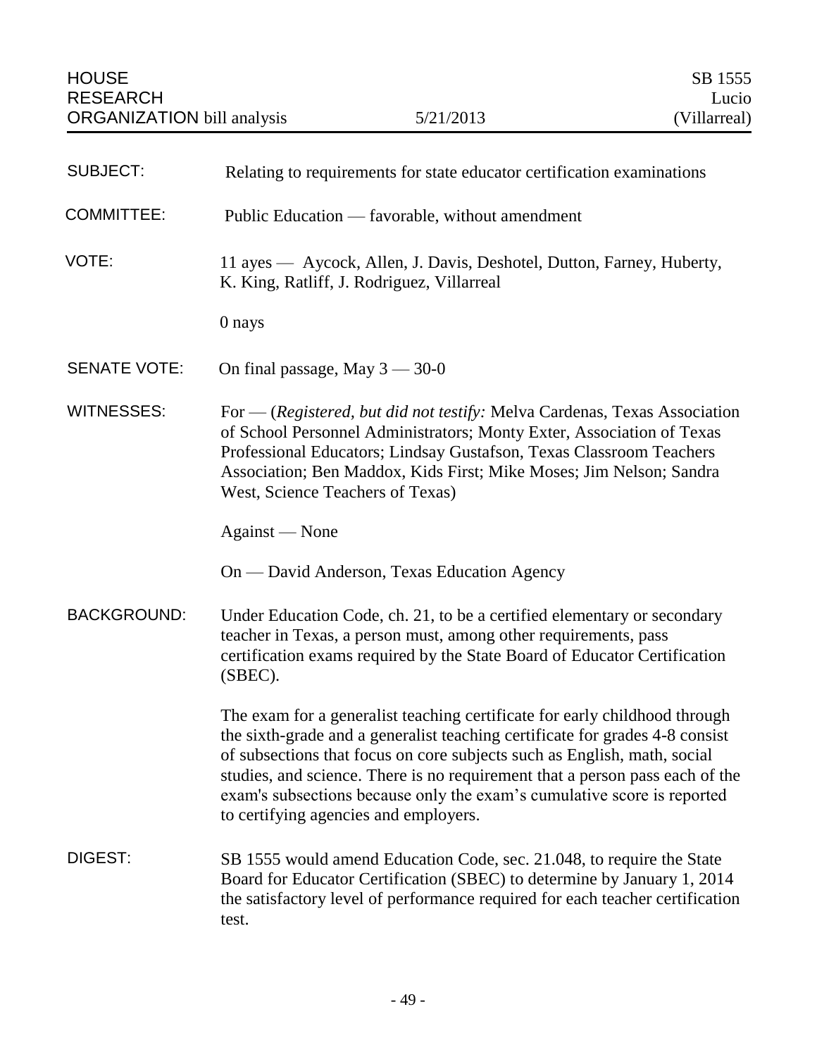HOUSE RESEARCH ORGANIZATION bill analysis — 5/21/2013 — SB 1555 Lucio (Villarreal)

**SUBJECT:** Relating to requirements for state educator certification examinations

**COMMITTEE:** Public Education — favorable, without amendment

**VOTE:** 11 ayes — Aycock, Allen, J. Davis, Deshotel, Dutton, Farney, Huberty, K. King, Ratliff, J. Rodriguez, Villarreal

0 nays

**SENATE VOTE:** On final passage, May 3 — 30-0

**WITNESSES:** For — (*Registered, but did not testify:* Melva Cardenas, Texas Association of School Personnel Administrators; Monty Exter, Association of Texas Professional Educators; Lindsay Gustafson, Texas Classroom Teachers Association; Ben Maddox, Kids First; Mike Moses; Jim Nelson; Sandra West, Science Teachers of Texas)

Against — None

On — David Anderson, Texas Education Agency

**BACKGROUND:** Under Education Code, ch. 21, to be a certified elementary or secondary teacher in Texas, a person must, among other requirements, pass certification exams required by the State Board of Educator Certification (SBEC).

The exam for a generalist teaching certificate for early childhood through the sixth-grade and a generalist teaching certificate for grades 4-8 consist of subsections that focus on core subjects such as English, math, social studies, and science. There is no requirement that a person pass each of the exam's subsections because only the exam's cumulative score is reported to certifying agencies and employers.

**DIGEST:** SB 1555 would amend Education Code, sec. 21.048, to require the State Board for Educator Certification (SBEC) to determine by January 1, 2014 the satisfactory level of performance required for each teacher certification test.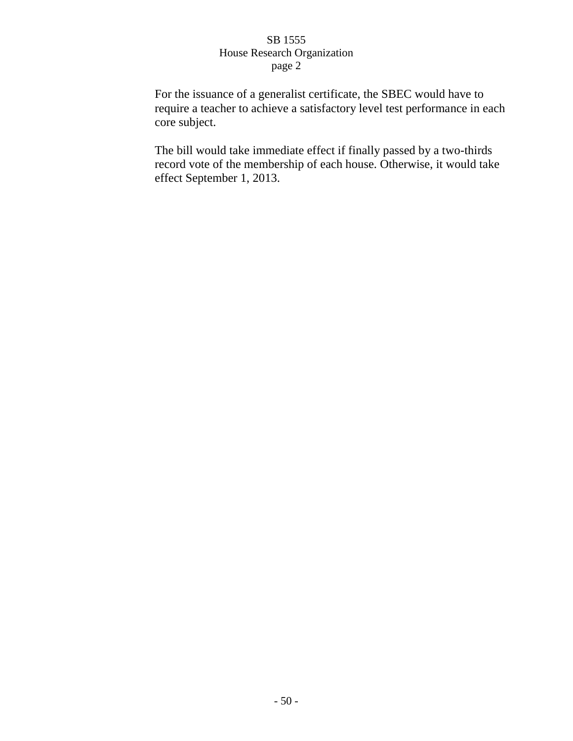For the issuance of a generalist certificate, the SBEC would have to require a teacher to achieve a satisfactory level test performance in each core subject.

The bill would take immediate effect if finally passed by a two-thirds record vote of the membership of each house. Otherwise, it would take effect September 1, 2013.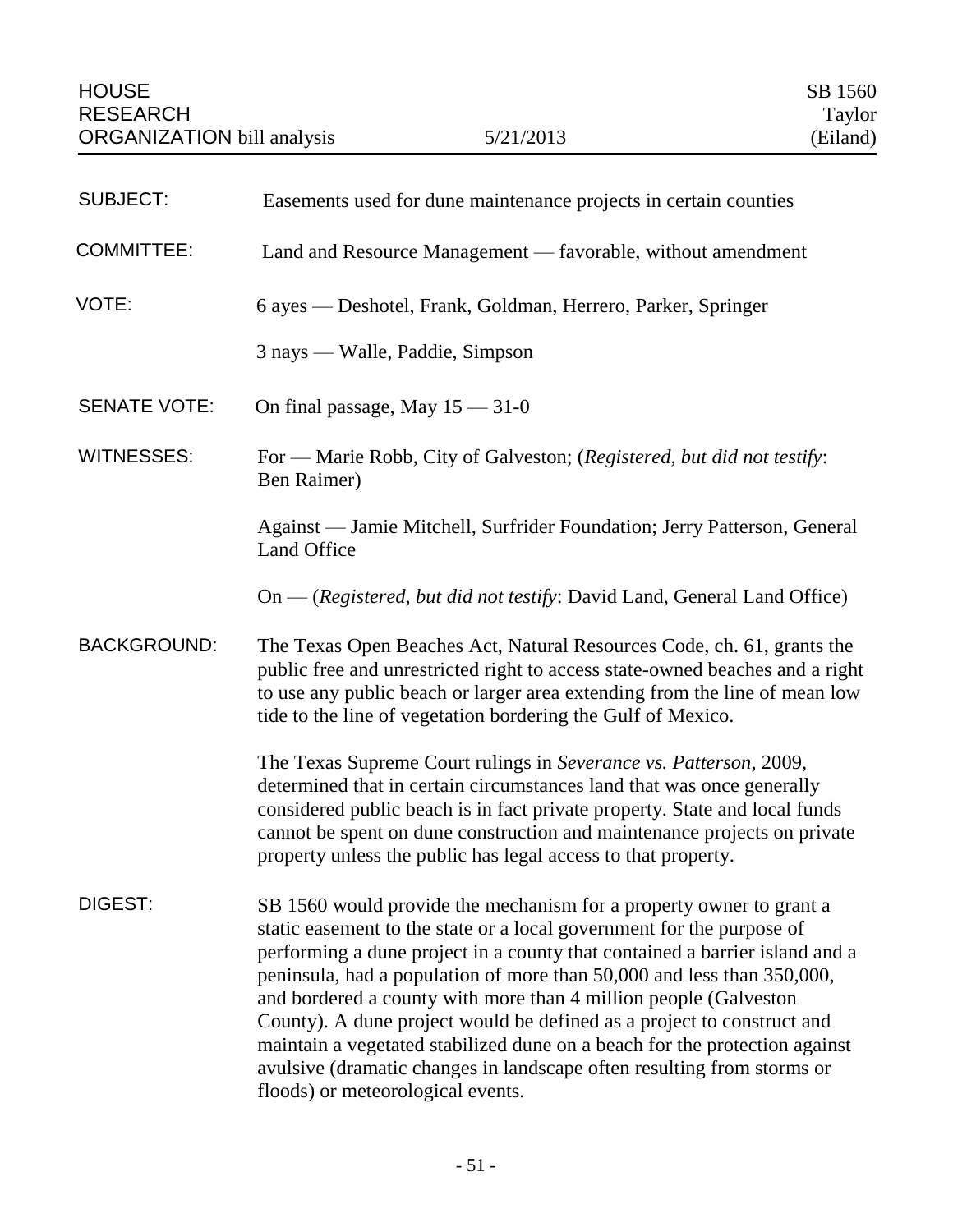HOUSE RESEARCH ORGANIZATION bill analysis — 5/21/2013 — SB 1560 Taylor (Eiland)

**SUBJECT:** Easements used for dune maintenance projects in certain counties

**COMMITTEE:** Land and Resource Management — favorable, without amendment

**VOTE:** 6 ayes — Deshotel, Frank, Goldman, Herrero, Parker, Springer

3 nays — Walle, Paddie, Simpson

**SENATE VOTE:** On final passage, May 15 — 31-0

**WITNESSES:** For — Marie Robb, City of Galveston; (*Registered, but did not testify*: Ben Raimer)

Against — Jamie Mitchell, Surfrider Foundation; Jerry Patterson, General Land Office

On — (*Registered, but did not testify*: David Land, General Land Office)

**BACKGROUND:** The Texas Open Beaches Act, Natural Resources Code, ch. 61, grants the public free and unrestricted right to access state-owned beaches and a right to use any public beach or larger area extending from the line of mean low tide to the line of vegetation bordering the Gulf of Mexico.

The Texas Supreme Court rulings in *Severance vs. Patterson*, 2009, determined that in certain circumstances land that was once generally considered public beach is in fact private property. State and local funds cannot be spent on dune construction and maintenance projects on private property unless the public has legal access to that property.

**DIGEST:** SB 1560 would provide the mechanism for a property owner to grant a static easement to the state or a local government for the purpose of performing a dune project in a county that contained a barrier island and a peninsula, had a population of more than 50,000 and less than 350,000, and bordered a county with more than 4 million people (Galveston County). A dune project would be defined as a project to construct and maintain a vegetated stabilized dune on a beach for the protection against avulsive (dramatic changes in landscape often resulting from storms or floods) or meteorological events.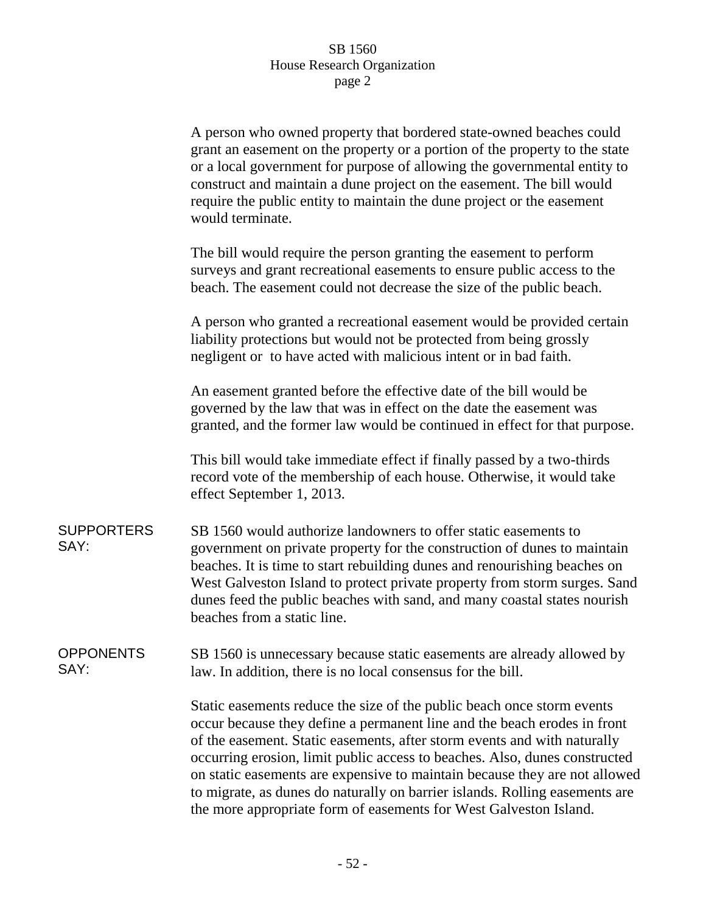A person who owned property that bordered state-owned beaches could grant an easement on the property or a portion of the property to the state or a local government for purpose of allowing the governmental entity to construct and maintain a dune project on the easement. The bill would require the public entity to maintain the dune project or the easement would terminate.

The bill would require the person granting the easement to perform surveys and grant recreational easements to ensure public access to the beach. The easement could not decrease the size of the public beach.

A person who granted a recreational easement would be provided certain liability protections but would not be protected from being grossly negligent or to have acted with malicious intent or in bad faith.

An easement granted before the effective date of the bill would be governed by the law that was in effect on the date the easement was granted, and the former law would be continued in effect for that purpose.

This bill would take immediate effect if finally passed by a two-thirds record vote of the membership of each house. Otherwise, it would take effect September 1, 2013.

**SUPPORTERS SAY:**

SB 1560 would authorize landowners to offer static easements to government on private property for the construction of dunes to maintain beaches. It is time to start rebuilding dunes and renourishing beaches on West Galveston Island to protect private property from storm surges. Sand dunes feed the public beaches with sand, and many coastal states nourish beaches from a static line.

**OPPONENTS SAY:**

SB 1560 is unnecessary because static easements are already allowed by law. In addition, there is no local consensus for the bill.

Static easements reduce the size of the public beach once storm events occur because they define a permanent line and the beach erodes in front of the easement. Static easements, after storm events and with naturally occurring erosion, limit public access to beaches. Also, dunes constructed on static easements are expensive to maintain because they are not allowed to migrate, as dunes do naturally on barrier islands. Rolling easements are the more appropriate form of easements for West Galveston Island.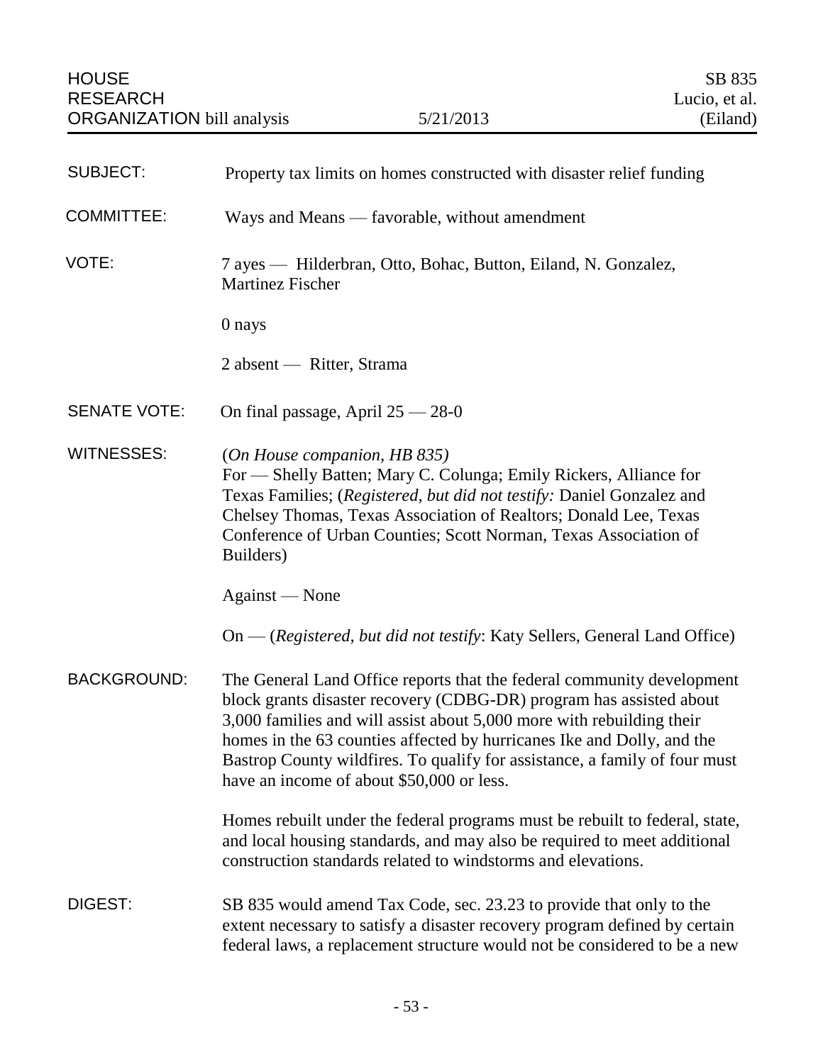| HOUSE RESEARCH ORGANIZATION bill analysis | 5/21/2013 | SB 835 Lucio, et al. (Eiland) |
|---|---|---|

**SUBJECT:** Property tax limits on homes constructed with disaster relief funding

**COMMITTEE:** Ways and Means — favorable, without amendment

**VOTE:** 7 ayes — Hilderbran, Otto, Bohac, Button, Eiland, N. Gonzalez, Martinez Fischer

0 nays

2 absent — Ritter, Strama

**SENATE VOTE:** On final passage, April 25 — 28-0

**WITNESSES:** (*On House companion, HB 835*)
For — Shelly Batten; Mary C. Colunga; Emily Rickers, Alliance for Texas Families; (*Registered, but did not testify:* Daniel Gonzalez and Chelsey Thomas, Texas Association of Realtors; Donald Lee, Texas Conference of Urban Counties; Scott Norman, Texas Association of Builders)

Against — None

On — (*Registered, but did not testify*: Katy Sellers, General Land Office)

**BACKGROUND:** The General Land Office reports that the federal community development block grants disaster recovery (CDBG-DR) program has assisted about 3,000 families and will assist about 5,000 more with rebuilding their homes in the 63 counties affected by hurricanes Ike and Dolly, and the Bastrop County wildfires. To qualify for assistance, a family of four must have an income of about $50,000 or less.

Homes rebuilt under the federal programs must be rebuilt to federal, state, and local housing standards, and may also be required to meet additional construction standards related to windstorms and elevations.

**DIGEST:** SB 835 would amend Tax Code, sec. 23.23 to provide that only to the extent necessary to satisfy a disaster recovery program defined by certain federal laws, a replacement structure would not be considered to be a new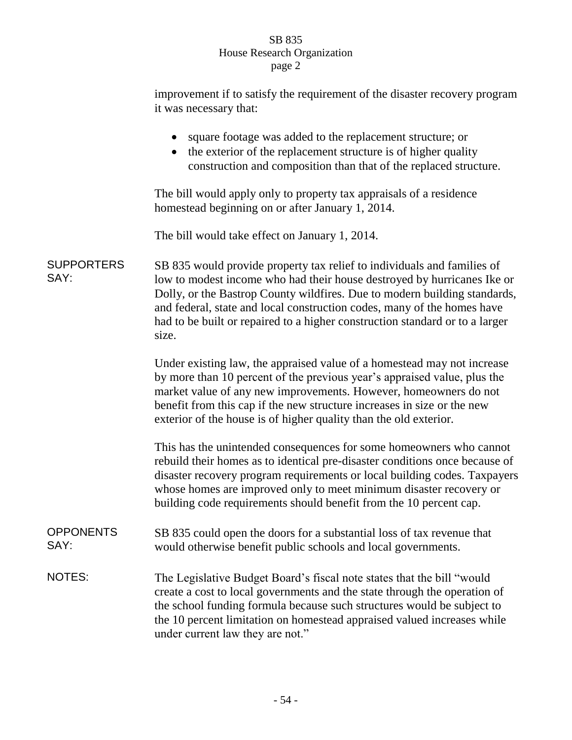improvement if to satisfy the requirement of the disaster recovery program it was necessary that:

- square footage was added to the replacement structure; or
- the exterior of the replacement structure is of higher quality construction and composition than that of the replaced structure.

The bill would apply only to property tax appraisals of a residence homestead beginning on or after January 1, 2014.

The bill would take effect on January 1, 2014.

**SUPPORTERS SAY:**

SB 835 would provide property tax relief to individuals and families of low to modest income who had their house destroyed by hurricanes Ike or Dolly, or the Bastrop County wildfires. Due to modern building standards, and federal, state and local construction codes, many of the homes have had to be built or repaired to a higher construction standard or to a larger size.

Under existing law, the appraised value of a homestead may not increase by more than 10 percent of the previous year's appraised value, plus the market value of any new improvements. However, homeowners do not benefit from this cap if the new structure increases in size or the new exterior of the house is of higher quality than the old exterior.

This has the unintended consequences for some homeowners who cannot rebuild their homes as to identical pre-disaster conditions once because of disaster recovery program requirements or local building codes. Taxpayers whose homes are improved only to meet minimum disaster recovery or building code requirements should benefit from the 10 percent cap.

**OPPONENTS SAY:**

SB 835 could open the doors for a substantial loss of tax revenue that would otherwise benefit public schools and local governments.

**NOTES:**

The Legislative Budget Board's fiscal note states that the bill "would create a cost to local governments and the state through the operation of the school funding formula because such structures would be subject to the 10 percent limitation on homestead appraised valued increases while under current law they are not."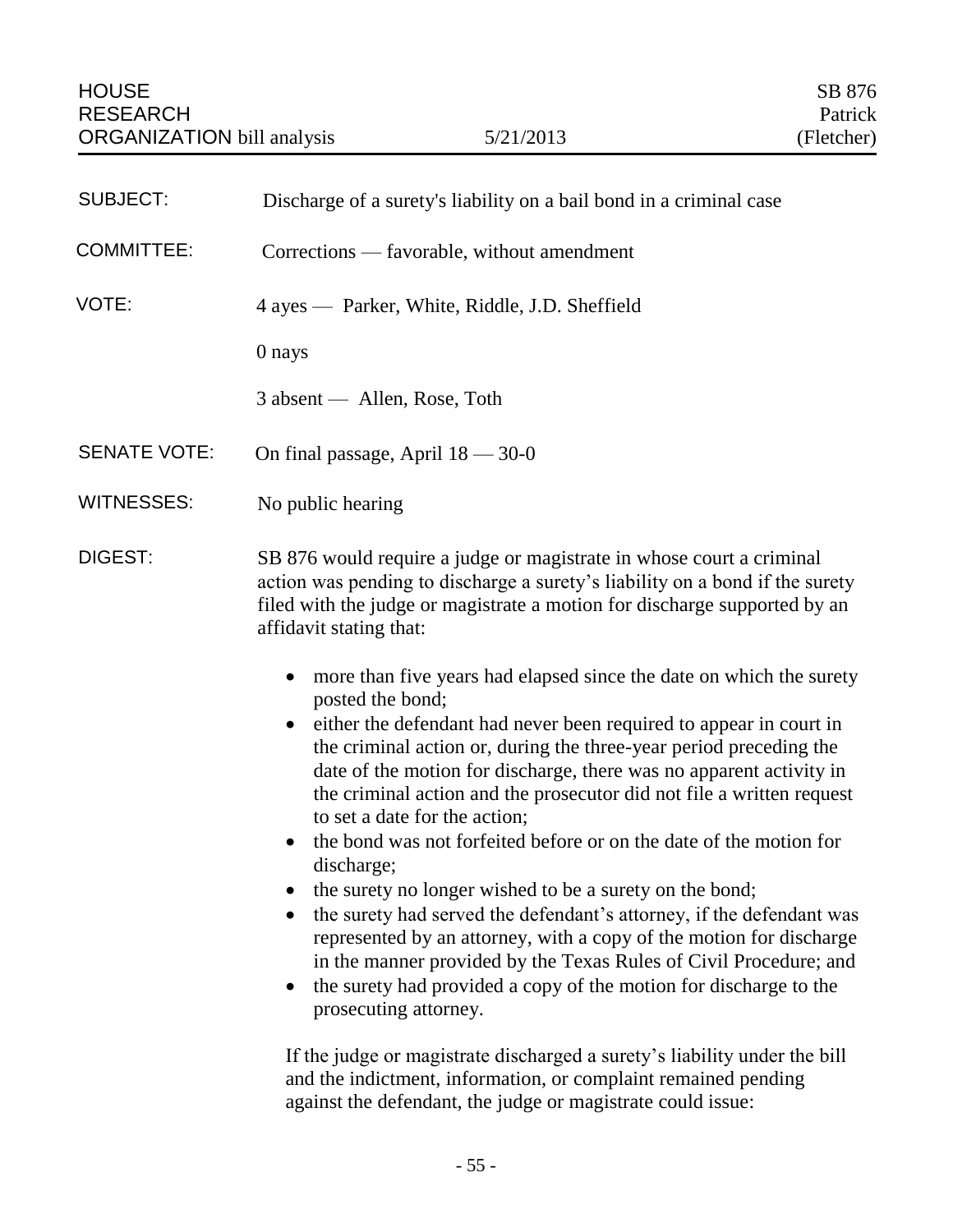HOUSE RESEARCH ORGANIZATION bill analysis — 5/21/2013 — SB 876 Patrick (Fletcher)

**SUBJECT:** Discharge of a surety's liability on a bail bond in a criminal case

**COMMITTEE:** Corrections — favorable, without amendment

**VOTE:** 4 ayes — Parker, White, Riddle, J.D. Sheffield

0 nays

3 absent — Allen, Rose, Toth

**SENATE VOTE:** On final passage, April 18 — 30-0

**WITNESSES:** No public hearing

**DIGEST:** SB 876 would require a judge or magistrate in whose court a criminal action was pending to discharge a surety's liability on a bond if the surety filed with the judge or magistrate a motion for discharge supported by an affidavit stating that:

- more than five years had elapsed since the date on which the surety posted the bond;
- either the defendant had never been required to appear in court in the criminal action or, during the three-year period preceding the date of the motion for discharge, there was no apparent activity in the criminal action and the prosecutor did not file a written request to set a date for the action;
- the bond was not forfeited before or on the date of the motion for discharge;
- the surety no longer wished to be a surety on the bond;
- the surety had served the defendant's attorney, if the defendant was represented by an attorney, with a copy of the motion for discharge in the manner provided by the Texas Rules of Civil Procedure; and
- the surety had provided a copy of the motion for discharge to the prosecuting attorney.

If the judge or magistrate discharged a surety's liability under the bill and the indictment, information, or complaint remained pending against the defendant, the judge or magistrate could issue: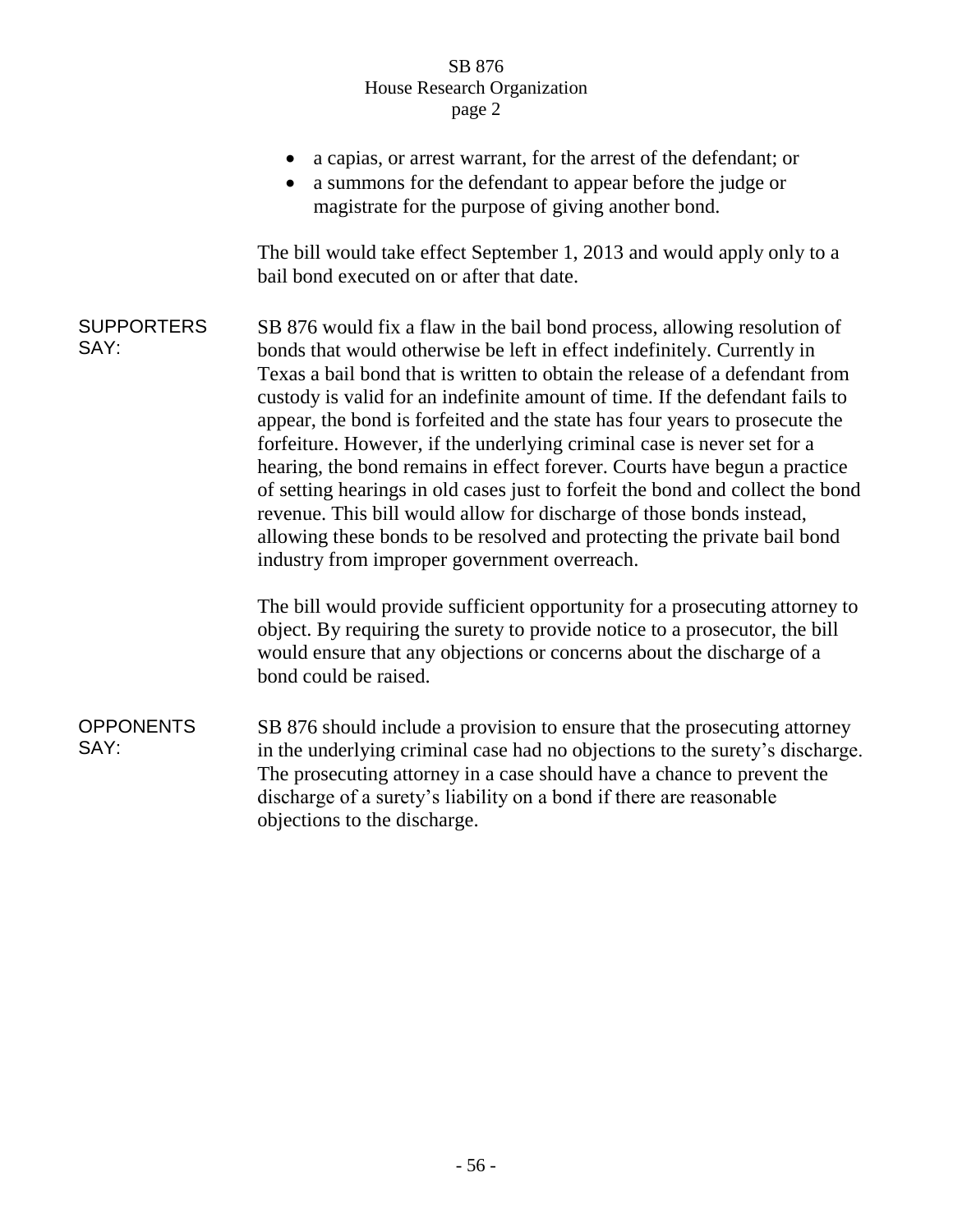- a capias, or arrest warrant, for the arrest of the defendant; or
- a summons for the defendant to appear before the judge or magistrate for the purpose of giving another bond.

The bill would take effect September 1, 2013 and would apply only to a bail bond executed on or after that date.

**SUPPORTERS SAY:**

SB 876 would fix a flaw in the bail bond process, allowing resolution of bonds that would otherwise be left in effect indefinitely. Currently in Texas a bail bond that is written to obtain the release of a defendant from custody is valid for an indefinite amount of time. If the defendant fails to appear, the bond is forfeited and the state has four years to prosecute the forfeiture. However, if the underlying criminal case is never set for a hearing, the bond remains in effect forever. Courts have begun a practice of setting hearings in old cases just to forfeit the bond and collect the bond revenue. This bill would allow for discharge of those bonds instead, allowing these bonds to be resolved and protecting the private bail bond industry from improper government overreach.

The bill would provide sufficient opportunity for a prosecuting attorney to object. By requiring the surety to provide notice to a prosecutor, the bill would ensure that any objections or concerns about the discharge of a bond could be raised.

**OPPONENTS SAY:**

SB 876 should include a provision to ensure that the prosecuting attorney in the underlying criminal case had no objections to the surety's discharge. The prosecuting attorney in a case should have a chance to prevent the discharge of a surety's liability on a bond if there are reasonable objections to the discharge.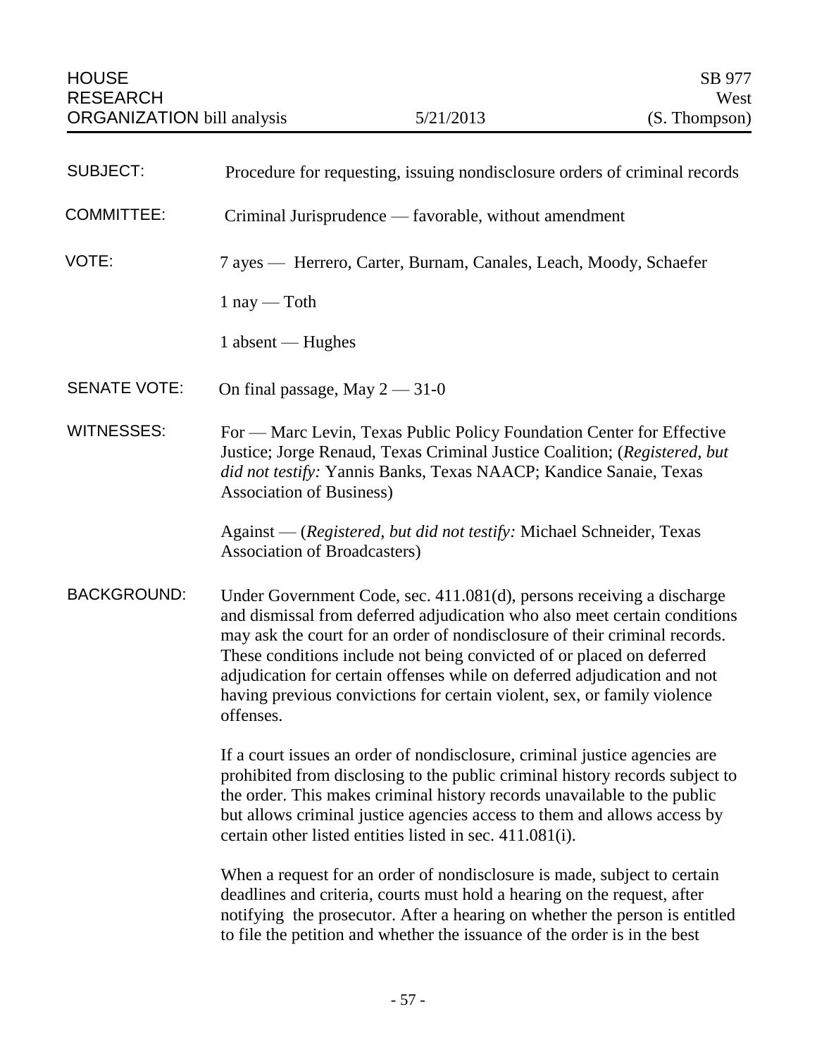HOUSE RESEARCH ORGANIZATION bill analysis — 5/21/2013 — SB 977 West (S. Thompson)

**SUBJECT:** Procedure for requesting, issuing nondisclosure orders of criminal records

**COMMITTEE:** Criminal Jurisprudence — favorable, without amendment

**VOTE:** 7 ayes — Herrero, Carter, Burnam, Canales, Leach, Moody, Schaefer

1 nay — Toth

1 absent — Hughes

**SENATE VOTE:** On final passage, May 2 — 31-0

**WITNESSES:** For — Marc Levin, Texas Public Policy Foundation Center for Effective Justice; Jorge Renaud, Texas Criminal Justice Coalition; (*Registered, but did not testify:* Yannis Banks, Texas NAACP; Kandice Sanaie, Texas Association of Business)

Against — (*Registered, but did not testify:* Michael Schneider, Texas Association of Broadcasters)

**BACKGROUND:** Under Government Code, sec. 411.081(d), persons receiving a discharge and dismissal from deferred adjudication who also meet certain conditions may ask the court for an order of nondisclosure of their criminal records. These conditions include not being convicted of or placed on deferred adjudication for certain offenses while on deferred adjudication and not having previous convictions for certain violent, sex, or family violence offenses.

If a court issues an order of nondisclosure, criminal justice agencies are prohibited from disclosing to the public criminal history records subject to the order. This makes criminal history records unavailable to the public but allows criminal justice agencies access to them and allows access by certain other listed entities listed in sec. 411.081(i).

When a request for an order of nondisclosure is made, subject to certain deadlines and criteria, courts must hold a hearing on the request, after notifying the prosecutor. After a hearing on whether the person is entitled to file the petition and whether the issuance of the order is in the best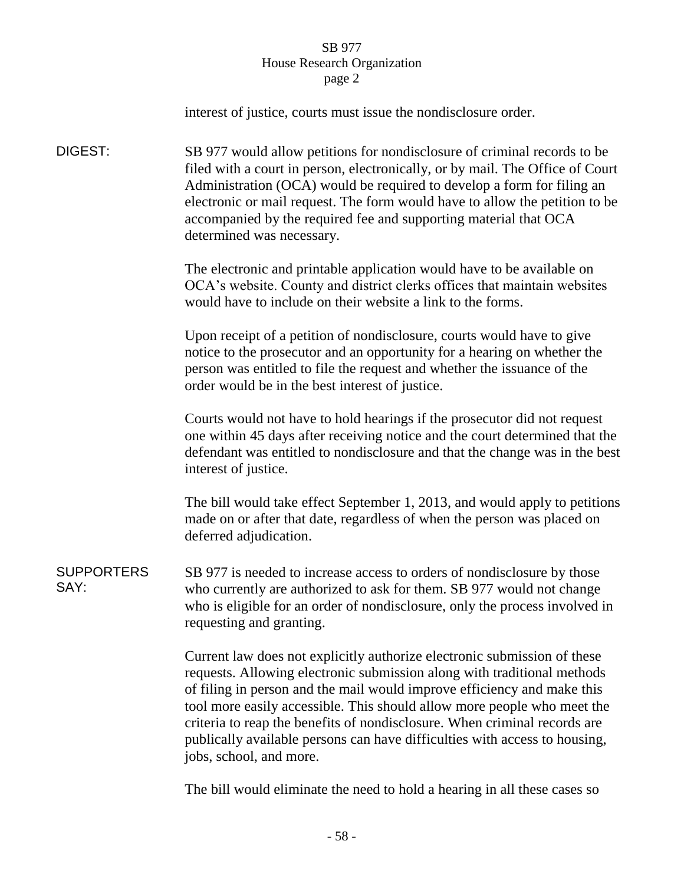interest of justice, courts must issue the nondisclosure order.

**DIGEST:** SB 977 would allow petitions for nondisclosure of criminal records to be filed with a court in person, electronically, or by mail. The Office of Court Administration (OCA) would be required to develop a form for filing an electronic or mail request. The form would have to allow the petition to be accompanied by the required fee and supporting material that OCA determined was necessary.

The electronic and printable application would have to be available on OCA's website. County and district clerks offices that maintain websites would have to include on their website a link to the forms.

Upon receipt of a petition of nondisclosure, courts would have to give notice to the prosecutor and an opportunity for a hearing on whether the person was entitled to file the request and whether the issuance of the order would be in the best interest of justice.

Courts would not have to hold hearings if the prosecutor did not request one within 45 days after receiving notice and the court determined that the defendant was entitled to nondisclosure and that the change was in the best interest of justice.

The bill would take effect September 1, 2013, and would apply to petitions made on or after that date, regardless of when the person was placed on deferred adjudication.

**SUPPORTERS SAY:** SB 977 is needed to increase access to orders of nondisclosure by those who currently are authorized to ask for them. SB 977 would not change who is eligible for an order of nondisclosure, only the process involved in requesting and granting.

Current law does not explicitly authorize electronic submission of these requests. Allowing electronic submission along with traditional methods of filing in person and the mail would improve efficiency and make this tool more easily accessible. This should allow more people who meet the criteria to reap the benefits of nondisclosure. When criminal records are publically available persons can have difficulties with access to housing, jobs, school, and more.

The bill would eliminate the need to hold a hearing in all these cases so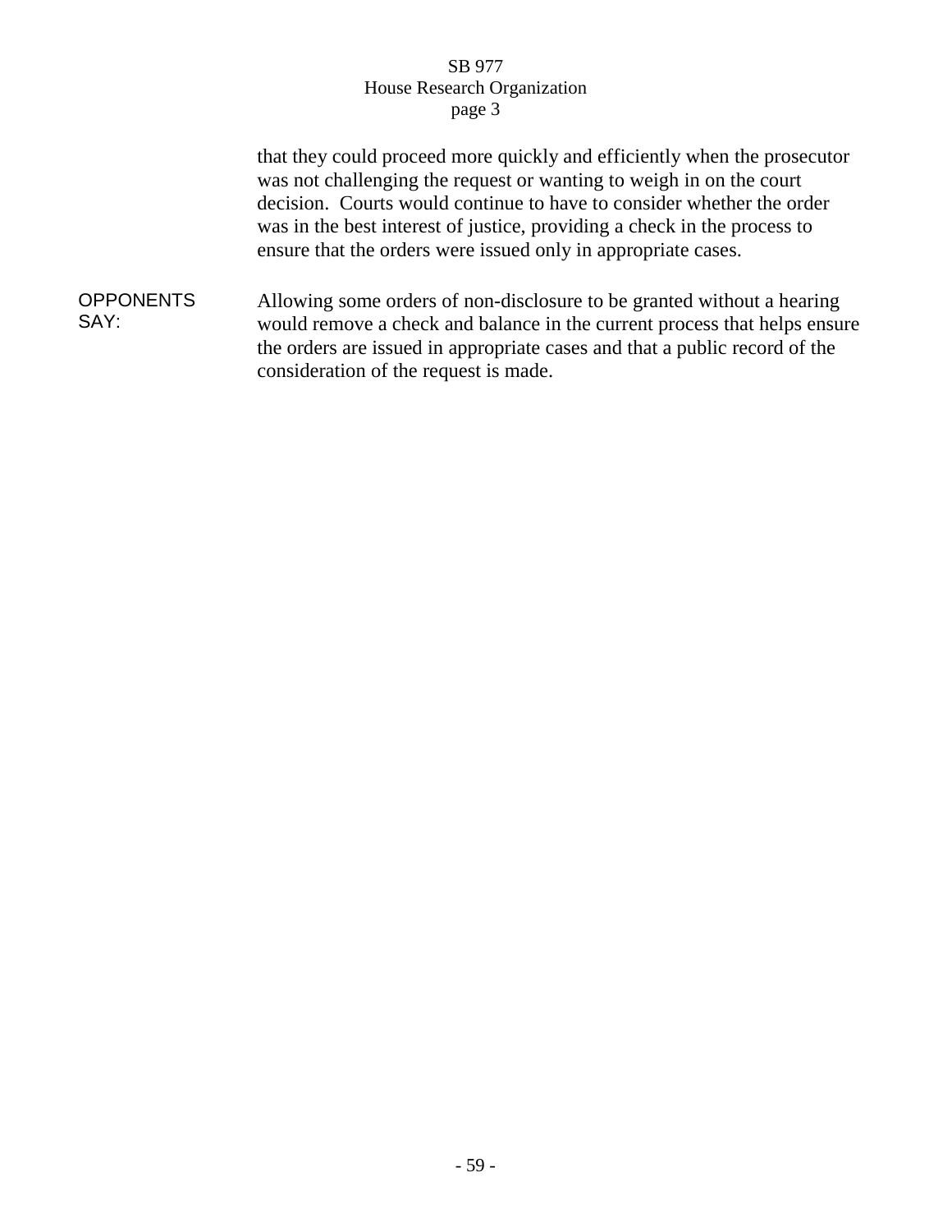that they could proceed more quickly and efficiently when the prosecutor was not challenging the request or wanting to weigh in on the court decision. Courts would continue to have to consider whether the order was in the best interest of justice, providing a check in the process to ensure that the orders were issued only in appropriate cases.

**OPPONENTS SAY:** Allowing some orders of non-disclosure to be granted without a hearing would remove a check and balance in the current process that helps ensure the orders are issued in appropriate cases and that a public record of the consideration of the request is made.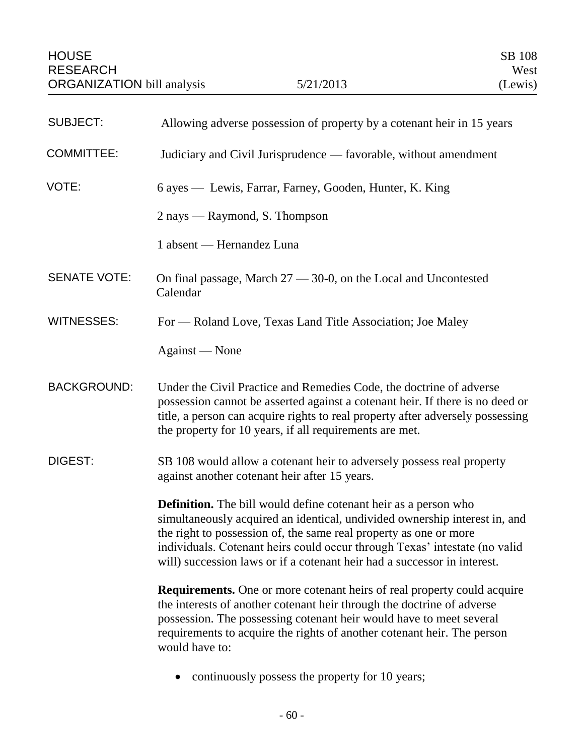HOUSE RESEARCH ORGANIZATION bill analysis — 5/21/2013 — SB 108 West (Lewis)

| | |
|---|---|
| SUBJECT: | Allowing adverse possession of property by a cotenant heir in 15 years |
| COMMITTEE: | Judiciary and Civil Jurisprudence — favorable, without amendment |
| VOTE: | 6 ayes — Lewis, Farrar, Farney, Gooden, Hunter, K. King<br><br>2 nays — Raymond, S. Thompson<br><br>1 absent — Hernandez Luna |
| SENATE VOTE: | On final passage, March 27 — 30-0, on the Local and Uncontested Calendar |
| WITNESSES: | For — Roland Love, Texas Land Title Association; Joe Maley<br><br>Against — None |

**BACKGROUND:** Under the Civil Practice and Remedies Code, the doctrine of adverse possession cannot be asserted against a cotenant heir. If there is no deed or title, a person can acquire rights to real property after adversely possessing the property for 10 years, if all requirements are met.

**DIGEST:** SB 108 would allow a cotenant heir to adversely possess real property against another cotenant heir after 15 years.

**Definition.** The bill would define cotenant heir as a person who simultaneously acquired an identical, undivided ownership interest in, and the right to possession of, the same real property as one or more individuals. Cotenant heirs could occur through Texas' intestate (no valid will) succession laws or if a cotenant heir had a successor in interest.

**Requirements.** One or more cotenant heirs of real property could acquire the interests of another cotenant heir through the doctrine of adverse possession. The possessing cotenant heir would have to meet several requirements to acquire the rights of another cotenant heir. The person would have to:

- continuously possess the property for 10 years;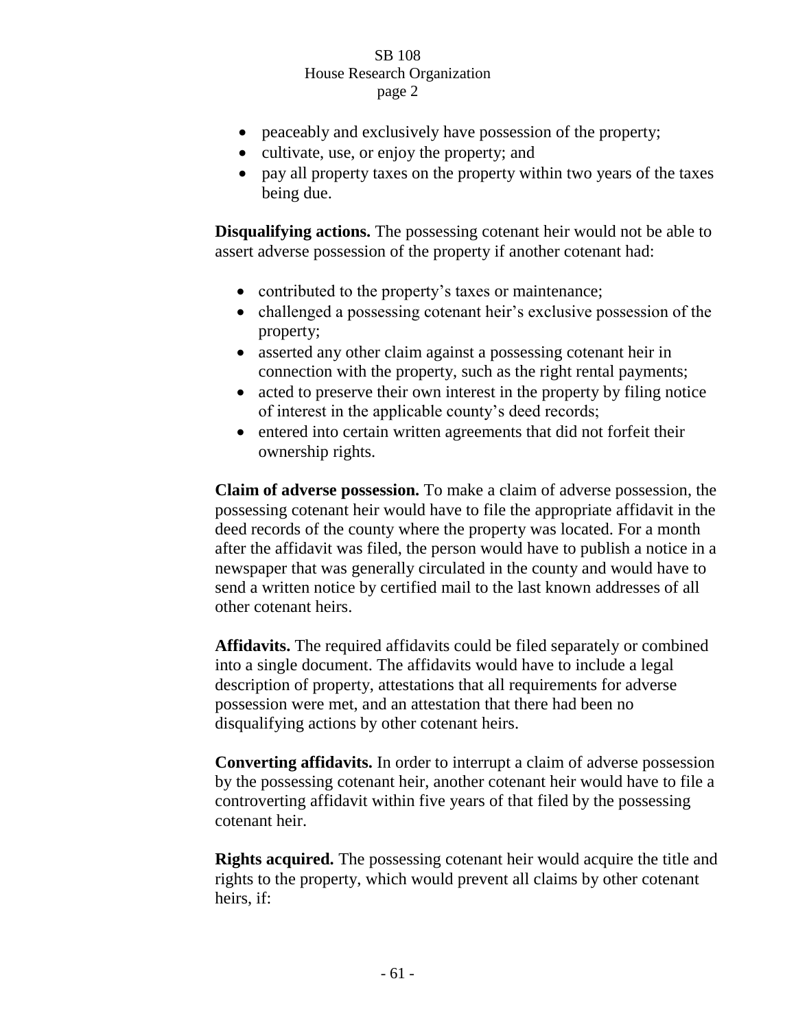- peaceably and exclusively have possession of the property;
- cultivate, use, or enjoy the property; and
- pay all property taxes on the property within two years of the taxes being due.

**Disqualifying actions.** The possessing cotenant heir would not be able to assert adverse possession of the property if another cotenant had:

- contributed to the property's taxes or maintenance;
- challenged a possessing cotenant heir's exclusive possession of the property;
- asserted any other claim against a possessing cotenant heir in connection with the property, such as the right rental payments;
- acted to preserve their own interest in the property by filing notice of interest in the applicable county's deed records;
- entered into certain written agreements that did not forfeit their ownership rights.

**Claim of adverse possession.** To make a claim of adverse possession, the possessing cotenant heir would have to file the appropriate affidavit in the deed records of the county where the property was located. For a month after the affidavit was filed, the person would have to publish a notice in a newspaper that was generally circulated in the county and would have to send a written notice by certified mail to the last known addresses of all other cotenant heirs.

**Affidavits.** The required affidavits could be filed separately or combined into a single document. The affidavits would have to include a legal description of property, attestations that all requirements for adverse possession were met, and an attestation that there had been no disqualifying actions by other cotenant heirs.

**Converting affidavits.** In order to interrupt a claim of adverse possession by the possessing cotenant heir, another cotenant heir would have to file a controverting affidavit within five years of that filed by the possessing cotenant heir.

**Rights acquired.** The possessing cotenant heir would acquire the title and rights to the property, which would prevent all claims by other cotenant heirs, if: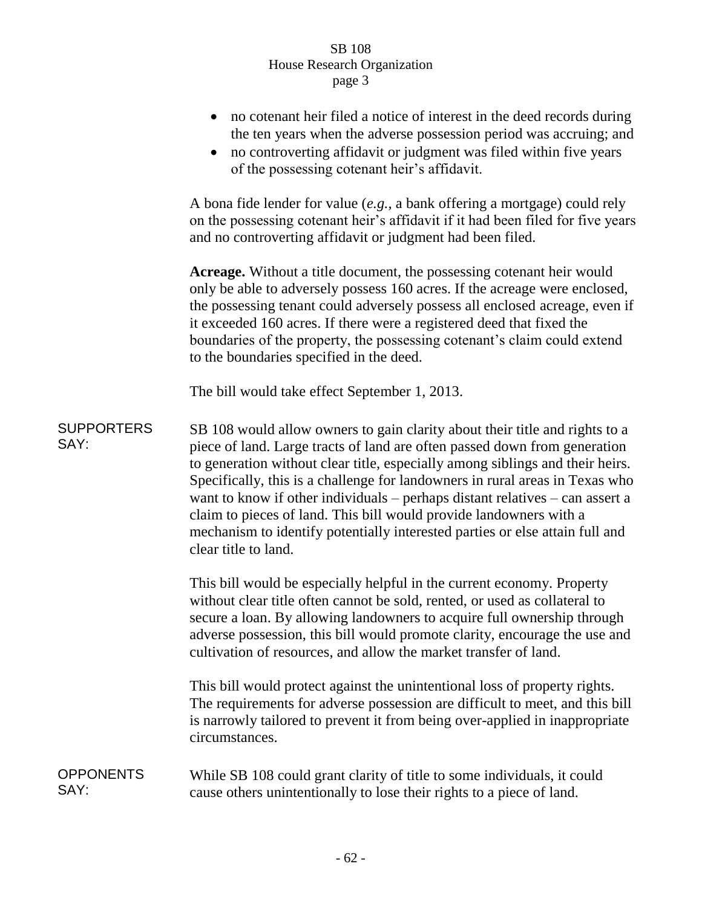- no cotenant heir filed a notice of interest in the deed records during the ten years when the adverse possession period was accruing; and
- no controverting affidavit or judgment was filed within five years of the possessing cotenant heir's affidavit.

A bona fide lender for value (*e.g.*, a bank offering a mortgage) could rely on the possessing cotenant heir's affidavit if it had been filed for five years and no controverting affidavit or judgment had been filed.

**Acreage.** Without a title document, the possessing cotenant heir would only be able to adversely possess 160 acres. If the acreage were enclosed, the possessing tenant could adversely possess all enclosed acreage, even if it exceeded 160 acres. If there were a registered deed that fixed the boundaries of the property, the possessing cotenant's claim could extend to the boundaries specified in the deed.

The bill would take effect September 1, 2013.

**SUPPORTERS SAY:**

SB 108 would allow owners to gain clarity about their title and rights to a piece of land. Large tracts of land are often passed down from generation to generation without clear title, especially among siblings and their heirs. Specifically, this is a challenge for landowners in rural areas in Texas who want to know if other individuals – perhaps distant relatives – can assert a claim to pieces of land. This bill would provide landowners with a mechanism to identify potentially interested parties or else attain full and clear title to land.

This bill would be especially helpful in the current economy. Property without clear title often cannot be sold, rented, or used as collateral to secure a loan. By allowing landowners to acquire full ownership through adverse possession, this bill would promote clarity, encourage the use and cultivation of resources, and allow the market transfer of land.

This bill would protect against the unintentional loss of property rights. The requirements for adverse possession are difficult to meet, and this bill is narrowly tailored to prevent it from being over-applied in inappropriate circumstances.

**OPPONENTS SAY:**

While SB 108 could grant clarity of title to some individuals, it could cause others unintentionally to lose their rights to a piece of land.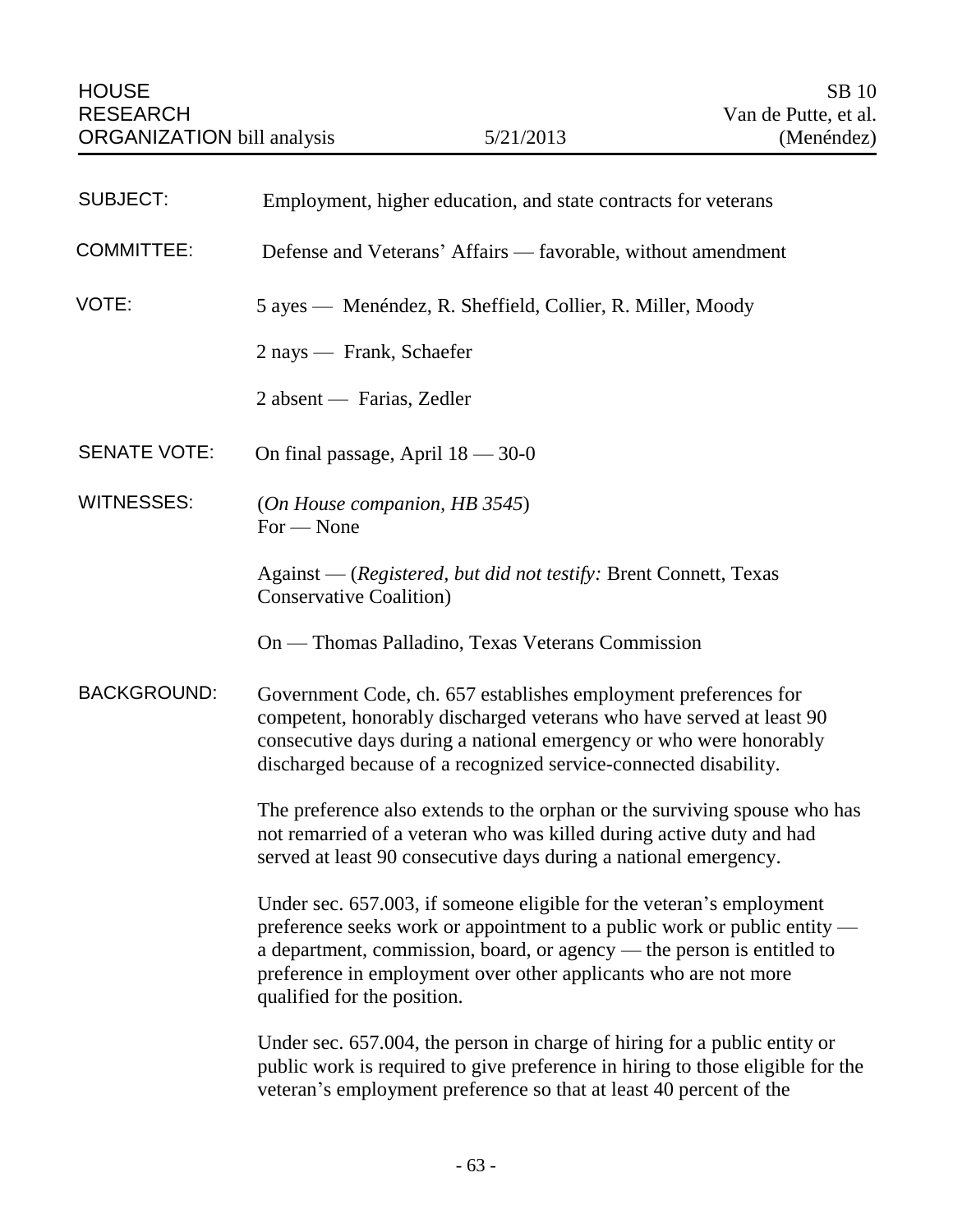HOUSE RESEARCH ORGANIZATION bill analysis | 5/21/2013 | SB 10 Van de Putte, et al. (Menéndez)

| | |
|---|---|
| SUBJECT: | Employment, higher education, and state contracts for veterans |
| COMMITTEE: | Defense and Veterans' Affairs — favorable, without amendment |
| VOTE: | 5 ayes — Menéndez, R. Sheffield, Collier, R. Miller, Moody<br><br>2 nays — Frank, Schaefer<br><br>2 absent — Farias, Zedler |
| SENATE VOTE: | On final passage, April 18 — 30-0 |
| WITNESSES: | (*On House companion, HB 3545*)<br>For — None<br><br>Against — (*Registered, but did not testify:* Brent Connett, Texas Conservative Coalition)<br><br>On — Thomas Palladino, Texas Veterans Commission |

BACKGROUND: Government Code, ch. 657 establishes employment preferences for competent, honorably discharged veterans who have served at least 90 consecutive days during a national emergency or who were honorably discharged because of a recognized service-connected disability.

The preference also extends to the orphan or the surviving spouse who has not remarried of a veteran who was killed during active duty and had served at least 90 consecutive days during a national emergency.

Under sec. 657.003, if someone eligible for the veteran's employment preference seeks work or appointment to a public work or public entity — a department, commission, board, or agency — the person is entitled to preference in employment over other applicants who are not more qualified for the position.

Under sec. 657.004, the person in charge of hiring for a public entity or public work is required to give preference in hiring to those eligible for the veteran's employment preference so that at least 40 percent of the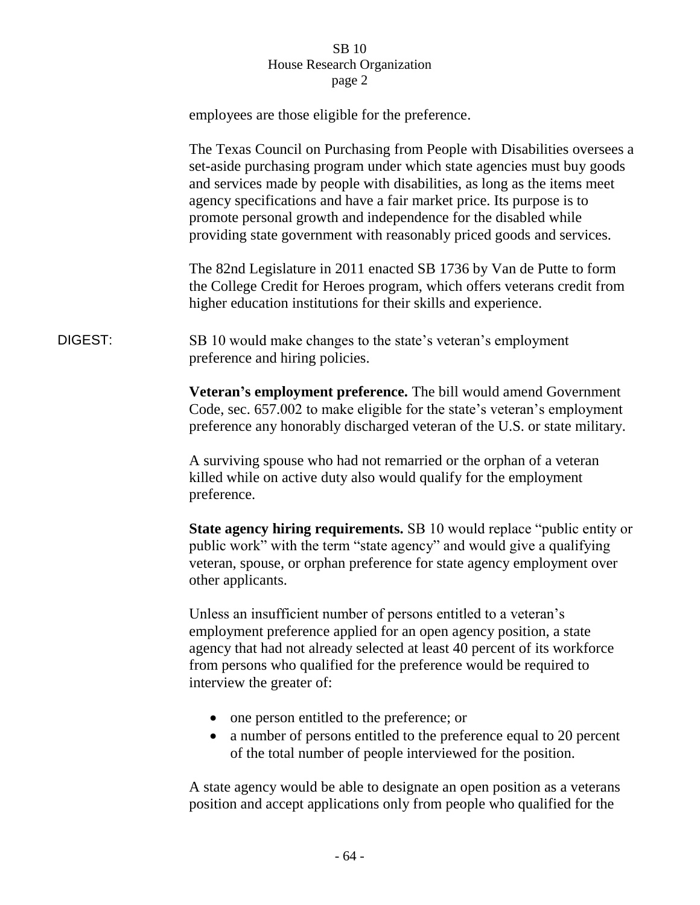employees are those eligible for the preference.

The Texas Council on Purchasing from People with Disabilities oversees a set-aside purchasing program under which state agencies must buy goods and services made by people with disabilities, as long as the items meet agency specifications and have a fair market price. Its purpose is to promote personal growth and independence for the disabled while providing state government with reasonably priced goods and services.

The 82nd Legislature in 2011 enacted SB 1736 by Van de Putte to form the College Credit for Heroes program, which offers veterans credit from higher education institutions for their skills and experience.

DIGEST: SB 10 would make changes to the state's veteran's employment preference and hiring policies.

**Veteran's employment preference.** The bill would amend Government Code, sec. 657.002 to make eligible for the state's veteran's employment preference any honorably discharged veteran of the U.S. or state military.

A surviving spouse who had not remarried or the orphan of a veteran killed while on active duty also would qualify for the employment preference.

**State agency hiring requirements.** SB 10 would replace "public entity or public work" with the term "state agency" and would give a qualifying veteran, spouse, or orphan preference for state agency employment over other applicants.

Unless an insufficient number of persons entitled to a veteran's employment preference applied for an open agency position, a state agency that had not already selected at least 40 percent of its workforce from persons who qualified for the preference would be required to interview the greater of:

- one person entitled to the preference; or
- a number of persons entitled to the preference equal to 20 percent of the total number of people interviewed for the position.

A state agency would be able to designate an open position as a veterans position and accept applications only from people who qualified for the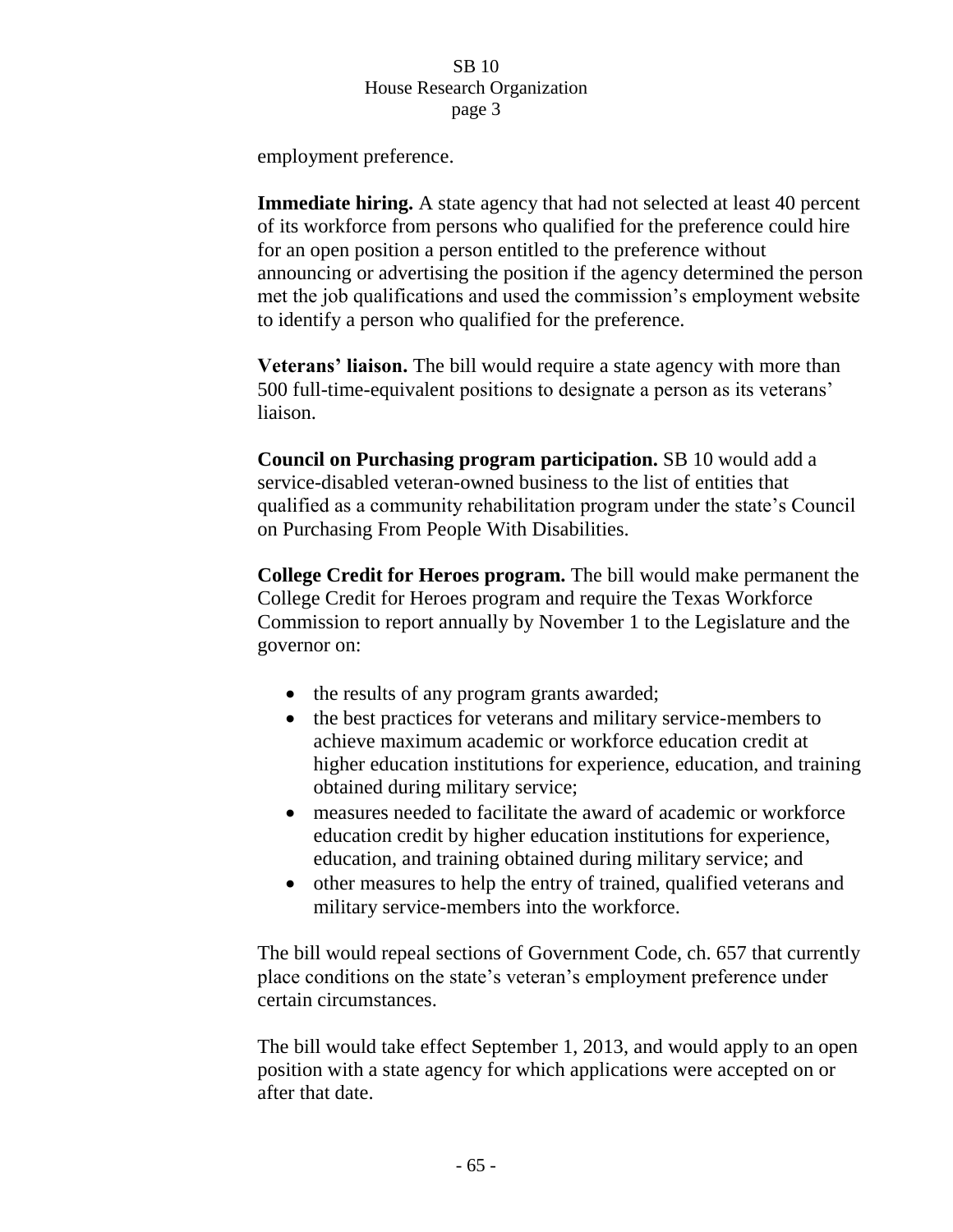employment preference.

**Immediate hiring.** A state agency that had not selected at least 40 percent of its workforce from persons who qualified for the preference could hire for an open position a person entitled to the preference without announcing or advertising the position if the agency determined the person met the job qualifications and used the commission's employment website to identify a person who qualified for the preference.

**Veterans' liaison.** The bill would require a state agency with more than 500 full-time-equivalent positions to designate a person as its veterans' liaison.

**Council on Purchasing program participation.** SB 10 would add a service-disabled veteran-owned business to the list of entities that qualified as a community rehabilitation program under the state's Council on Purchasing From People With Disabilities.

**College Credit for Heroes program.** The bill would make permanent the College Credit for Heroes program and require the Texas Workforce Commission to report annually by November 1 to the Legislature and the governor on:

- the results of any program grants awarded;
- the best practices for veterans and military service-members to achieve maximum academic or workforce education credit at higher education institutions for experience, education, and training obtained during military service;
- measures needed to facilitate the award of academic or workforce education credit by higher education institutions for experience, education, and training obtained during military service; and
- other measures to help the entry of trained, qualified veterans and military service-members into the workforce.

The bill would repeal sections of Government Code, ch. 657 that currently place conditions on the state's veteran's employment preference under certain circumstances.

The bill would take effect September 1, 2013, and would apply to an open position with a state agency for which applications were accepted on or after that date.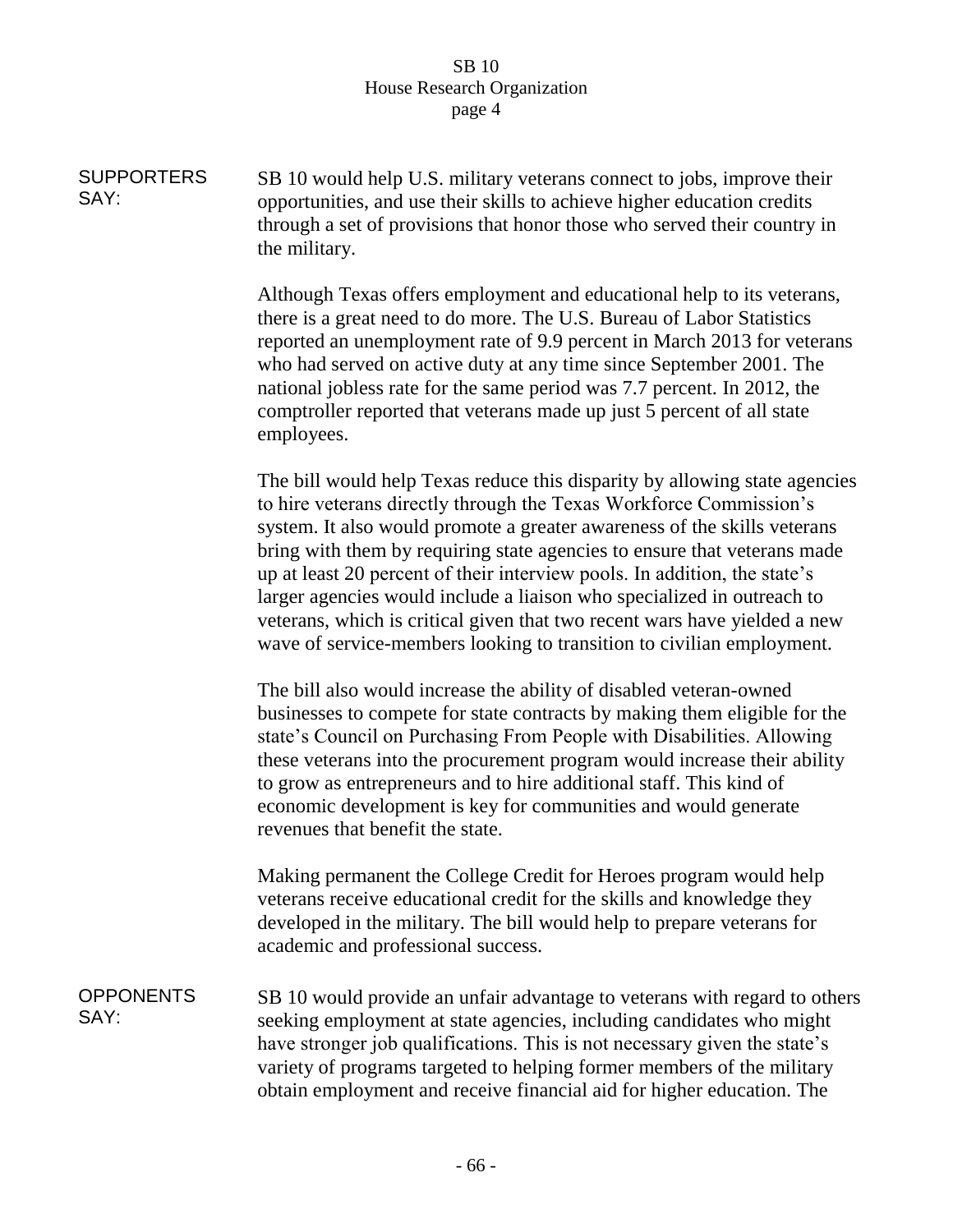**SUPPORTERS SAY:**

SB 10 would help U.S. military veterans connect to jobs, improve their opportunities, and use their skills to achieve higher education credits through a set of provisions that honor those who served their country in the military.

Although Texas offers employment and educational help to its veterans, there is a great need to do more. The U.S. Bureau of Labor Statistics reported an unemployment rate of 9.9 percent in March 2013 for veterans who had served on active duty at any time since September 2001. The national jobless rate for the same period was 7.7 percent. In 2012, the comptroller reported that veterans made up just 5 percent of all state employees.

The bill would help Texas reduce this disparity by allowing state agencies to hire veterans directly through the Texas Workforce Commission's system. It also would promote a greater awareness of the skills veterans bring with them by requiring state agencies to ensure that veterans made up at least 20 percent of their interview pools. In addition, the state's larger agencies would include a liaison who specialized in outreach to veterans, which is critical given that two recent wars have yielded a new wave of service-members looking to transition to civilian employment.

The bill also would increase the ability of disabled veteran-owned businesses to compete for state contracts by making them eligible for the state's Council on Purchasing From People with Disabilities. Allowing these veterans into the procurement program would increase their ability to grow as entrepreneurs and to hire additional staff. This kind of economic development is key for communities and would generate revenues that benefit the state.

Making permanent the College Credit for Heroes program would help veterans receive educational credit for the skills and knowledge they developed in the military. The bill would help to prepare veterans for academic and professional success.

**OPPONENTS SAY:**

SB 10 would provide an unfair advantage to veterans with regard to others seeking employment at state agencies, including candidates who might have stronger job qualifications. This is not necessary given the state's variety of programs targeted to helping former members of the military obtain employment and receive financial aid for higher education. The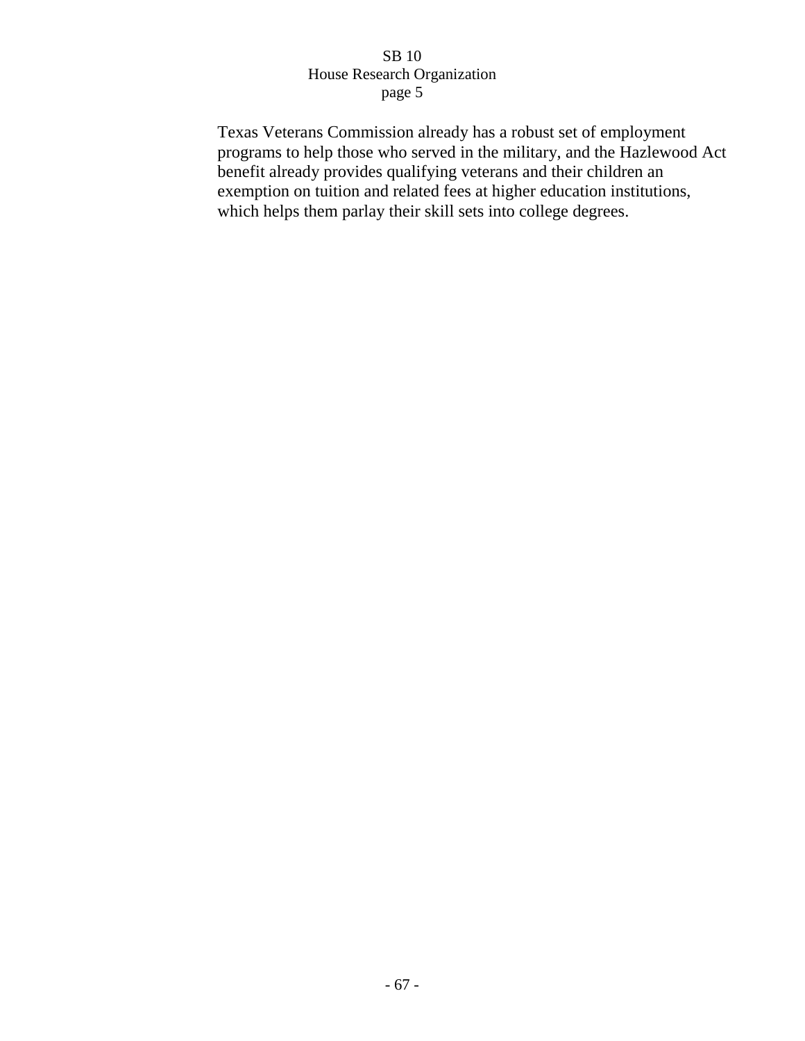Texas Veterans Commission already has a robust set of employment programs to help those who served in the military, and the Hazlewood Act benefit already provides qualifying veterans and their children an exemption on tuition and related fees at higher education institutions, which helps them parlay their skill sets into college degrees.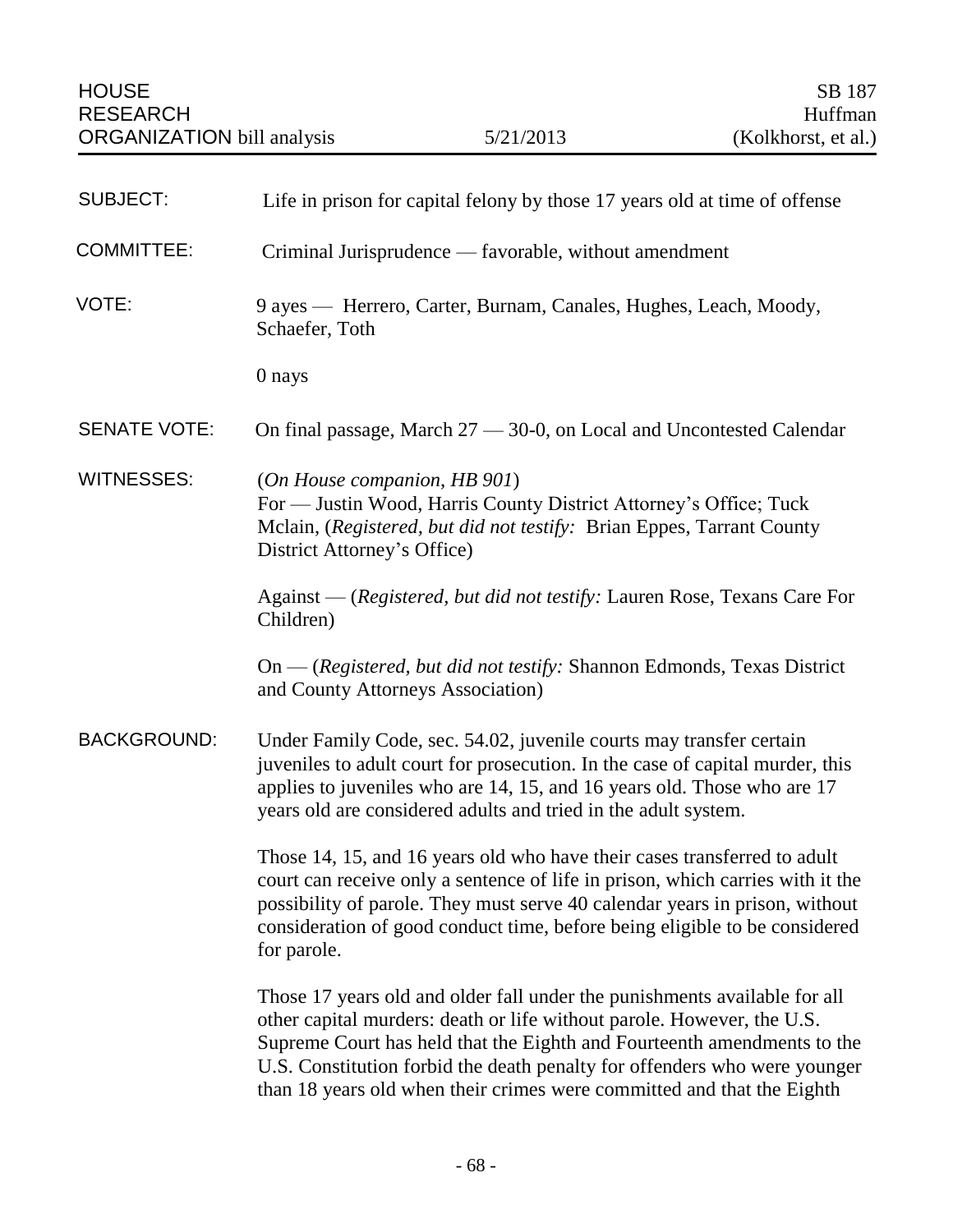HOUSE RESEARCH ORGANIZATION bill analysis — 5/21/2013 — SB 187 Huffman (Kolkhorst, et al.)

**SUBJECT:** Life in prison for capital felony by those 17 years old at time of offense

**COMMITTEE:** Criminal Jurisprudence — favorable, without amendment

**VOTE:** 9 ayes — Herrero, Carter, Burnam, Canales, Hughes, Leach, Moody, Schaefer, Toth

0 nays

**SENATE VOTE:** On final passage, March 27 — 30-0, on Local and Uncontested Calendar

**WITNESSES:** (*On House companion, HB 901*)
For — Justin Wood, Harris County District Attorney's Office; Tuck Mclain, (*Registered, but did not testify:* Brian Eppes, Tarrant County District Attorney's Office)

Against — (*Registered, but did not testify:* Lauren Rose, Texans Care For Children)

On — (*Registered, but did not testify:* Shannon Edmonds, Texas District and County Attorneys Association)

**BACKGROUND:** Under Family Code, sec. 54.02, juvenile courts may transfer certain juveniles to adult court for prosecution. In the case of capital murder, this applies to juveniles who are 14, 15, and 16 years old. Those who are 17 years old are considered adults and tried in the adult system.

Those 14, 15, and 16 years old who have their cases transferred to adult court can receive only a sentence of life in prison, which carries with it the possibility of parole. They must serve 40 calendar years in prison, without consideration of good conduct time, before being eligible to be considered for parole.

Those 17 years old and older fall under the punishments available for all other capital murders: death or life without parole. However, the U.S. Supreme Court has held that the Eighth and Fourteenth amendments to the U.S. Constitution forbid the death penalty for offenders who were younger than 18 years old when their crimes were committed and that the Eighth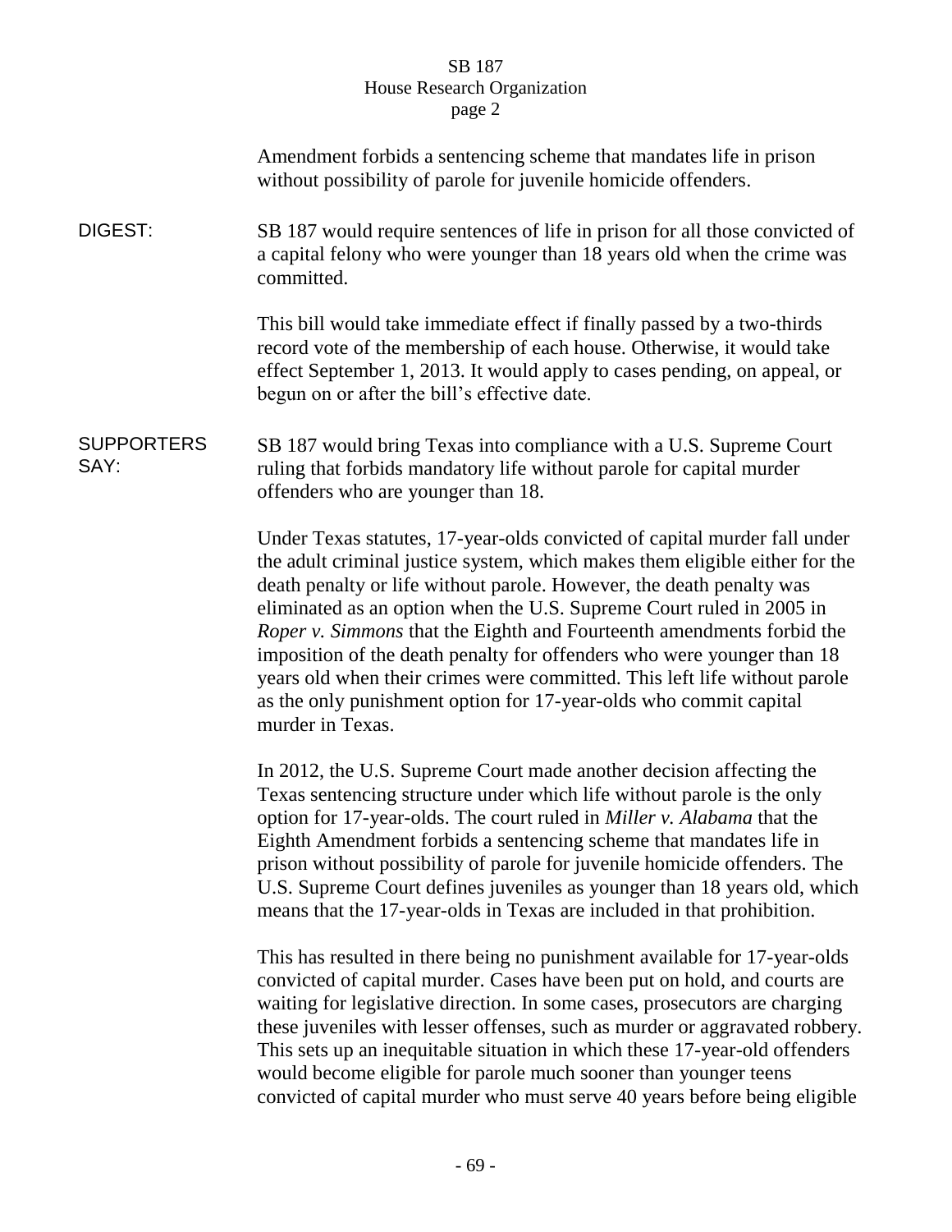Amendment forbids a sentencing scheme that mandates life in prison without possibility of parole for juvenile homicide offenders.

**DIGEST:**

SB 187 would require sentences of life in prison for all those convicted of a capital felony who were younger than 18 years old when the crime was committed.

This bill would take immediate effect if finally passed by a two-thirds record vote of the membership of each house. Otherwise, it would take effect September 1, 2013. It would apply to cases pending, on appeal, or begun on or after the bill's effective date.

**SUPPORTERS SAY:**

SB 187 would bring Texas into compliance with a U.S. Supreme Court ruling that forbids mandatory life without parole for capital murder offenders who are younger than 18.

Under Texas statutes, 17-year-olds convicted of capital murder fall under the adult criminal justice system, which makes them eligible either for the death penalty or life without parole. However, the death penalty was eliminated as an option when the U.S. Supreme Court ruled in 2005 in *Roper v. Simmons* that the Eighth and Fourteenth amendments forbid the imposition of the death penalty for offenders who were younger than 18 years old when their crimes were committed. This left life without parole as the only punishment option for 17-year-olds who commit capital murder in Texas.

In 2012, the U.S. Supreme Court made another decision affecting the Texas sentencing structure under which life without parole is the only option for 17-year-olds. The court ruled in *Miller v. Alabama* that the Eighth Amendment forbids a sentencing scheme that mandates life in prison without possibility of parole for juvenile homicide offenders. The U.S. Supreme Court defines juveniles as younger than 18 years old, which means that the 17-year-olds in Texas are included in that prohibition.

This has resulted in there being no punishment available for 17-year-olds convicted of capital murder. Cases have been put on hold, and courts are waiting for legislative direction. In some cases, prosecutors are charging these juveniles with lesser offenses, such as murder or aggravated robbery. This sets up an inequitable situation in which these 17-year-old offenders would become eligible for parole much sooner than younger teens convicted of capital murder who must serve 40 years before being eligible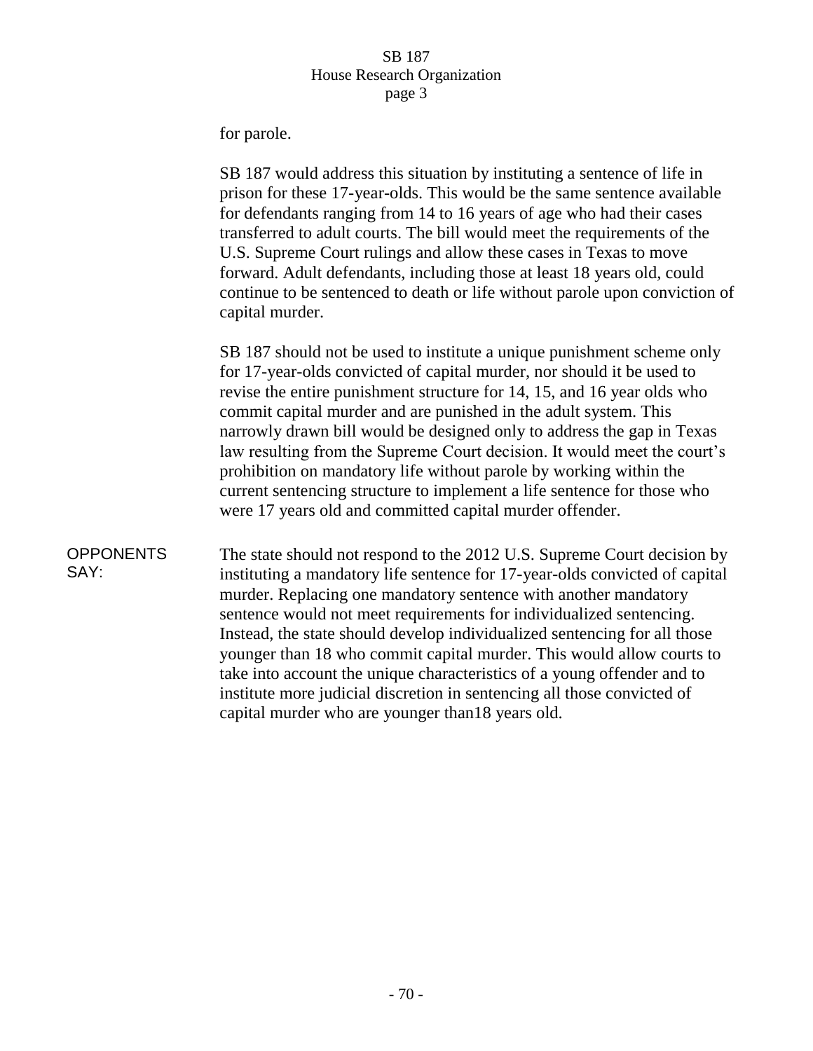for parole.

SB 187 would address this situation by instituting a sentence of life in prison for these 17-year-olds. This would be the same sentence available for defendants ranging from 14 to 16 years of age who had their cases transferred to adult courts. The bill would meet the requirements of the U.S. Supreme Court rulings and allow these cases in Texas to move forward. Adult defendants, including those at least 18 years old, could continue to be sentenced to death or life without parole upon conviction of capital murder.

SB 187 should not be used to institute a unique punishment scheme only for 17-year-olds convicted of capital murder, nor should it be used to revise the entire punishment structure for 14, 15, and 16 year olds who commit capital murder and are punished in the adult system. This narrowly drawn bill would be designed only to address the gap in Texas law resulting from the Supreme Court decision. It would meet the court's prohibition on mandatory life without parole by working within the current sentencing structure to implement a life sentence for those who were 17 years old and committed capital murder offender.

**OPPONENTS SAY:**

The state should not respond to the 2012 U.S. Supreme Court decision by instituting a mandatory life sentence for 17-year-olds convicted of capital murder. Replacing one mandatory sentence with another mandatory sentence would not meet requirements for individualized sentencing. Instead, the state should develop individualized sentencing for all those younger than 18 who commit capital murder. This would allow courts to take into account the unique characteristics of a young offender and to institute more judicial discretion in sentencing all those convicted of capital murder who are younger than18 years old.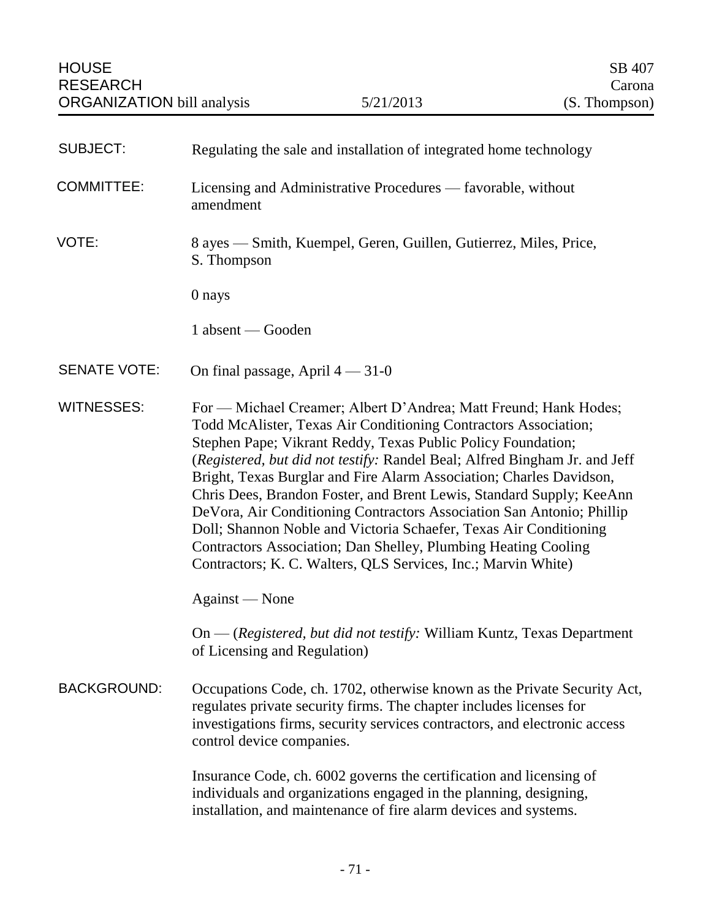HOUSE RESEARCH ORGANIZATION bill analysis | 5/21/2013 | SB 407 Carona (S. Thompson)

**SUBJECT:** Regulating the sale and installation of integrated home technology

**COMMITTEE:** Licensing and Administrative Procedures — favorable, without amendment

**VOTE:** 8 ayes — Smith, Kuempel, Geren, Guillen, Gutierrez, Miles, Price, S. Thompson

0 nays

1 absent — Gooden

**SENATE VOTE:** On final passage, April 4 — 31-0

**WITNESSES:** For — Michael Creamer; Albert D'Andrea; Matt Freund; Hank Hodes; Todd McAlister, Texas Air Conditioning Contractors Association; Stephen Pape; Vikrant Reddy, Texas Public Policy Foundation; (*Registered, but did not testify:* Randel Beal; Alfred Bingham Jr. and Jeff Bright, Texas Burglar and Fire Alarm Association; Charles Davidson, Chris Dees, Brandon Foster, and Brent Lewis, Standard Supply; KeeAnn DeVora, Air Conditioning Contractors Association San Antonio; Phillip Doll; Shannon Noble and Victoria Schaefer, Texas Air Conditioning Contractors Association; Dan Shelley, Plumbing Heating Cooling Contractors; K. C. Walters, QLS Services, Inc.; Marvin White)

Against — None

On — (*Registered, but did not testify:* William Kuntz, Texas Department of Licensing and Regulation)

**BACKGROUND:** Occupations Code, ch. 1702, otherwise known as the Private Security Act, regulates private security firms. The chapter includes licenses for investigations firms, security services contractors, and electronic access control device companies.

Insurance Code, ch. 6002 governs the certification and licensing of individuals and organizations engaged in the planning, designing, installation, and maintenance of fire alarm devices and systems.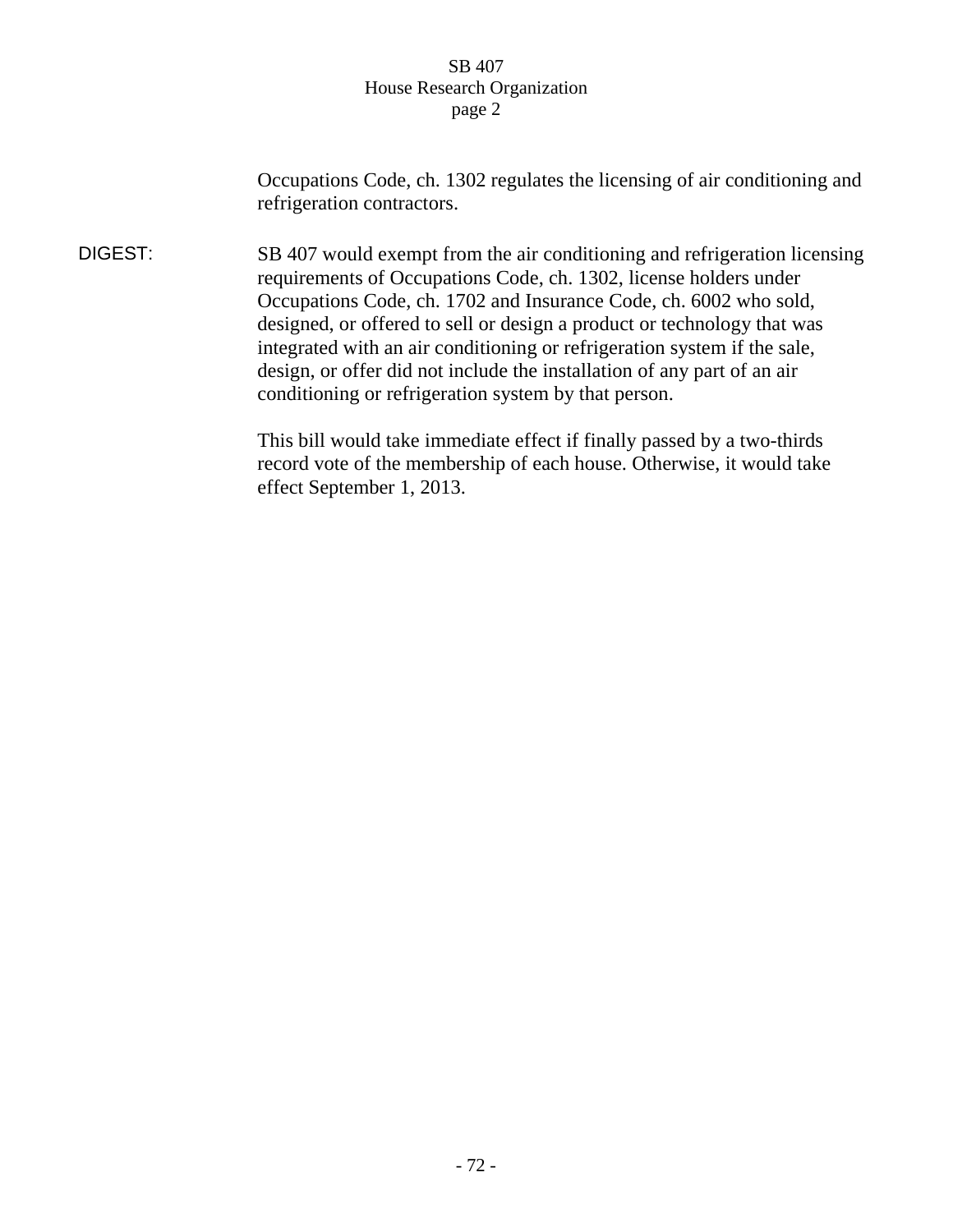Occupations Code, ch. 1302 regulates the licensing of air conditioning and refrigeration contractors.

**DIGEST:** SB 407 would exempt from the air conditioning and refrigeration licensing requirements of Occupations Code, ch. 1302, license holders under Occupations Code, ch. 1702 and Insurance Code, ch. 6002 who sold, designed, or offered to sell or design a product or technology that was integrated with an air conditioning or refrigeration system if the sale, design, or offer did not include the installation of any part of an air conditioning or refrigeration system by that person.

This bill would take immediate effect if finally passed by a two-thirds record vote of the membership of each house. Otherwise, it would take effect September 1, 2013.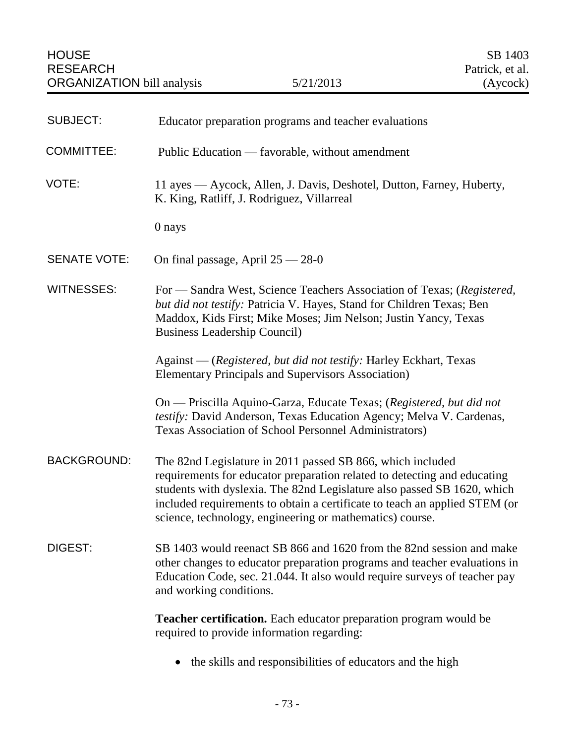HOUSE RESEARCH ORGANIZATION bill analysis — 5/21/2013 — SB 1403 Patrick, et al. (Aycock)

| | |
|---|---|
| SUBJECT: | Educator preparation programs and teacher evaluations |
| COMMITTEE: | Public Education — favorable, without amendment |
| VOTE: | 11 ayes — Aycock, Allen, J. Davis, Deshotel, Dutton, Farney, Huberty, K. King, Ratliff, J. Rodriguez, Villarreal<br><br>0 nays |
| SENATE VOTE: | On final passage, April 25 — 28-0 |
| WITNESSES: | For — Sandra West, Science Teachers Association of Texas; (*Registered, but did not testify:* Patricia V. Hayes, Stand for Children Texas; Ben Maddox, Kids First; Mike Moses; Jim Nelson; Justin Yancy, Texas Business Leadership Council)<br><br>Against — (*Registered, but did not testify:* Harley Eckhart, Texas Elementary Principals and Supervisors Association)<br><br>On — Priscilla Aquino-Garza, Educate Texas; (*Registered, but did not testify:* David Anderson, Texas Education Agency; Melva V. Cardenas, Texas Association of School Personnel Administrators) |
| BACKGROUND: | The 82nd Legislature in 2011 passed SB 866, which included requirements for educator preparation related to detecting and educating students with dyslexia. The 82nd Legislature also passed SB 1620, which included requirements to obtain a certificate to teach an applied STEM (or science, technology, engineering or mathematics) course. |
| DIGEST: | SB 1403 would reenact SB 866 and 1620 from the 82nd session and make other changes to educator preparation programs and teacher evaluations in Education Code, sec. 21.044. It also would require surveys of teacher pay and working conditions. |

**Teacher certification.** Each educator preparation program would be required to provide information regarding:

- the skills and responsibilities of educators and the high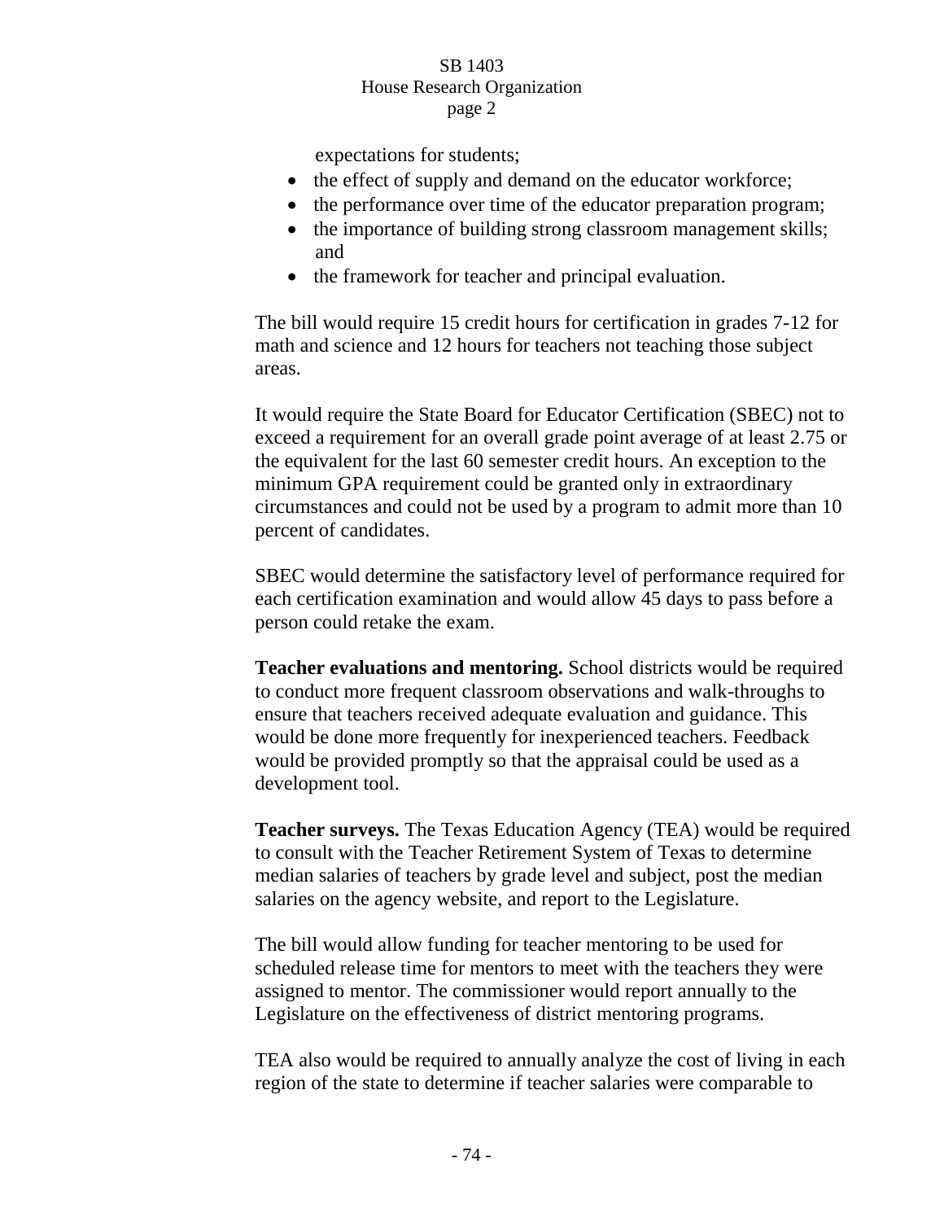expectations for students;

- the effect of supply and demand on the educator workforce;
- the performance over time of the educator preparation program;
- the importance of building strong classroom management skills; and
- the framework for teacher and principal evaluation.

The bill would require 15 credit hours for certification in grades 7-12 for math and science and 12 hours for teachers not teaching those subject areas.

It would require the State Board for Educator Certification (SBEC) not to exceed a requirement for an overall grade point average of at least 2.75 or the equivalent for the last 60 semester credit hours. An exception to the minimum GPA requirement could be granted only in extraordinary circumstances and could not be used by a program to admit more than 10 percent of candidates.

SBEC would determine the satisfactory level of performance required for each certification examination and would allow 45 days to pass before a person could retake the exam.

**Teacher evaluations and mentoring.** School districts would be required to conduct more frequent classroom observations and walk-throughs to ensure that teachers received adequate evaluation and guidance. This would be done more frequently for inexperienced teachers. Feedback would be provided promptly so that the appraisal could be used as a development tool.

**Teacher surveys.** The Texas Education Agency (TEA) would be required to consult with the Teacher Retirement System of Texas to determine median salaries of teachers by grade level and subject, post the median salaries on the agency website, and report to the Legislature.

The bill would allow funding for teacher mentoring to be used for scheduled release time for mentors to meet with the teachers they were assigned to mentor. The commissioner would report annually to the Legislature on the effectiveness of district mentoring programs.

TEA also would be required to annually analyze the cost of living in each region of the state to determine if teacher salaries were comparable to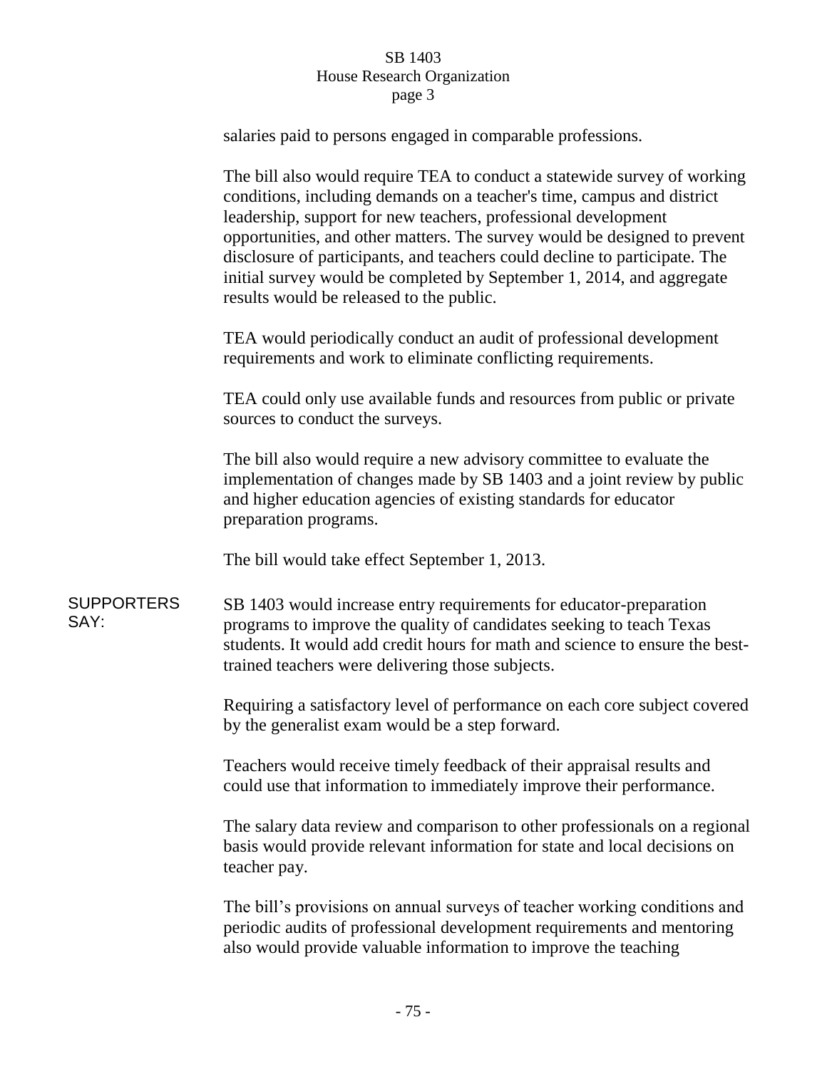salaries paid to persons engaged in comparable professions.

The bill also would require TEA to conduct a statewide survey of working conditions, including demands on a teacher's time, campus and district leadership, support for new teachers, professional development opportunities, and other matters. The survey would be designed to prevent disclosure of participants, and teachers could decline to participate. The initial survey would be completed by September 1, 2014, and aggregate results would be released to the public.

TEA would periodically conduct an audit of professional development requirements and work to eliminate conflicting requirements.

TEA could only use available funds and resources from public or private sources to conduct the surveys.

The bill also would require a new advisory committee to evaluate the implementation of changes made by SB 1403 and a joint review by public and higher education agencies of existing standards for educator preparation programs.

The bill would take effect September 1, 2013.

**SUPPORTERS SAY:**

SB 1403 would increase entry requirements for educator-preparation programs to improve the quality of candidates seeking to teach Texas students. It would add credit hours for math and science to ensure the best-trained teachers were delivering those subjects.

Requiring a satisfactory level of performance on each core subject covered by the generalist exam would be a step forward.

Teachers would receive timely feedback of their appraisal results and could use that information to immediately improve their performance.

The salary data review and comparison to other professionals on a regional basis would provide relevant information for state and local decisions on teacher pay.

The bill's provisions on annual surveys of teacher working conditions and periodic audits of professional development requirements and mentoring also would provide valuable information to improve the teaching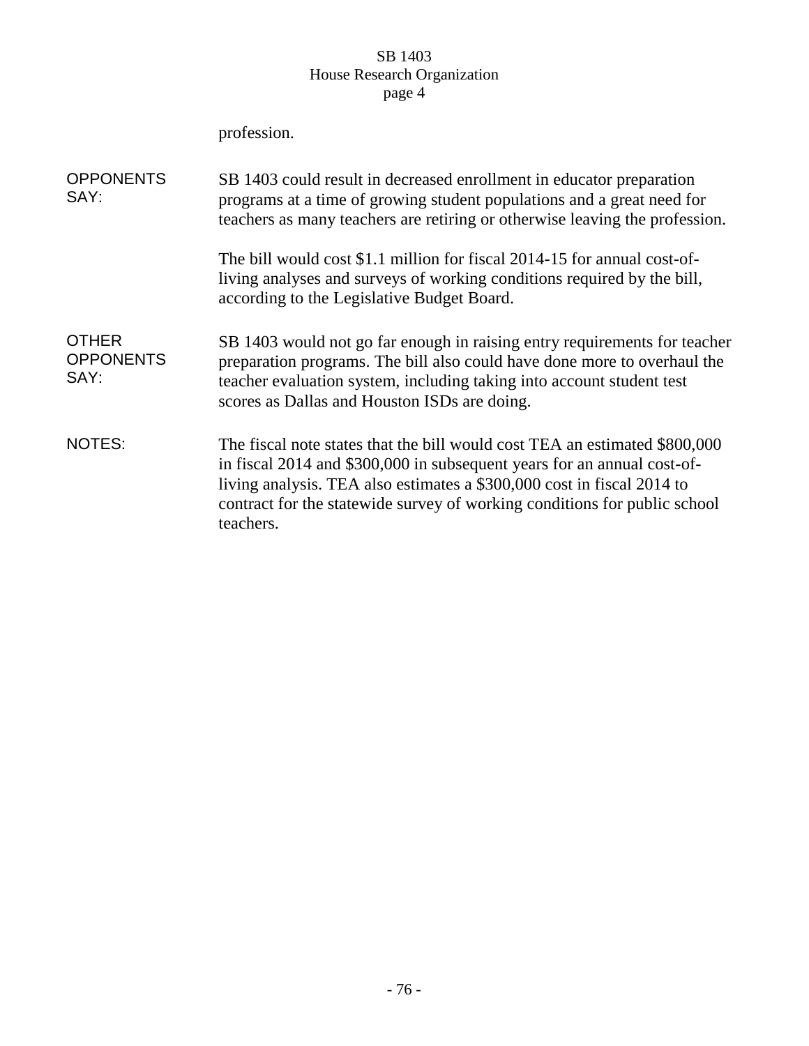profession.

**OPPONENTS SAY:**

SB 1403 could result in decreased enrollment in educator preparation programs at a time of growing student populations and a great need for teachers as many teachers are retiring or otherwise leaving the profession.

The bill would cost $1.1 million for fiscal 2014-15 for annual cost-of-living analyses and surveys of working conditions required by the bill, according to the Legislative Budget Board.

**OTHER OPPONENTS SAY:**

SB 1403 would not go far enough in raising entry requirements for teacher preparation programs. The bill also could have done more to overhaul the teacher evaluation system, including taking into account student test scores as Dallas and Houston ISDs are doing.

**NOTES:**

The fiscal note states that the bill would cost TEA an estimated $800,000 in fiscal 2014 and $300,000 in subsequent years for an annual cost-of-living analysis. TEA also estimates a $300,000 cost in fiscal 2014 to contract for the statewide survey of working conditions for public school teachers.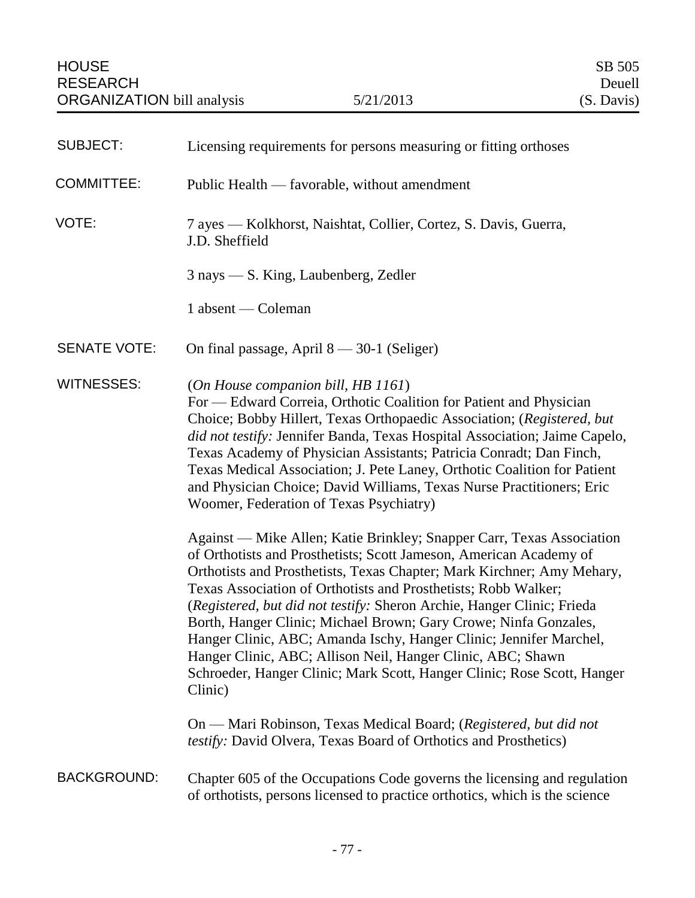HOUSE RESEARCH ORGANIZATION bill analysis | 5/21/2013 | SB 505 Deuell (S. Davis)

**SUBJECT:** Licensing requirements for persons measuring or fitting orthoses

**COMMITTEE:** Public Health — favorable, without amendment

**VOTE:** 7 ayes — Kolkhorst, Naishtat, Collier, Cortez, S. Davis, Guerra, J.D. Sheffield

3 nays — S. King, Laubenberg, Zedler

1 absent — Coleman

**SENATE VOTE:** On final passage, April 8 — 30-1 (Seliger)

**WITNESSES:** (*On House companion bill, HB 1161*)
For — Edward Correia, Orthotic Coalition for Patient and Physician Choice; Bobby Hillert, Texas Orthopaedic Association; (*Registered, but did not testify:* Jennifer Banda, Texas Hospital Association; Jaime Capelo, Texas Academy of Physician Assistants; Patricia Conradt; Dan Finch, Texas Medical Association; J. Pete Laney, Orthotic Coalition for Patient and Physician Choice; David Williams, Texas Nurse Practitioners; Eric Woomer, Federation of Texas Psychiatry)

Against — Mike Allen; Katie Brinkley; Snapper Carr, Texas Association of Orthotists and Prosthetists; Scott Jameson, American Academy of Orthotists and Prosthetists, Texas Chapter; Mark Kirchner; Amy Mehary, Texas Association of Orthotists and Prosthetists; Robb Walker; (*Registered, but did not testify:* Sheron Archie, Hanger Clinic; Frieda Borth, Hanger Clinic; Michael Brown; Gary Crowe; Ninfa Gonzales, Hanger Clinic, ABC; Amanda Ischy, Hanger Clinic; Jennifer Marchel, Hanger Clinic, ABC; Allison Neil, Hanger Clinic, ABC; Shawn Schroeder, Hanger Clinic; Mark Scott, Hanger Clinic; Rose Scott, Hanger Clinic)

On — Mari Robinson, Texas Medical Board; (*Registered, but did not testify:* David Olvera, Texas Board of Orthotics and Prosthetics)

**BACKGROUND:** Chapter 605 of the Occupations Code governs the licensing and regulation of orthotists, persons licensed to practice orthotics, which is the science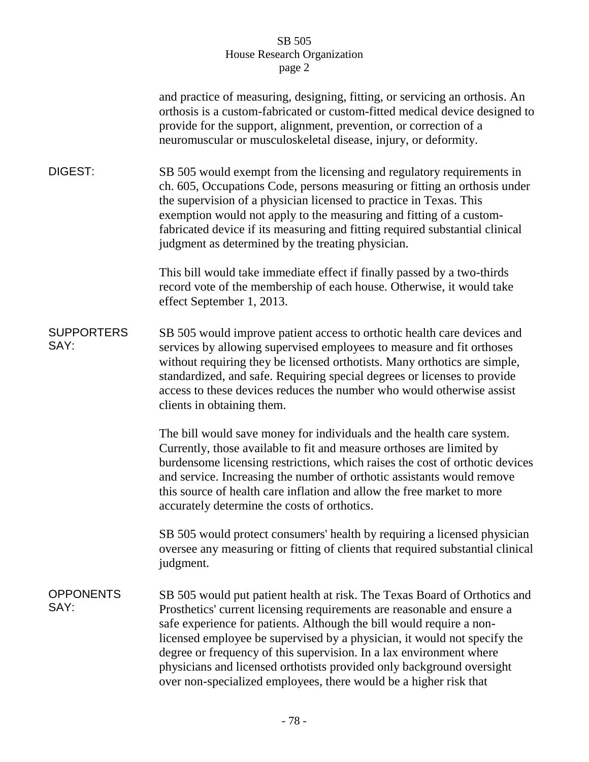and practice of measuring, designing, fitting, or servicing an orthosis. An orthosis is a custom-fabricated or custom-fitted medical device designed to provide for the support, alignment, prevention, or correction of a neuromuscular or musculoskeletal disease, injury, or deformity.

**DIGEST:**

SB 505 would exempt from the licensing and regulatory requirements in ch. 605, Occupations Code, persons measuring or fitting an orthosis under the supervision of a physician licensed to practice in Texas. This exemption would not apply to the measuring and fitting of a custom-fabricated device if its measuring and fitting required substantial clinical judgment as determined by the treating physician.

This bill would take immediate effect if finally passed by a two-thirds record vote of the membership of each house. Otherwise, it would take effect September 1, 2013.

**SUPPORTERS SAY:**

SB 505 would improve patient access to orthotic health care devices and services by allowing supervised employees to measure and fit orthoses without requiring they be licensed orthotists. Many orthotics are simple, standardized, and safe. Requiring special degrees or licenses to provide access to these devices reduces the number who would otherwise assist clients in obtaining them.

The bill would save money for individuals and the health care system. Currently, those available to fit and measure orthoses are limited by burdensome licensing restrictions, which raises the cost of orthotic devices and service. Increasing the number of orthotic assistants would remove this source of health care inflation and allow the free market to more accurately determine the costs of orthotics.

SB 505 would protect consumers' health by requiring a licensed physician oversee any measuring or fitting of clients that required substantial clinical judgment.

**OPPONENTS SAY:**

SB 505 would put patient health at risk. The Texas Board of Orthotics and Prosthetics' current licensing requirements are reasonable and ensure a safe experience for patients. Although the bill would require a non-licensed employee be supervised by a physician, it would not specify the degree or frequency of this supervision. In a lax environment where physicians and licensed orthotists provided only background oversight over non-specialized employees, there would be a higher risk that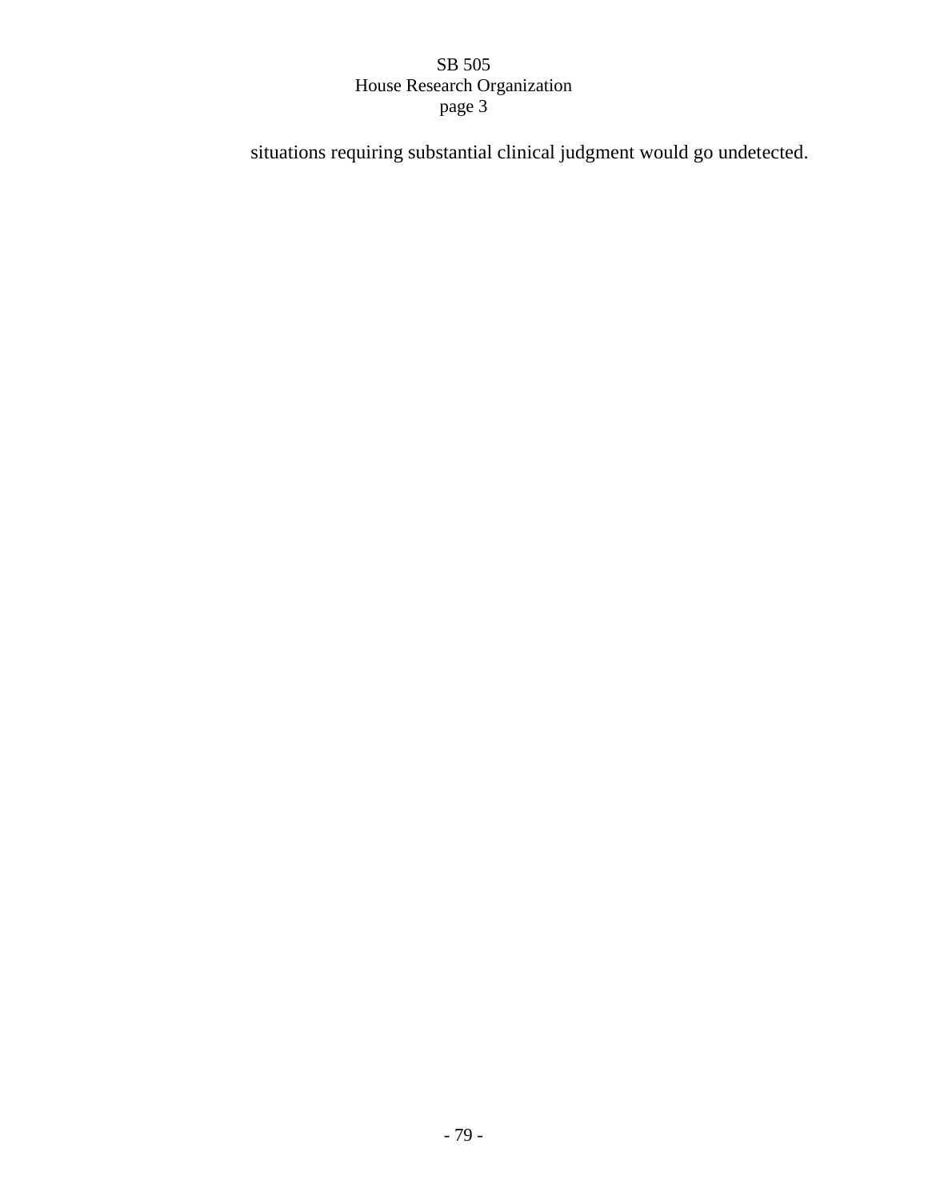situations requiring substantial clinical judgment would go undetected.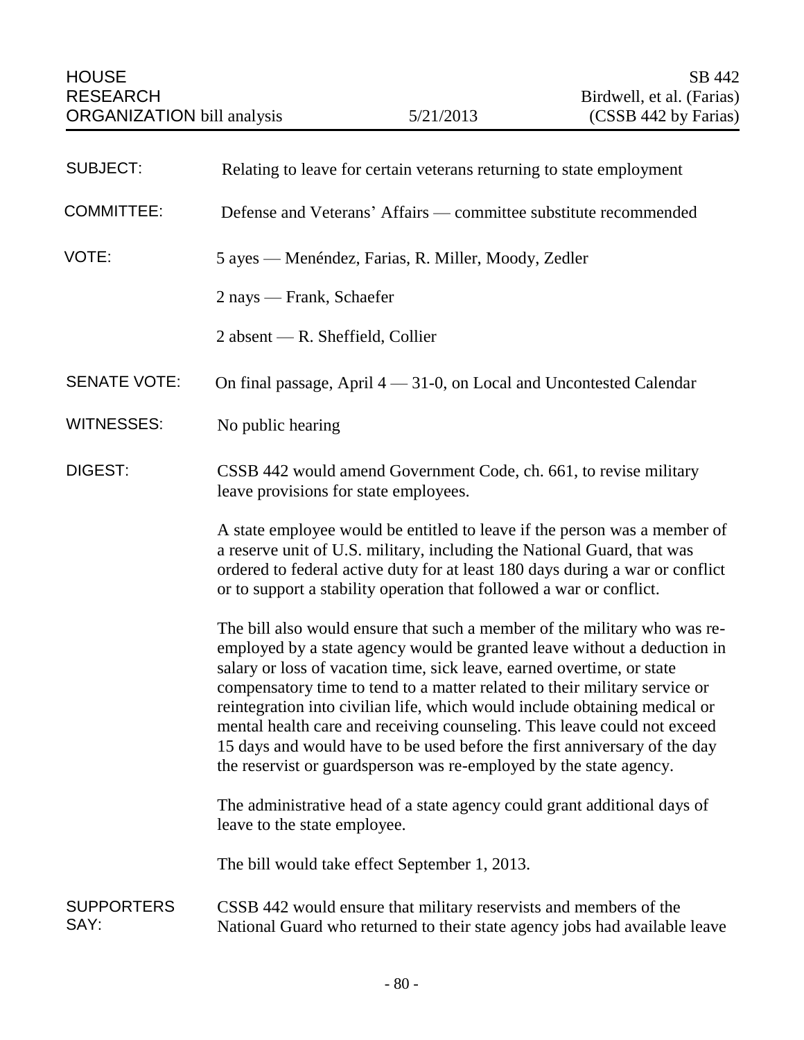HOUSE RESEARCH ORGANIZATION bill analysis | 5/21/2013 | SB 442 Birdwell, et al. (Farias) (CSSB 442 by Farias)

| | |
|---|---|
| SUBJECT: | Relating to leave for certain veterans returning to state employment |
| COMMITTEE: | Defense and Veterans' Affairs — committee substitute recommended |
| VOTE: | 5 ayes — Menéndez, Farias, R. Miller, Moody, Zedler<br><br>2 nays — Frank, Schaefer<br><br>2 absent — R. Sheffield, Collier |
| SENATE VOTE: | On final passage, April 4 — 31-0, on Local and Uncontested Calendar |
| WITNESSES: | No public hearing |

**DIGEST:**

CSSB 442 would amend Government Code, ch. 661, to revise military leave provisions for state employees.

A state employee would be entitled to leave if the person was a member of a reserve unit of U.S. military, including the National Guard, that was ordered to federal active duty for at least 180 days during a war or conflict or to support a stability operation that followed a war or conflict.

The bill also would ensure that such a member of the military who was re-employed by a state agency would be granted leave without a deduction in salary or loss of vacation time, sick leave, earned overtime, or state compensatory time to tend to a matter related to their military service or reintegration into civilian life, which would include obtaining medical or mental health care and receiving counseling. This leave could not exceed 15 days and would have to be used before the first anniversary of the day the reservist or guardsperson was re-employed by the state agency.

The administrative head of a state agency could grant additional days of leave to the state employee.

The bill would take effect September 1, 2013.

**SUPPORTERS SAY:**

CSSB 442 would ensure that military reservists and members of the National Guard who returned to their state agency jobs had available leave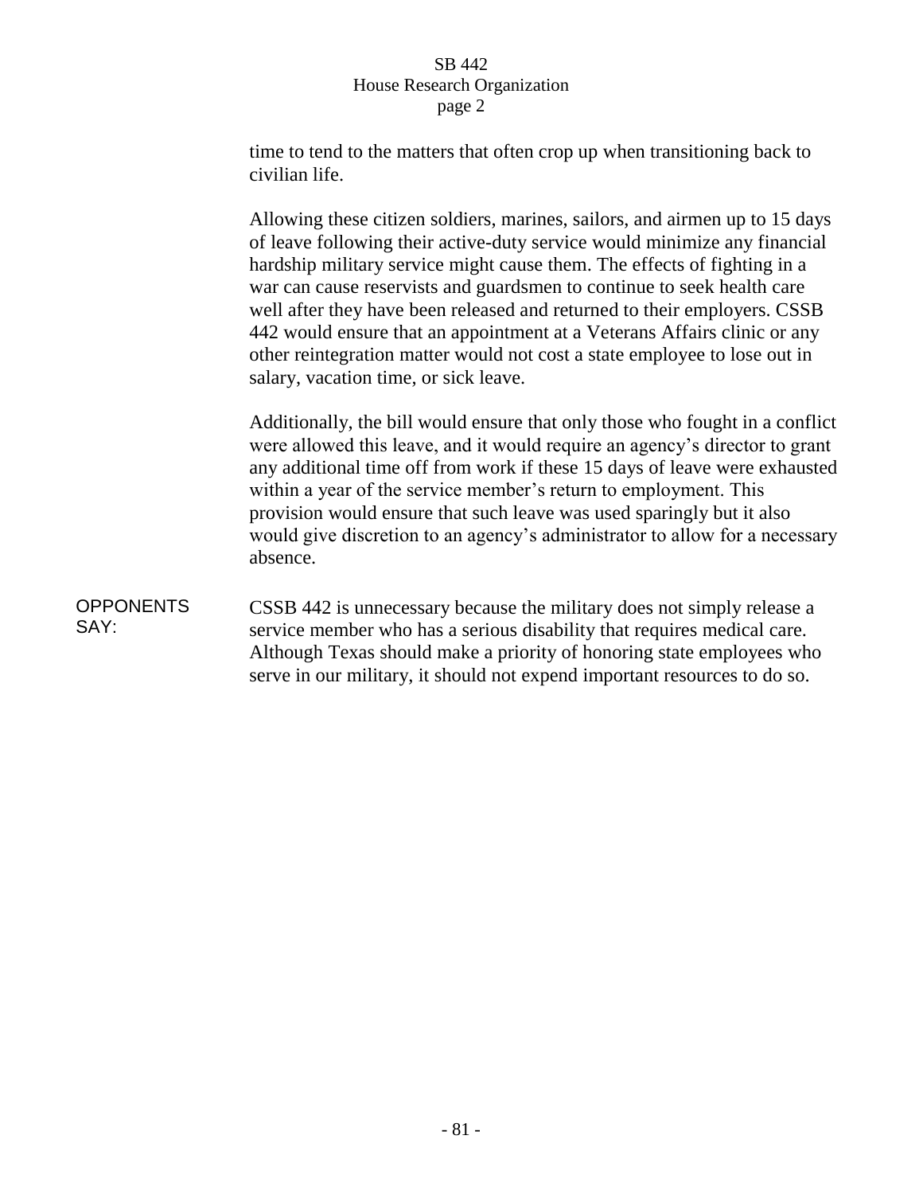time to tend to the matters that often crop up when transitioning back to civilian life.

Allowing these citizen soldiers, marines, sailors, and airmen up to 15 days of leave following their active-duty service would minimize any financial hardship military service might cause them. The effects of fighting in a war can cause reservists and guardsmen to continue to seek health care well after they have been released and returned to their employers. CSSB 442 would ensure that an appointment at a Veterans Affairs clinic or any other reintegration matter would not cost a state employee to lose out in salary, vacation time, or sick leave.

Additionally, the bill would ensure that only those who fought in a conflict were allowed this leave, and it would require an agency's director to grant any additional time off from work if these 15 days of leave were exhausted within a year of the service member's return to employment. This provision would ensure that such leave was used sparingly but it also would give discretion to an agency's administrator to allow for a necessary absence.

**OPPONENTS SAY:**

CSSB 442 is unnecessary because the military does not simply release a service member who has a serious disability that requires medical care. Although Texas should make a priority of honoring state employees who serve in our military, it should not expend important resources to do so.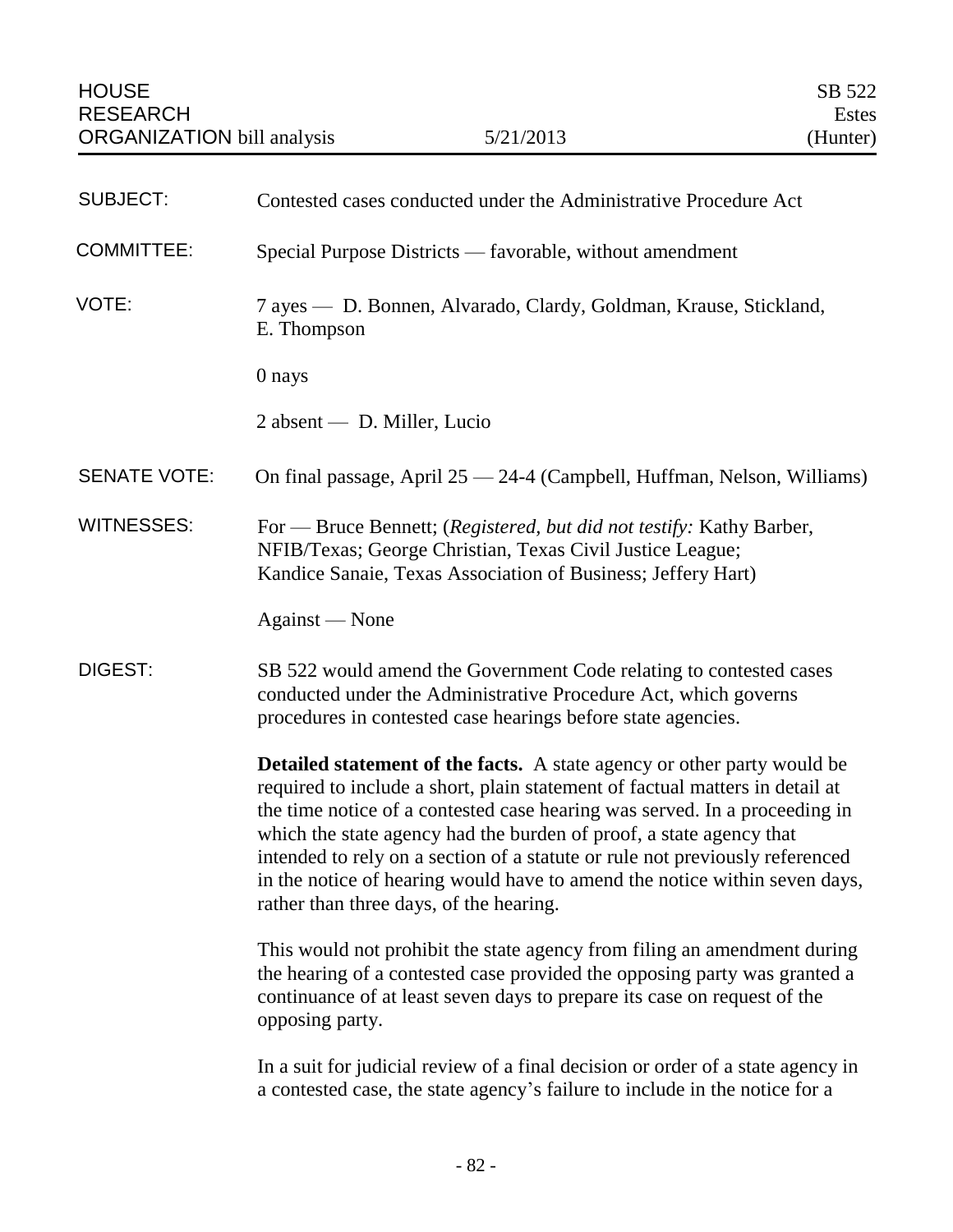HOUSE RESEARCH ORGANIZATION bill analysis — 5/21/2013 — SB 522 Estes (Hunter)

**SUBJECT:** Contested cases conducted under the Administrative Procedure Act

**COMMITTEE:** Special Purpose Districts — favorable, without amendment

**VOTE:** 7 ayes — D. Bonnen, Alvarado, Clardy, Goldman, Krause, Stickland, E. Thompson

0 nays

2 absent — D. Miller, Lucio

**SENATE VOTE:** On final passage, April 25 — 24-4 (Campbell, Huffman, Nelson, Williams)

**WITNESSES:** For — Bruce Bennett; (*Registered, but did not testify:* Kathy Barber, NFIB/Texas; George Christian, Texas Civil Justice League; Kandice Sanaie, Texas Association of Business; Jeffery Hart)

Against — None

**DIGEST:** SB 522 would amend the Government Code relating to contested cases conducted under the Administrative Procedure Act, which governs procedures in contested case hearings before state agencies.

**Detailed statement of the facts.** A state agency or other party would be required to include a short, plain statement of factual matters in detail at the time notice of a contested case hearing was served. In a proceeding in which the state agency had the burden of proof, a state agency that intended to rely on a section of a statute or rule not previously referenced in the notice of hearing would have to amend the notice within seven days, rather than three days, of the hearing.

This would not prohibit the state agency from filing an amendment during the hearing of a contested case provided the opposing party was granted a continuance of at least seven days to prepare its case on request of the opposing party.

In a suit for judicial review of a final decision or order of a state agency in a contested case, the state agency's failure to include in the notice for a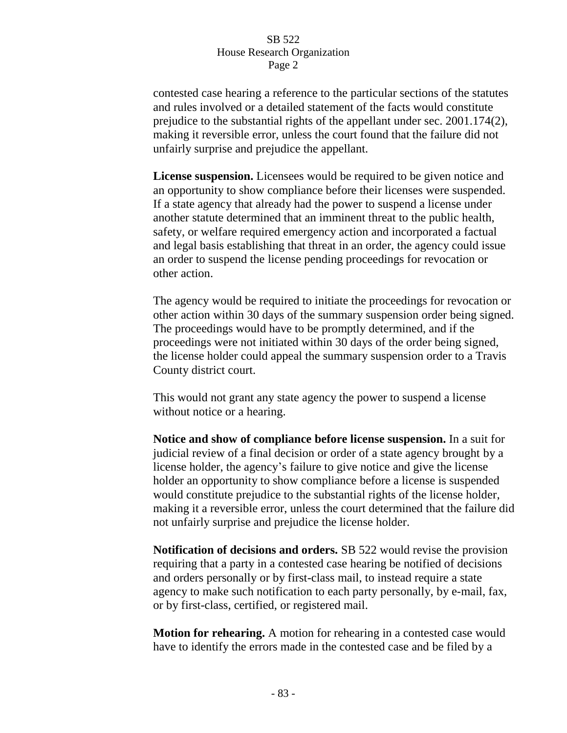contested case hearing a reference to the particular sections of the statutes and rules involved or a detailed statement of the facts would constitute prejudice to the substantial rights of the appellant under sec. 2001.174(2), making it reversible error, unless the court found that the failure did not unfairly surprise and prejudice the appellant.

**License suspension.** Licensees would be required to be given notice and an opportunity to show compliance before their licenses were suspended. If a state agency that already had the power to suspend a license under another statute determined that an imminent threat to the public health, safety, or welfare required emergency action and incorporated a factual and legal basis establishing that threat in an order, the agency could issue an order to suspend the license pending proceedings for revocation or other action.

The agency would be required to initiate the proceedings for revocation or other action within 30 days of the summary suspension order being signed. The proceedings would have to be promptly determined, and if the proceedings were not initiated within 30 days of the order being signed, the license holder could appeal the summary suspension order to a Travis County district court.

This would not grant any state agency the power to suspend a license without notice or a hearing.

**Notice and show of compliance before license suspension.** In a suit for judicial review of a final decision or order of a state agency brought by a license holder, the agency's failure to give notice and give the license holder an opportunity to show compliance before a license is suspended would constitute prejudice to the substantial rights of the license holder, making it a reversible error, unless the court determined that the failure did not unfairly surprise and prejudice the license holder.

**Notification of decisions and orders.** SB 522 would revise the provision requiring that a party in a contested case hearing be notified of decisions and orders personally or by first-class mail, to instead require a state agency to make such notification to each party personally, by e-mail, fax, or by first-class, certified, or registered mail.

**Motion for rehearing.** A motion for rehearing in a contested case would have to identify the errors made in the contested case and be filed by a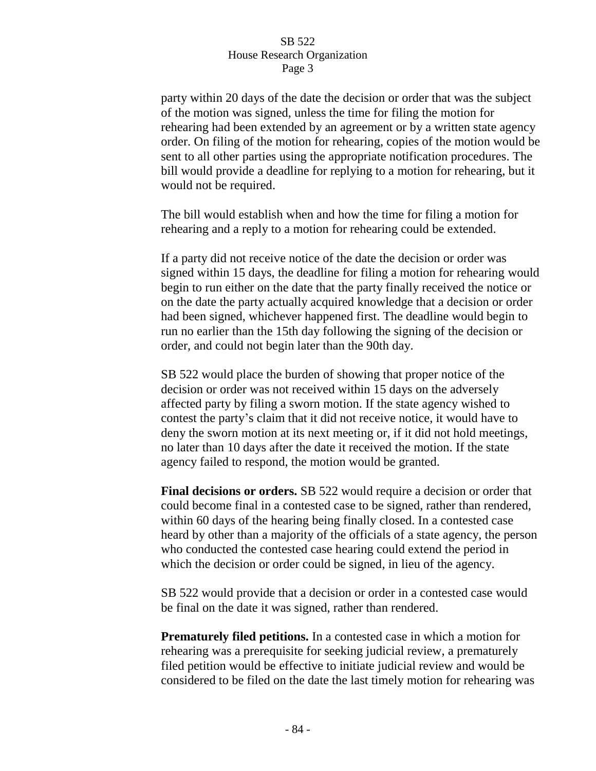party within 20 days of the date the decision or order that was the subject of the motion was signed, unless the time for filing the motion for rehearing had been extended by an agreement or by a written state agency order. On filing of the motion for rehearing, copies of the motion would be sent to all other parties using the appropriate notification procedures. The bill would provide a deadline for replying to a motion for rehearing, but it would not be required.

The bill would establish when and how the time for filing a motion for rehearing and a reply to a motion for rehearing could be extended.

If a party did not receive notice of the date the decision or order was signed within 15 days, the deadline for filing a motion for rehearing would begin to run either on the date that the party finally received the notice or on the date the party actually acquired knowledge that a decision or order had been signed, whichever happened first. The deadline would begin to run no earlier than the 15th day following the signing of the decision or order, and could not begin later than the 90th day.

SB 522 would place the burden of showing that proper notice of the decision or order was not received within 15 days on the adversely affected party by filing a sworn motion. If the state agency wished to contest the party's claim that it did not receive notice, it would have to deny the sworn motion at its next meeting or, if it did not hold meetings, no later than 10 days after the date it received the motion. If the state agency failed to respond, the motion would be granted.

**Final decisions or orders.** SB 522 would require a decision or order that could become final in a contested case to be signed, rather than rendered, within 60 days of the hearing being finally closed. In a contested case heard by other than a majority of the officials of a state agency, the person who conducted the contested case hearing could extend the period in which the decision or order could be signed, in lieu of the agency.

SB 522 would provide that a decision or order in a contested case would be final on the date it was signed, rather than rendered.

**Prematurely filed petitions.** In a contested case in which a motion for rehearing was a prerequisite for seeking judicial review, a prematurely filed petition would be effective to initiate judicial review and would be considered to be filed on the date the last timely motion for rehearing was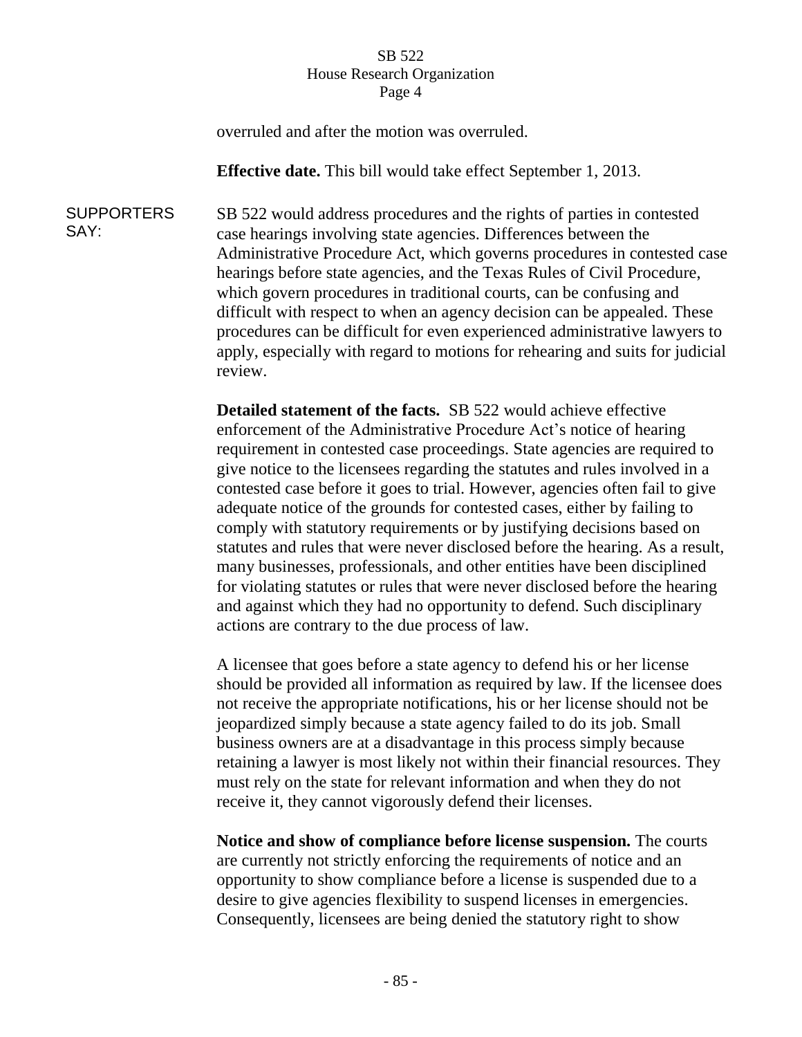overruled and after the motion was overruled.

**Effective date.** This bill would take effect September 1, 2013.

SUPPORTERS SAY:

SB 522 would address procedures and the rights of parties in contested case hearings involving state agencies. Differences between the Administrative Procedure Act, which governs procedures in contested case hearings before state agencies, and the Texas Rules of Civil Procedure, which govern procedures in traditional courts, can be confusing and difficult with respect to when an agency decision can be appealed. These procedures can be difficult for even experienced administrative lawyers to apply, especially with regard to motions for rehearing and suits for judicial review.

**Detailed statement of the facts.** SB 522 would achieve effective enforcement of the Administrative Procedure Act's notice of hearing requirement in contested case proceedings. State agencies are required to give notice to the licensees regarding the statutes and rules involved in a contested case before it goes to trial. However, agencies often fail to give adequate notice of the grounds for contested cases, either by failing to comply with statutory requirements or by justifying decisions based on statutes and rules that were never disclosed before the hearing. As a result, many businesses, professionals, and other entities have been disciplined for violating statutes or rules that were never disclosed before the hearing and against which they had no opportunity to defend. Such disciplinary actions are contrary to the due process of law.

A licensee that goes before a state agency to defend his or her license should be provided all information as required by law. If the licensee does not receive the appropriate notifications, his or her license should not be jeopardized simply because a state agency failed to do its job. Small business owners are at a disadvantage in this process simply because retaining a lawyer is most likely not within their financial resources. They must rely on the state for relevant information and when they do not receive it, they cannot vigorously defend their licenses.

**Notice and show of compliance before license suspension.** The courts are currently not strictly enforcing the requirements of notice and an opportunity to show compliance before a license is suspended due to a desire to give agencies flexibility to suspend licenses in emergencies. Consequently, licensees are being denied the statutory right to show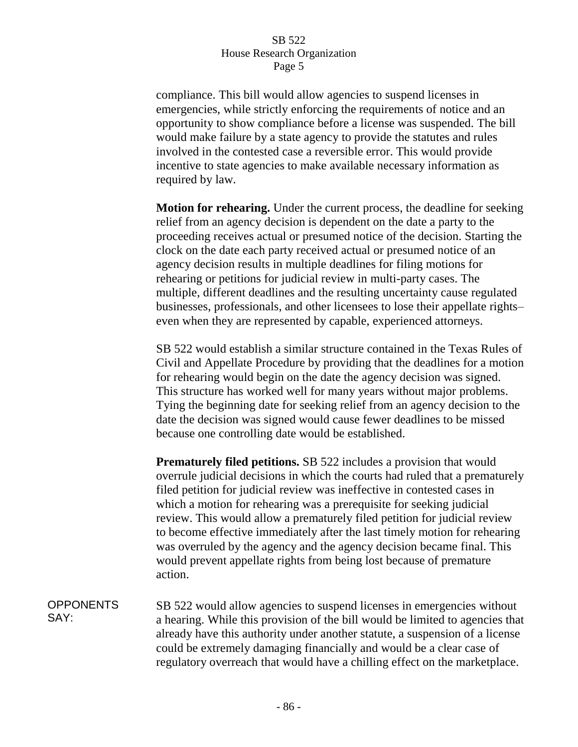compliance. This bill would allow agencies to suspend licenses in emergencies, while strictly enforcing the requirements of notice and an opportunity to show compliance before a license was suspended. The bill would make failure by a state agency to provide the statutes and rules involved in the contested case a reversible error. This would provide incentive to state agencies to make available necessary information as required by law.

**Motion for rehearing.** Under the current process, the deadline for seeking relief from an agency decision is dependent on the date a party to the proceeding receives actual or presumed notice of the decision. Starting the clock on the date each party received actual or presumed notice of an agency decision results in multiple deadlines for filing motions for rehearing or petitions for judicial review in multi-party cases. The multiple, different deadlines and the resulting uncertainty cause regulated businesses, professionals, and other licensees to lose their appellate rights– even when they are represented by capable, experienced attorneys.

SB 522 would establish a similar structure contained in the Texas Rules of Civil and Appellate Procedure by providing that the deadlines for a motion for rehearing would begin on the date the agency decision was signed. This structure has worked well for many years without major problems. Tying the beginning date for seeking relief from an agency decision to the date the decision was signed would cause fewer deadlines to be missed because one controlling date would be established.

**Prematurely filed petitions.** SB 522 includes a provision that would overrule judicial decisions in which the courts had ruled that a prematurely filed petition for judicial review was ineffective in contested cases in which a motion for rehearing was a prerequisite for seeking judicial review. This would allow a prematurely filed petition for judicial review to become effective immediately after the last timely motion for rehearing was overruled by the agency and the agency decision became final. This would prevent appellate rights from being lost because of premature action.

OPPONENTS SAY:

SB 522 would allow agencies to suspend licenses in emergencies without a hearing. While this provision of the bill would be limited to agencies that already have this authority under another statute, a suspension of a license could be extremely damaging financially and would be a clear case of regulatory overreach that would have a chilling effect on the marketplace.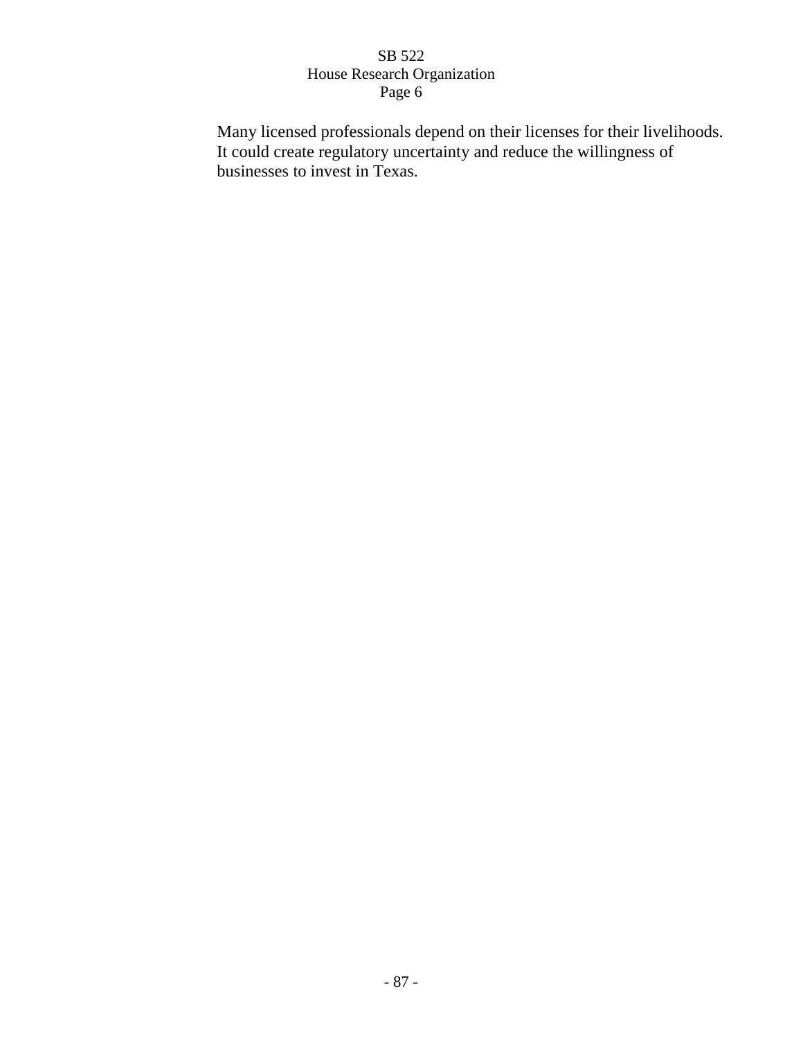Many licensed professionals depend on their licenses for their livelihoods. It could create regulatory uncertainty and reduce the willingness of businesses to invest in Texas.